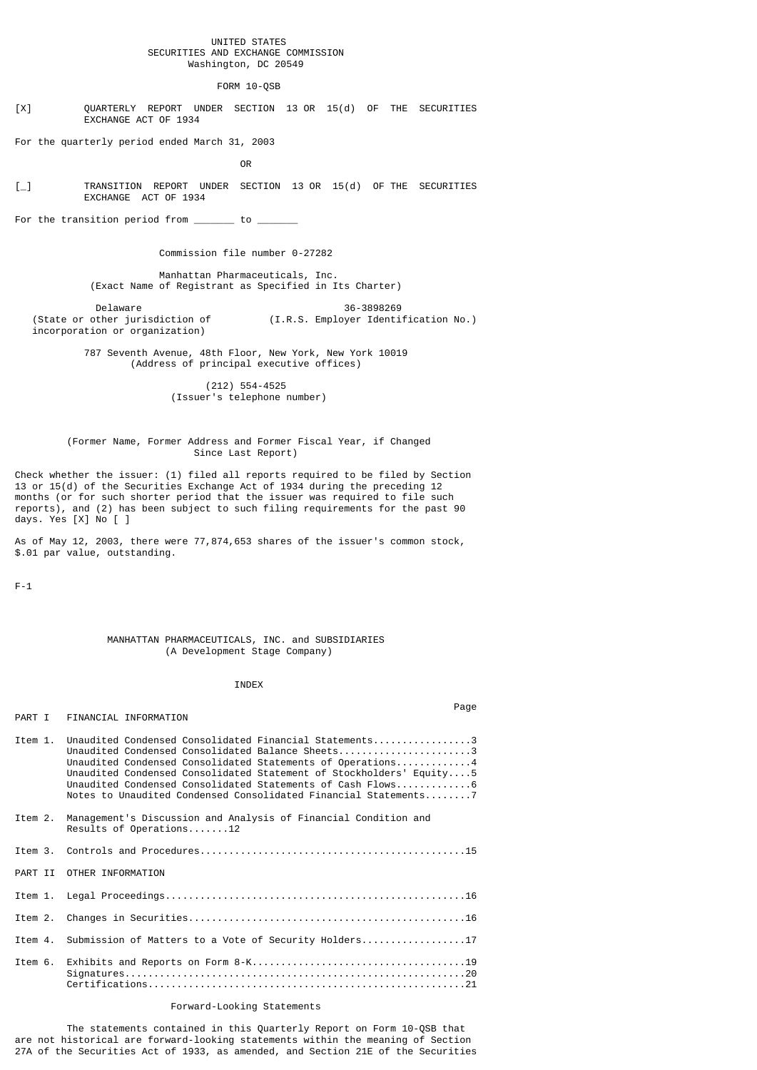UNITED STATES
SECURITIES AND EXCHANGE COMMISSION
Washington, DC 20549

FORM 10-QSB

[X] QUARTERLY REPORT UNDER SECTION 13 OR 15(d) OF THE SECURITIES EXCHANGE ACT OF 1934

For the quarterly period ended March 31, 2003

OR

[_] TRANSITION REPORT UNDER SECTION 13 OR 15(d) OF THE SECURITIES EXCHANGE ACT OF 1934

For the transition period from _______ to _______

Commission file number 0-27282

Manhattan Pharmaceuticals, Inc.
(Exact Name of Registrant as Specified in Its Charter)

| Delaware | 36-3898269 |
|---|---|
| (State or other jurisdiction of incorporation or organization) | (I.R.S. Employer Identification No.) |

787 Seventh Avenue, 48th Floor, New York, New York 10019
(Address of principal executive offices)

(212) 554-4525
(Issuer's telephone number)

(Former Name, Former Address and Former Fiscal Year, if Changed Since Last Report)

Check whether the issuer: (1) filed all reports required to be filed by Section 13 or 15(d) of the Securities Exchange Act of 1934 during the preceding 12 months (or for such shorter period that the issuer was required to file such reports), and (2) has been subject to such filing requirements for the past 90 days. Yes [X] No [ ]

As of May 12, 2003, there were 77,874,653 shares of the issuer's common stock, $.01 par value, outstanding.

F-1

MANHATTAN PHARMACEUTICALS, INC. and SUBSIDIARIES
(A Development Stage Company)

INDEX

| | | Page |
|---|---|---|
| PART I | FINANCIAL INFORMATION | |
| Item 1. | Unaudited Condensed Consolidated Financial Statements | 3 |
| | Unaudited Condensed Consolidated Balance Sheets | 3 |
| | Unaudited Condensed Consolidated Statements of Operations | 4 |
| | Unaudited Condensed Consolidated Statement of Stockholders' Equity | 5 |
| | Unaudited Condensed Consolidated Statements of Cash Flows | 6 |
| | Notes to Unaudited Condensed Consolidated Financial Statements | 7 |
| Item 2. | Management's Discussion and Analysis of Financial Condition and Results of Operations | 12 |
| Item 3. | Controls and Procedures | 15 |
| PART II | OTHER INFORMATION | |
| Item 1. | Legal Proceedings | 16 |
| Item 2. | Changes in Securities | 16 |
| Item 4. | Submission of Matters to a Vote of Security Holders | 17 |
| Item 6. | Exhibits and Reports on Form 8-K | 19 |
| | Signatures | 20 |
| | Certifications | 21 |

Forward-Looking Statements

The statements contained in this Quarterly Report on Form 10-QSB that are not historical are forward-looking statements within the meaning of Section 27A of the Securities Act of 1933, as amended, and Section 21E of the Securities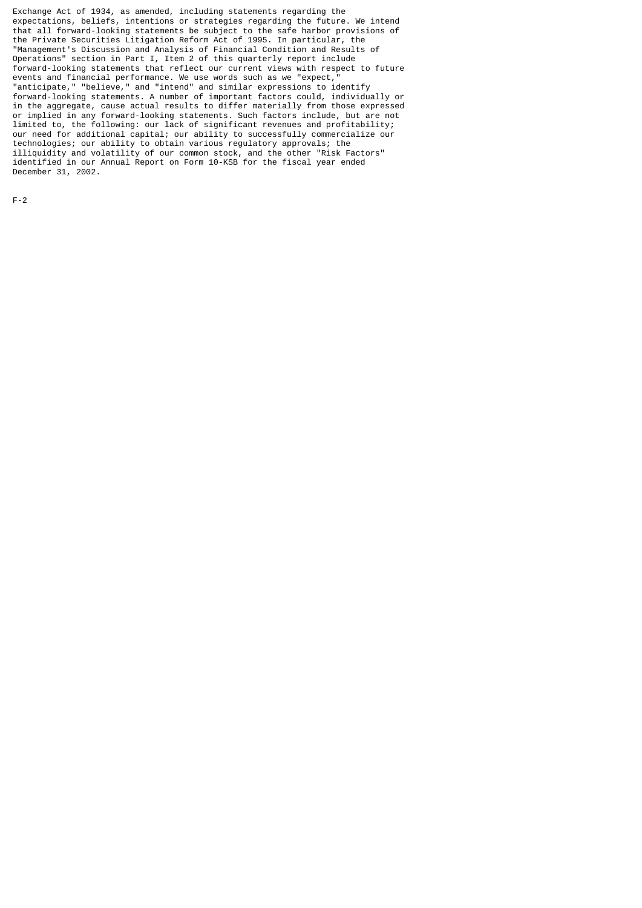Exchange Act of 1934, as amended, including statements regarding the expectations, beliefs, intentions or strategies regarding the future. We intend that all forward-looking statements be subject to the safe harbor provisions of the Private Securities Litigation Reform Act of 1995. In particular, the "Management's Discussion and Analysis of Financial Condition and Results of Operations" section in Part I, Item 2 of this quarterly report include forward-looking statements that reflect our current views with respect to future events and financial performance. We use words such as we "expect," "anticipate," "believe," and "intend" and similar expressions to identify forward-looking statements. A number of important factors could, individually or in the aggregate, cause actual results to differ materially from those expressed or implied in any forward-looking statements. Such factors include, but are not limited to, the following: our lack of significant revenues and profitability; our need for additional capital; our ability to successfully commercialize our technologies; our ability to obtain various regulatory approvals; the illiquidity and volatility of our common stock, and the other "Risk Factors" identified in our Annual Report on Form 10-KSB for the fiscal year ended December 31, 2002.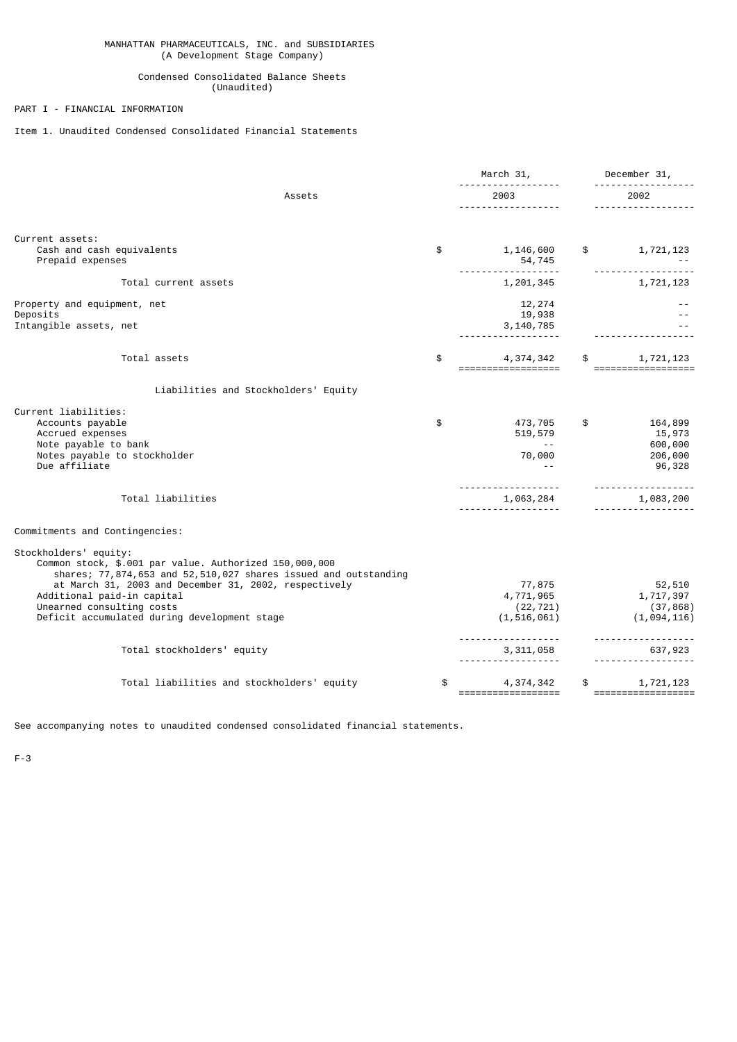MANHATTAN PHARMACEUTICALS, INC. and SUBSIDIARIES
(A Development Stage Company)

Condensed Consolidated Balance Sheets
(Unaudited)

PART I - FINANCIAL INFORMATION

Item 1. Unaudited Condensed Consolidated Financial Statements

| Assets | March 31, 2003 | December 31, 2002 |
|---|---|---|
| Current assets: | | |
| Cash and cash equivalents | $ 1,146,600 | $ 1,721,123 |
| Prepaid expenses | 54,745 | -- |
| Total current assets | 1,201,345 | 1,721,123 |
| Property and equipment, net | 12,274 | -- |
| Deposits | 19,938 | -- |
| Intangible assets, net | 3,140,785 | -- |
| Total assets | $ 4,374,342 | $ 1,721,123 |
| **Liabilities and Stockholders' Equity** | | |
| Current liabilities: | | |
| Accounts payable | $ 473,705 | $ 164,899 |
| Accrued expenses | 519,579 | 15,973 |
| Note payable to bank | -- | 600,000 |
| Notes payable to stockholder | 70,000 | 206,000 |
| Due affiliate | -- | 96,328 |
| Total liabilities | 1,063,284 | 1,083,200 |
| Commitments and Contingencies: | | |
| Stockholders' equity: | | |
| Common stock, $.001 par value. Authorized 150,000,000 shares; 77,874,653 and 52,510,027 shares issued and outstanding at March 31, 2003 and December 31, 2002, respectively | 77,875 | 52,510 |
| Additional paid-in capital | 4,771,965 | 1,717,397 |
| Unearned consulting costs | (22,721) | (37,868) |
| Deficit accumulated during development stage | (1,516,061) | (1,094,116) |
| Total stockholders' equity | 3,311,058 | 637,923 |
| Total liabilities and stockholders' equity | $ 4,374,342 | $ 1,721,123 |

See accompanying notes to unaudited condensed consolidated financial statements.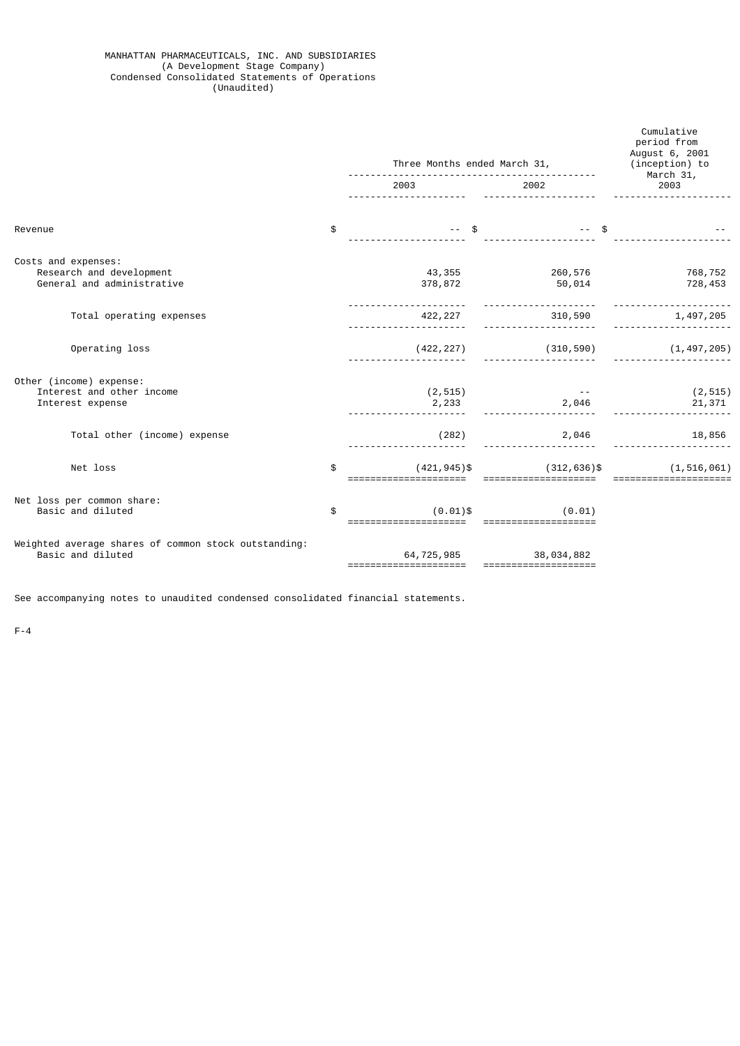MANHATTAN PHARMACEUTICALS, INC. AND SUBSIDIARIES
(A Development Stage Company)
Condensed Consolidated Statements of Operations
(Unaudited)

| | Three Months ended March 31, | | Cumulative period from August 6, 2001 (inception) to March 31, |
|---|---|---|---|
| | 2003 | 2002 | 2003 |
| Revenue | $ -- | $ -- | $ -- |
| Costs and expenses: | | | |
| Research and development | 43,355 | 260,576 | 768,752 |
| General and administrative | 378,872 | 50,014 | 728,453 |
| Total operating expenses | 422,227 | 310,590 | 1,497,205 |
| Operating loss | (422,227) | (310,590) | (1,497,205) |
| Other (income) expense: | | | |
| Interest and other income | (2,515) | -- | (2,515) |
| Interest expense | 2,233 | 2,046 | 21,371 |
| Total other (income) expense | (282) | 2,046 | 18,856 |
| Net loss | $ (421,945) | $ (312,636) | $ (1,516,061) |
| Net loss per common share: | | | |
| Basic and diluted | $ (0.01) | $ (0.01) | |
| Weighted average shares of common stock outstanding: | | | |
| Basic and diluted | 64,725,985 | 38,034,882 | |

See accompanying notes to unaudited condensed consolidated financial statements.

F-4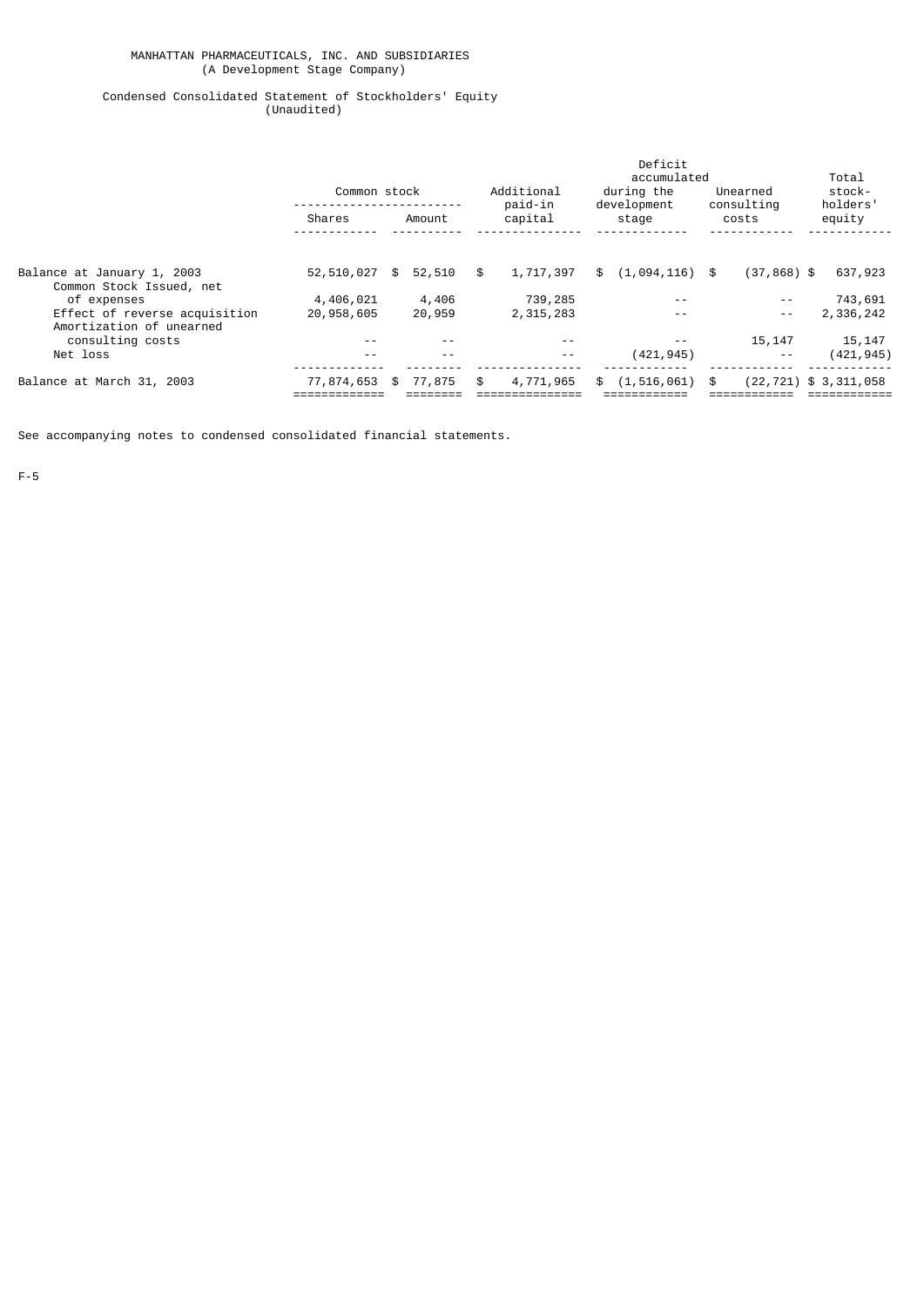MANHATTAN PHARMACEUTICALS, INC. AND SUBSIDIARIES
(A Development Stage Company)

Condensed Consolidated Statement of Stockholders' Equity
(Unaudited)

| | Common stock | | Additional paid-in capital | Deficit accumulated during the development stage | Unearned consulting costs | Total stock-holders' equity |
|---|---|---|---|---|---|---|
| | Shares | Amount | | | | |
| Balance at January 1, 2003 | 52,510,027 | $ 52,510 | $ 1,717,397 | $ (1,094,116) | $ (37,868) | $ 637,923 |
| Common Stock Issued, net of expenses | 4,406,021 | 4,406 | 739,285 | -- | -- | 743,691 |
| Effect of reverse acquisition | 20,958,605 | 20,959 | 2,315,283 | -- | -- | 2,336,242 |
| Amortization of unearned consulting costs | -- | -- | -- | -- | 15,147 | 15,147 |
| Net loss | -- | -- | -- | (421,945) | -- | (421,945) |
| Balance at March 31, 2003 | 77,874,653 | $ 77,875 | $ 4,771,965 | $ (1,516,061) | $ (22,721) | $ 3,311,058 |

See accompanying notes to condensed consolidated financial statements.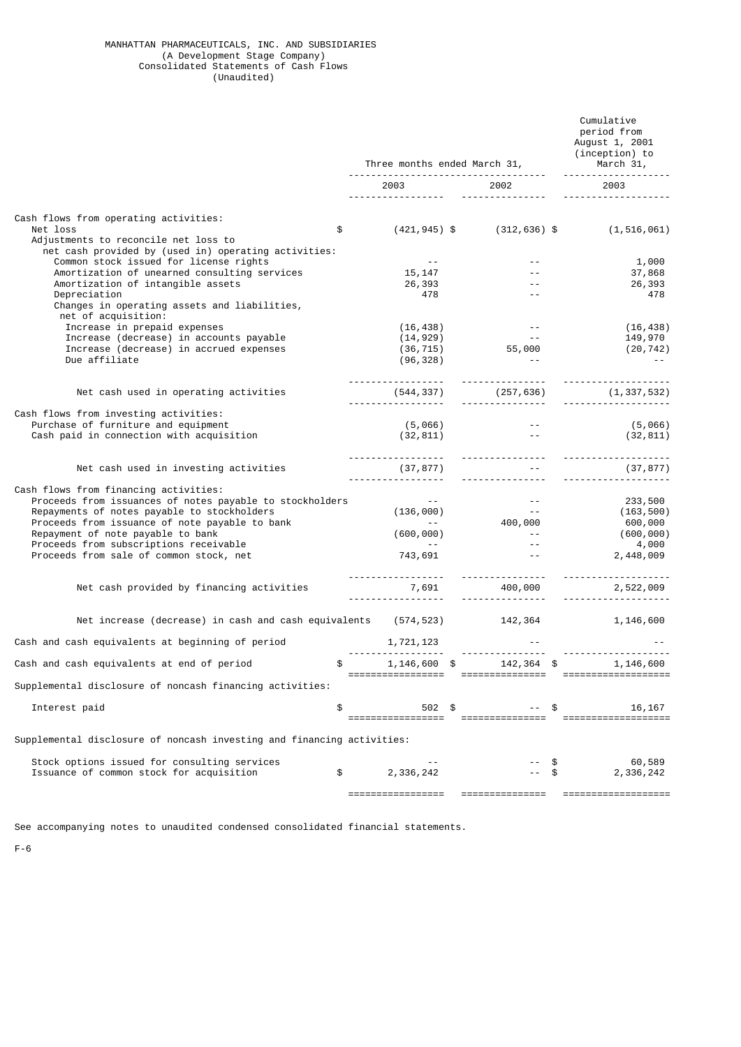MANHATTAN PHARMACEUTICALS, INC. AND SUBSIDIARIES
(A Development Stage Company)
Consolidated Statements of Cash Flows
(Unaudited)

| | Three months ended March 31, | | Cumulative period from August 1, 2001 (inception) to March 31, |
|---|---|---|---|
| | 2003 | 2002 | 2003 |
| Cash flows from operating activities: | | | |
| Net loss | $ (421,945) | $ (312,636) | $ (1,516,061) |
| Adjustments to reconcile net loss to net cash provided by (used in) operating activities: | | | |
| Common stock issued for license rights | -- | -- | 1,000 |
| Amortization of unearned consulting services | 15,147 | -- | 37,868 |
| Amortization of intangible assets | 26,393 | -- | 26,393 |
| Depreciation | 478 | -- | 478 |
| Changes in operating assets and liabilities, net of acquisition: | | | |
| Increase in prepaid expenses | (16,438) | -- | (16,438) |
| Increase (decrease) in accounts payable | (14,929) | -- | 149,970 |
| Increase (decrease) in accrued expenses | (36,715) | 55,000 | (20,742) |
| Due affiliate | (96,328) | -- | -- |
| Net cash used in operating activities | (544,337) | (257,636) | (1,337,532) |
| Cash flows from investing activities: | | | |
| Purchase of furniture and equipment | (5,066) | -- | (5,066) |
| Cash paid in connection with acquisition | (32,811) | -- | (32,811) |
| Net cash used in investing activities | (37,877) | -- | (37,877) |
| Cash flows from financing activities: | | | |
| Proceeds from issuances of notes payable to stockholders | -- | -- | 233,500 |
| Repayments of notes payable to stockholders | (136,000) | -- | (163,500) |
| Proceeds from issuance of note payable to bank | -- | 400,000 | 600,000 |
| Repayment of note payable to bank | (600,000) | -- | (600,000) |
| Proceeds from subscriptions receivable | -- | -- | 4,000 |
| Proceeds from sale of common stock, net | 743,691 | -- | 2,448,009 |
| Net cash provided by financing activities | 7,691 | 400,000 | 2,522,009 |
| Net increase (decrease) in cash and cash equivalents | (574,523) | 142,364 | 1,146,600 |
| Cash and cash equivalents at beginning of period | 1,721,123 | -- | -- |
| Cash and cash equivalents at end of period | $ 1,146,600 | $ 142,364 | $ 1,146,600 |
| Supplemental disclosure of noncash financing activities: | | | |
| Interest paid | $ 502 | $ -- | $ 16,167 |
| Supplemental disclosure of noncash investing and financing activities: | | | |
| Stock options issued for consulting services | -- | -- | $ 60,589 |
| Issuance of common stock for acquisition | $ 2,336,242 | -- | $ 2,336,242 |

See accompanying notes to unaudited condensed consolidated financial statements.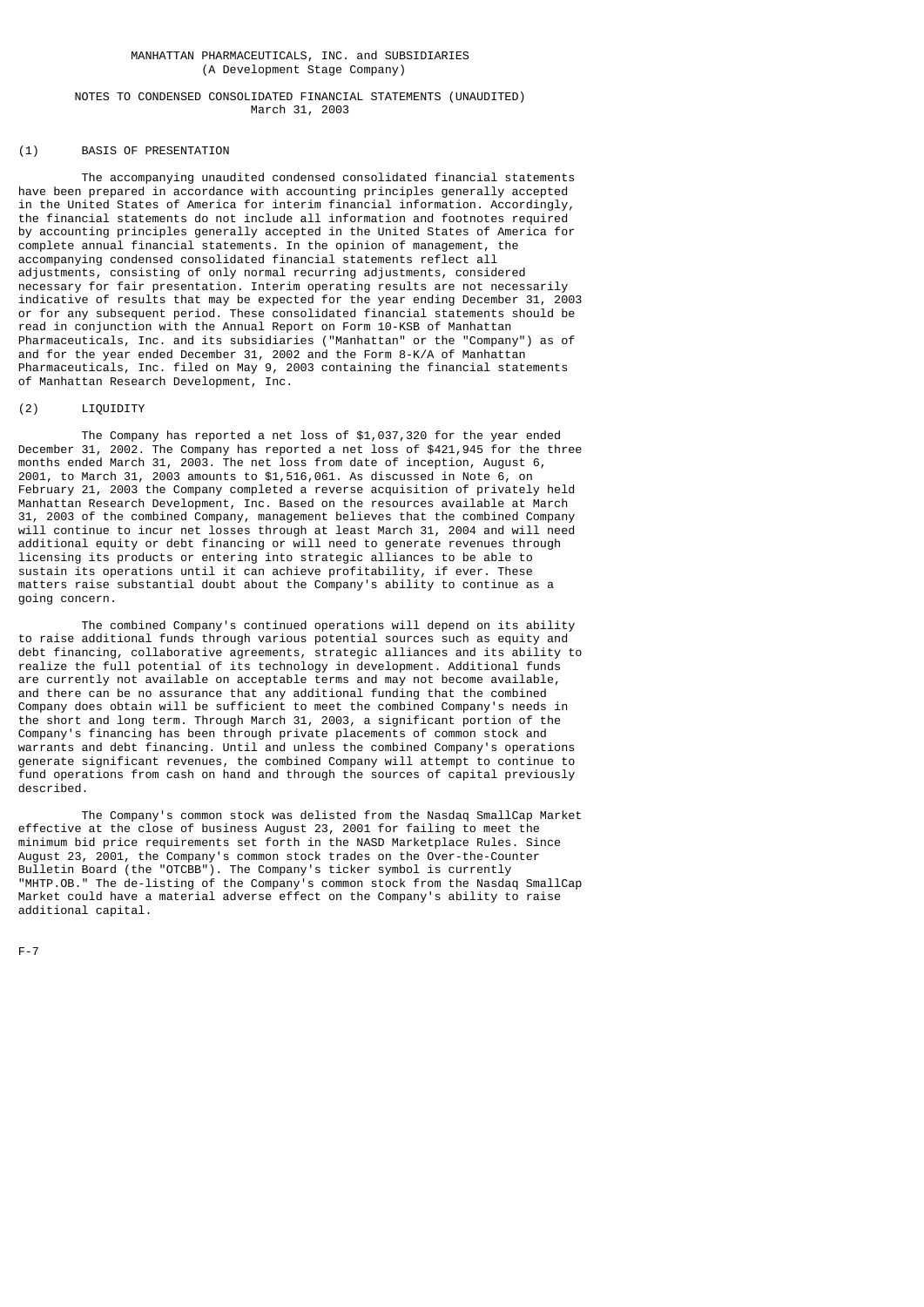MANHATTAN PHARMACEUTICALS, INC. and SUBSIDIARIES
(A Development Stage Company)

NOTES TO CONDENSED CONSOLIDATED FINANCIAL STATEMENTS (UNAUDITED)
March 31, 2003

## (1) BASIS OF PRESENTATION

The accompanying unaudited condensed consolidated financial statements have been prepared in accordance with accounting principles generally accepted in the United States of America for interim financial information. Accordingly, the financial statements do not include all information and footnotes required by accounting principles generally accepted in the United States of America for complete annual financial statements. In the opinion of management, the accompanying condensed consolidated financial statements reflect all adjustments, consisting of only normal recurring adjustments, considered necessary for fair presentation. Interim operating results are not necessarily indicative of results that may be expected for the year ending December 31, 2003 or for any subsequent period. These consolidated financial statements should be read in conjunction with the Annual Report on Form 10-KSB of Manhattan Pharmaceuticals, Inc. and its subsidiaries ("Manhattan" or the "Company") as of and for the year ended December 31, 2002 and the Form 8-K/A of Manhattan Pharmaceuticals, Inc. filed on May 9, 2003 containing the financial statements of Manhattan Research Development, Inc.

## (2) LIQUIDITY

The Company has reported a net loss of $1,037,320 for the year ended December 31, 2002. The Company has reported a net loss of $421,945 for the three months ended March 31, 2003. The net loss from date of inception, August 6, 2001, to March 31, 2003 amounts to $1,516,061. As discussed in Note 6, on February 21, 2003 the Company completed a reverse acquisition of privately held Manhattan Research Development, Inc. Based on the resources available at March 31, 2003 of the combined Company, management believes that the combined Company will continue to incur net losses through at least March 31, 2004 and will need additional equity or debt financing or will need to generate revenues through licensing its products or entering into strategic alliances to be able to sustain its operations until it can achieve profitability, if ever. These matters raise substantial doubt about the Company's ability to continue as a going concern.

The combined Company's continued operations will depend on its ability to raise additional funds through various potential sources such as equity and debt financing, collaborative agreements, strategic alliances and its ability to realize the full potential of its technology in development. Additional funds are currently not available on acceptable terms and may not become available, and there can be no assurance that any additional funding that the combined Company does obtain will be sufficient to meet the combined Company's needs in the short and long term. Through March 31, 2003, a significant portion of the Company's financing has been through private placements of common stock and warrants and debt financing. Until and unless the combined Company's operations generate significant revenues, the combined Company will attempt to continue to fund operations from cash on hand and through the sources of capital previously described.

The Company's common stock was delisted from the Nasdaq SmallCap Market effective at the close of business August 23, 2001 for failing to meet the minimum bid price requirements set forth in the NASD Marketplace Rules. Since August 23, 2001, the Company's common stock trades on the Over-the-Counter Bulletin Board (the "OTCBB"). The Company's ticker symbol is currently "MHTP.OB." The de-listing of the Company's common stock from the Nasdaq SmallCap Market could have a material adverse effect on the Company's ability to raise additional capital.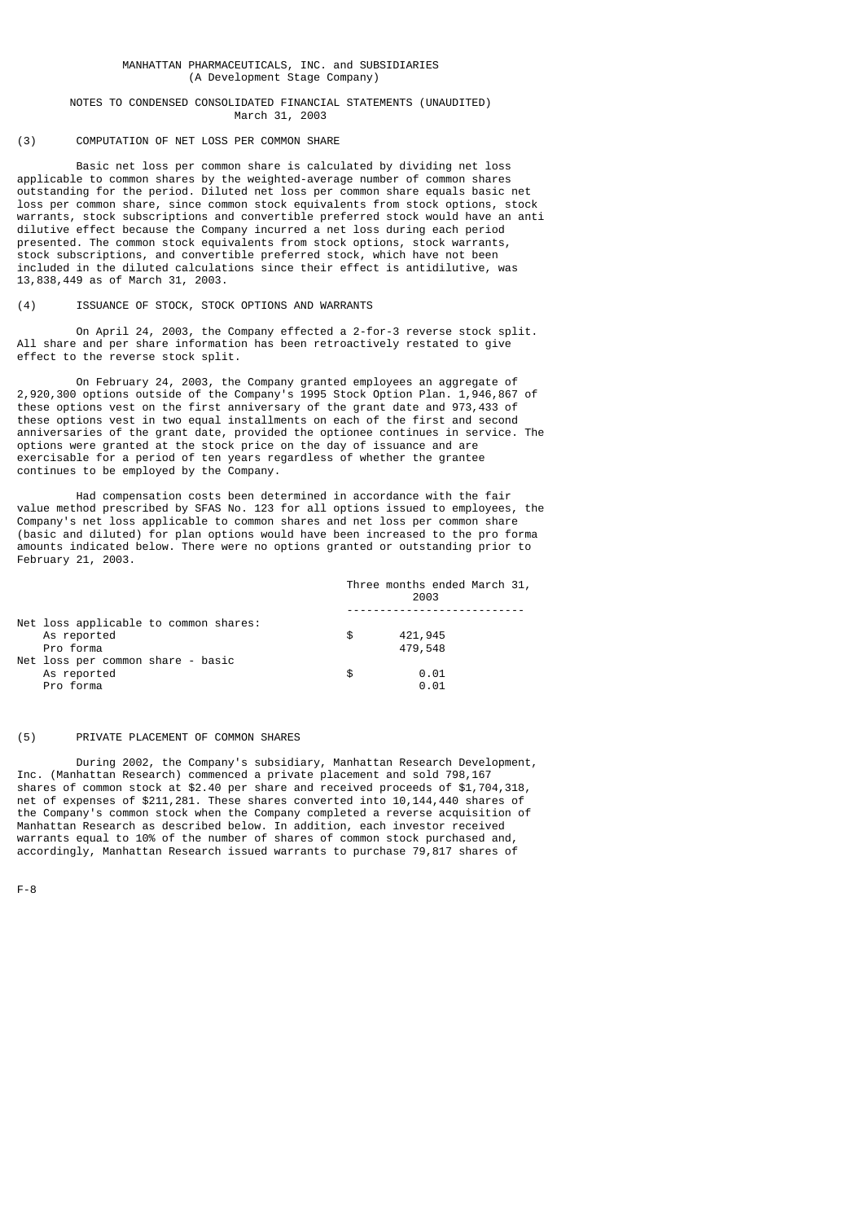MANHATTAN PHARMACEUTICALS, INC. and SUBSIDIARIES
(A Development Stage Company)

NOTES TO CONDENSED CONSOLIDATED FINANCIAL STATEMENTS (UNAUDITED)
March 31, 2003

## (3) COMPUTATION OF NET LOSS PER COMMON SHARE

Basic net loss per common share is calculated by dividing net loss applicable to common shares by the weighted-average number of common shares outstanding for the period. Diluted net loss per common share equals basic net loss per common share, since common stock equivalents from stock options, stock warrants, stock subscriptions and convertible preferred stock would have an anti dilutive effect because the Company incurred a net loss during each period presented. The common stock equivalents from stock options, stock warrants, stock subscriptions, and convertible preferred stock, which have not been included in the diluted calculations since their effect is antidilutive, was 13,838,449 as of March 31, 2003.

## (4) ISSUANCE OF STOCK, STOCK OPTIONS AND WARRANTS

On April 24, 2003, the Company effected a 2-for-3 reverse stock split. All share and per share information has been retroactively restated to give effect to the reverse stock split.

On February 24, 2003, the Company granted employees an aggregate of 2,920,300 options outside of the Company's 1995 Stock Option Plan. 1,946,867 of these options vest on the first anniversary of the grant date and 973,433 of these options vest in two equal installments on each of the first and second anniversaries of the grant date, provided the optionee continues in service. The options were granted at the stock price on the day of issuance and are exercisable for a period of ten years regardless of whether the grantee continues to be employed by the Company.

Had compensation costs been determined in accordance with the fair value method prescribed by SFAS No. 123 for all options issued to employees, the Company's net loss applicable to common shares and net loss per common share (basic and diluted) for plan options would have been increased to the pro forma amounts indicated below. There were no options granted or outstanding prior to February 21, 2003.

| | | Three months ended March 31, 2003 |
|---|---|---|
| Net loss applicable to common shares: | | |
| As reported | $ | 421,945 |
| Pro forma | | 479,548 |
| Net loss per common share - basic | | |
| As reported | $ | 0.01 |
| Pro forma | | 0.01 |

## (5) PRIVATE PLACEMENT OF COMMON SHARES

During 2002, the Company's subsidiary, Manhattan Research Development, Inc. (Manhattan Research) commenced a private placement and sold 798,167 shares of common stock at $2.40 per share and received proceeds of $1,704,318, net of expenses of $211,281. These shares converted into 10,144,440 shares of the Company's common stock when the Company completed a reverse acquisition of Manhattan Research as described below. In addition, each investor received warrants equal to 10% of the number of shares of common stock purchased and, accordingly, Manhattan Research issued warrants to purchase 79,817 shares of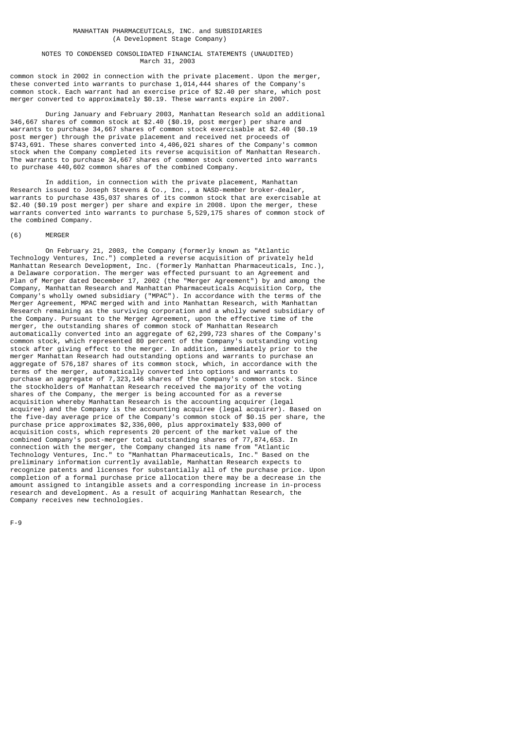common stock in 2002 in connection with the private placement. Upon the merger, these converted into warrants to purchase 1,014,444 shares of the Company's common stock. Each warrant had an exercise price of $2.40 per share, which post merger converted to approximately $0.19. These warrants expire in 2007.

During January and February 2003, Manhattan Research sold an additional 346,667 shares of common stock at $2.40 ($0.19, post merger) per share and warrants to purchase 34,667 shares of common stock exercisable at $2.40 ($0.19 post merger) through the private placement and received net proceeds of $743,691. These shares converted into 4,406,021 shares of the Company's common stock when the Company completed its reverse acquisition of Manhattan Research. The warrants to purchase 34,667 shares of common stock converted into warrants to purchase 440,602 common shares of the combined Company.

In addition, in connection with the private placement, Manhattan Research issued to Joseph Stevens & Co., Inc., a NASD-member broker-dealer, warrants to purchase 435,037 shares of its common stock that are exercisable at $2.40 ($0.19 post merger) per share and expire in 2008. Upon the merger, these warrants converted into warrants to purchase 5,529,175 shares of common stock of the combined Company.

## (6) MERGER

On February 21, 2003, the Company (formerly known as "Atlantic Technology Ventures, Inc.") completed a reverse acquisition of privately held Manhattan Research Development, Inc. (formerly Manhattan Pharmaceuticals, Inc.), a Delaware corporation. The merger was effected pursuant to an Agreement and Plan of Merger dated December 17, 2002 (the "Merger Agreement") by and among the Company, Manhattan Research and Manhattan Pharmaceuticals Acquisition Corp, the Company's wholly owned subsidiary ("MPAC"). In accordance with the terms of the Merger Agreement, MPAC merged with and into Manhattan Research, with Manhattan Research remaining as the surviving corporation and a wholly owned subsidiary of the Company. Pursuant to the Merger Agreement, upon the effective time of the merger, the outstanding shares of common stock of Manhattan Research automatically converted into an aggregate of 62,299,723 shares of the Company's common stock, which represented 80 percent of the Company's outstanding voting stock after giving effect to the merger. In addition, immediately prior to the merger Manhattan Research had outstanding options and warrants to purchase an aggregate of 576,187 shares of its common stock, which, in accordance with the terms of the merger, automatically converted into options and warrants to purchase an aggregate of 7,323,146 shares of the Company's common stock. Since the stockholders of Manhattan Research received the majority of the voting shares of the Company, the merger is being accounted for as a reverse acquisition whereby Manhattan Research is the accounting acquirer (legal acquiree) and the Company is the accounting acquiree (legal acquirer). Based on the five-day average price of the Company's common stock of $0.15 per share, the purchase price approximates $2,336,000, plus approximately $33,000 of acquisition costs, which represents 20 percent of the market value of the combined Company's post-merger total outstanding shares of 77,874,653. In connection with the merger, the Company changed its name from "Atlantic Technology Ventures, Inc." to "Manhattan Pharmaceuticals, Inc." Based on the preliminary information currently available, Manhattan Research expects to recognize patents and licenses for substantially all of the purchase price. Upon completion of a formal purchase price allocation there may be a decrease in the amount assigned to intangible assets and a corresponding increase in in-process research and development. As a result of acquiring Manhattan Research, the Company receives new technologies.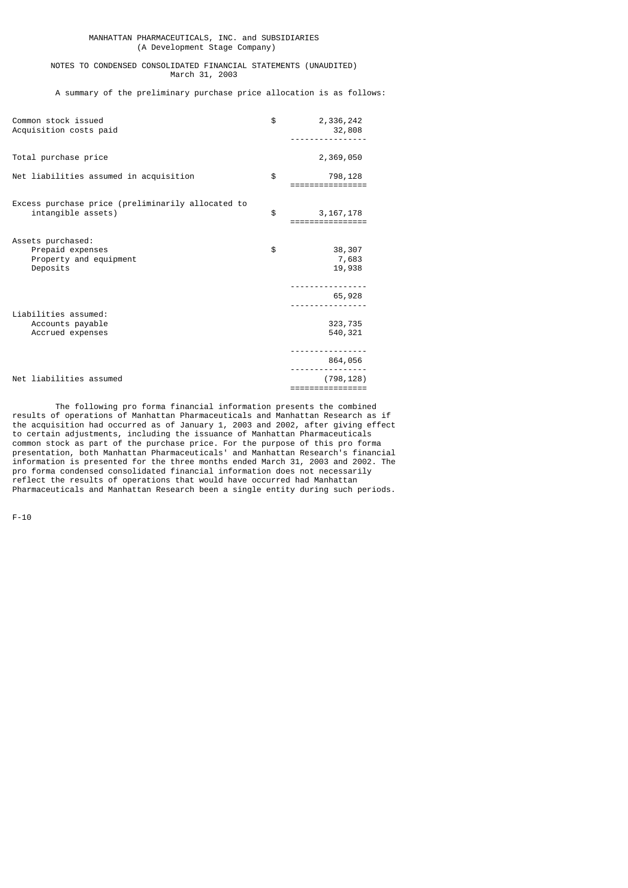MANHATTAN PHARMACEUTICALS, INC. and SUBSIDIARIES
(A Development Stage Company)

NOTES TO CONDENSED CONSOLIDATED FINANCIAL STATEMENTS (UNAUDITED)
March 31, 2003

A summary of the preliminary purchase price allocation is as follows:

| | | |
|---|---|---|
| Common stock issued | $ | 2,336,242 |
| Acquisition costs paid | | 32,808 |
| Total purchase price | | 2,369,050 |
| Net liabilities assumed in acquisition | $ | 798,128 |
| Excess purchase price (preliminarily allocated to intangible assets) | $ | 3,167,178 |
| Assets purchased: | | |
| Prepaid expenses | $ | 38,307 |
| Property and equipment | | 7,683 |
| Deposits | | 19,938 |
| | | 65,928 |
| Liabilities assumed: | | |
| Accounts payable | | 323,735 |
| Accrued expenses | | 540,321 |
| | | 864,056 |
| Net liabilities assumed | | (798,128) |

The following pro forma financial information presents the combined results of operations of Manhattan Pharmaceuticals and Manhattan Research as if the acquisition had occurred as of January 1, 2003 and 2002, after giving effect to certain adjustments, including the issuance of Manhattan Pharmaceuticals common stock as part of the purchase price. For the purpose of this pro forma presentation, both Manhattan Pharmaceuticals' and Manhattan Research's financial information is presented for the three months ended March 31, 2003 and 2002. The pro forma condensed consolidated financial information does not necessarily reflect the results of operations that would have occurred had Manhattan Pharmaceuticals and Manhattan Research been a single entity during such periods.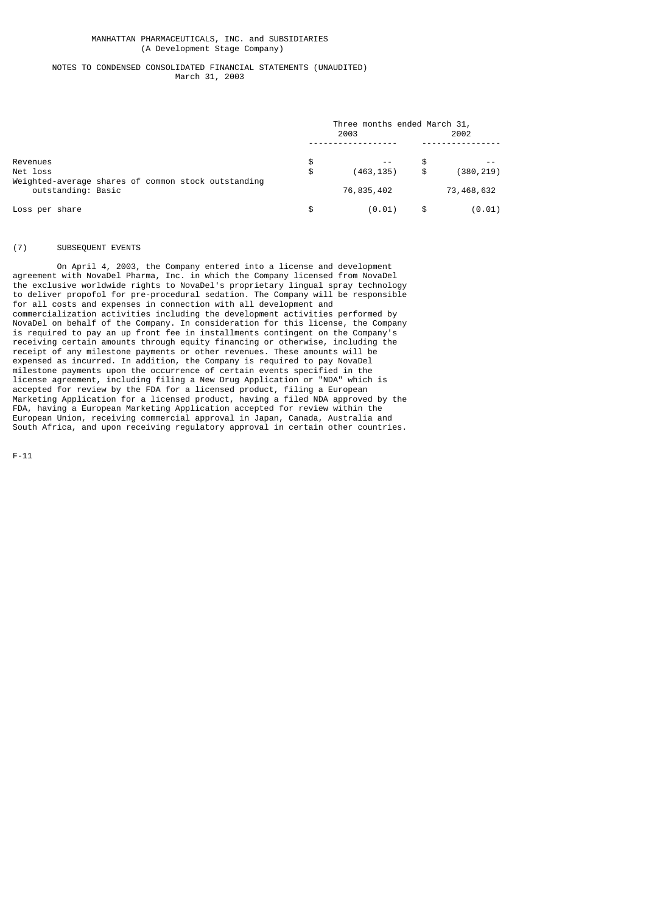MANHATTAN PHARMACEUTICALS, INC. and SUBSIDIARIES
(A Development Stage Company)

NOTES TO CONDENSED CONSOLIDATED FINANCIAL STATEMENTS (UNAUDITED)
March 31, 2003

| | Three months ended March 31, | |
|---|---|---|
| | 2003 | 2002 |
| Revenues | $ -- | $ -- |
| Net loss | $ (463,135) | $ (380,219) |
| Weighted-average shares of common stock outstanding outstanding: Basic | 76,835,402 | 73,468,632 |
| Loss per share | $ (0.01) | $ (0.01) |

(7) SUBSEQUENT EVENTS

On April 4, 2003, the Company entered into a license and development agreement with NovaDel Pharma, Inc. in which the Company licensed from NovaDel the exclusive worldwide rights to NovaDel's proprietary lingual spray technology to deliver propofol for pre-procedural sedation. The Company will be responsible for all costs and expenses in connection with all development and commercialization activities including the development activities performed by NovaDel on behalf of the Company. In consideration for this license, the Company is required to pay an up front fee in installments contingent on the Company's receiving certain amounts through equity financing or otherwise, including the receipt of any milestone payments or other revenues. These amounts will be expensed as incurred. In addition, the Company is required to pay NovaDel milestone payments upon the occurrence of certain events specified in the license agreement, including filing a New Drug Application or "NDA" which is accepted for review by the FDA for a licensed product, filing a European Marketing Application for a licensed product, having a filed NDA approved by the FDA, having a European Marketing Application accepted for review within the European Union, receiving commercial approval in Japan, Canada, Australia and South Africa, and upon receiving regulatory approval in certain other countries.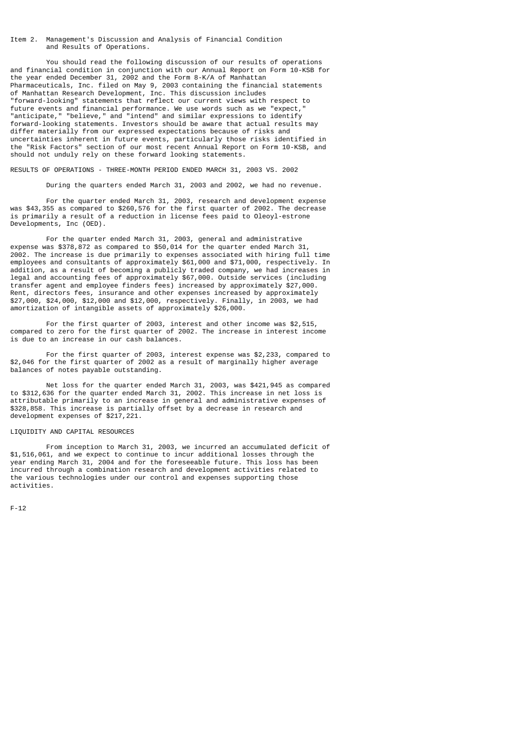## Item 2. Management's Discussion and Analysis of Financial Condition and Results of Operations.

You should read the following discussion of our results of operations and financial condition in conjunction with our Annual Report on Form 10-KSB for the year ended December 31, 2002 and the Form 8-K/A of Manhattan Pharmaceuticals, Inc. filed on May 9, 2003 containing the financial statements of Manhattan Research Development, Inc. This discussion includes "forward-looking" statements that reflect our current views with respect to future events and financial performance. We use words such as we "expect," "anticipate," "believe," and "intend" and similar expressions to identify forward-looking statements. Investors should be aware that actual results may differ materially from our expressed expectations because of risks and uncertainties inherent in future events, particularly those risks identified in the "Risk Factors" section of our most recent Annual Report on Form 10-KSB, and should not unduly rely on these forward looking statements.

### RESULTS OF OPERATIONS - THREE-MONTH PERIOD ENDED MARCH 31, 2003 VS. 2002

During the quarters ended March 31, 2003 and 2002, we had no revenue.

For the quarter ended March 31, 2003, research and development expense was $43,355 as compared to $260,576 for the first quarter of 2002. The decrease is primarily a result of a reduction in license fees paid to Oleoyl-estrone Developments, Inc (OED).

For the quarter ended March 31, 2003, general and administrative expense was $378,872 as compared to $50,014 for the quarter ended March 31, 2002. The increase is due primarily to expenses associated with hiring full time employees and consultants of approximately $61,000 and $71,000, respectively. In addition, as a result of becoming a publicly traded company, we had increases in legal and accounting fees of approximately $67,000. Outside services (including transfer agent and employee finders fees) increased by approximately $27,000. Rent, directors fees, insurance and other expenses increased by approximately $27,000, $24,000, $12,000 and $12,000, respectively. Finally, in 2003, we had amortization of intangible assets of approximately $26,000.

For the first quarter of 2003, interest and other income was $2,515, compared to zero for the first quarter of 2002. The increase in interest income is due to an increase in our cash balances.

For the first quarter of 2003, interest expense was $2,233, compared to $2,046 for the first quarter of 2002 as a result of marginally higher average balances of notes payable outstanding.

Net loss for the quarter ended March 31, 2003, was $421,945 as compared to $312,636 for the quarter ended March 31, 2002. This increase in net loss is attributable primarily to an increase in general and administrative expenses of $328,858. This increase is partially offset by a decrease in research and development expenses of $217,221.

### LIQUIDITY AND CAPITAL RESOURCES

From inception to March 31, 2003, we incurred an accumulated deficit of $1,516,061, and we expect to continue to incur additional losses through the year ending March 31, 2004 and for the foreseeable future. This loss has been incurred through a combination research and development activities related to the various technologies under our control and expenses supporting those activities.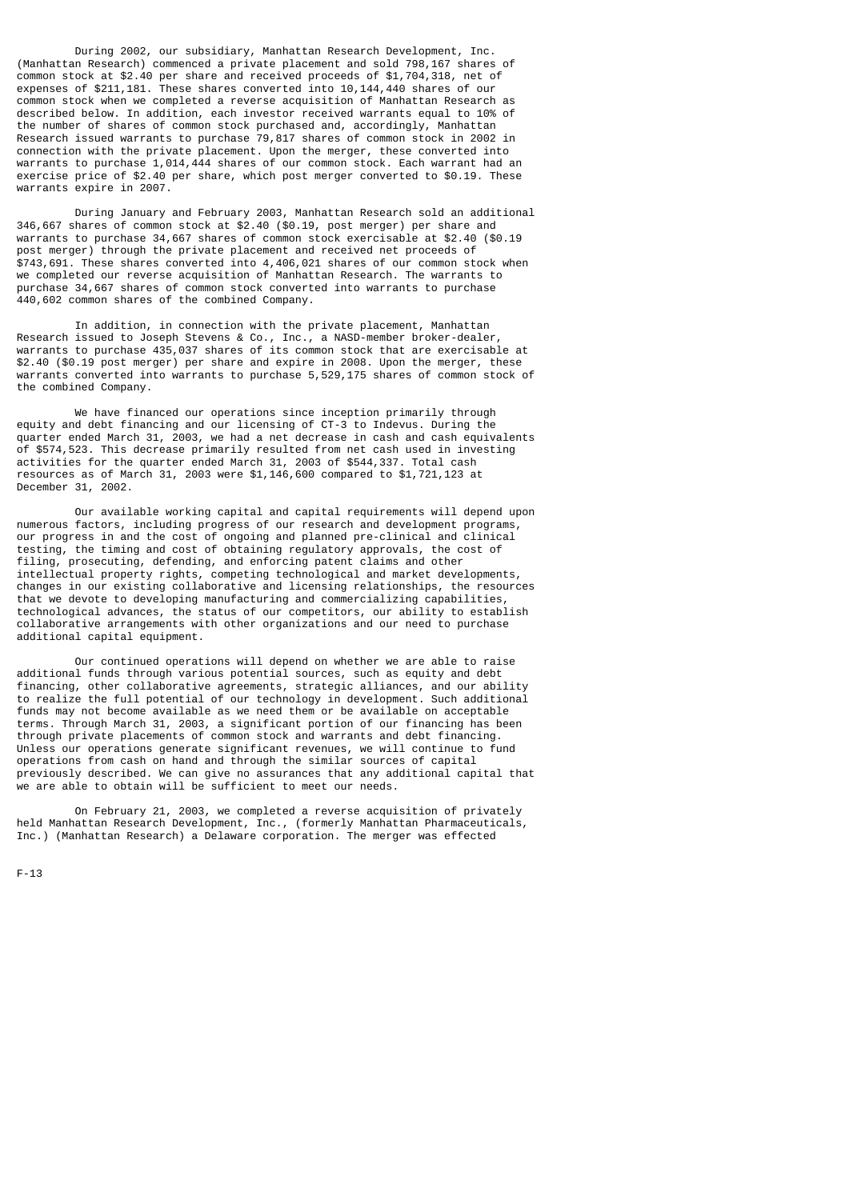During 2002, our subsidiary, Manhattan Research Development, Inc. (Manhattan Research) commenced a private placement and sold 798,167 shares of common stock at $2.40 per share and received proceeds of $1,704,318, net of expenses of $211,181. These shares converted into 10,144,440 shares of our common stock when we completed a reverse acquisition of Manhattan Research as described below. In addition, each investor received warrants equal to 10% of the number of shares of common stock purchased and, accordingly, Manhattan Research issued warrants to purchase 79,817 shares of common stock in 2002 in connection with the private placement. Upon the merger, these converted into warrants to purchase 1,014,444 shares of our common stock. Each warrant had an exercise price of $2.40 per share, which post merger converted to $0.19. These warrants expire in 2007.

During January and February 2003, Manhattan Research sold an additional 346,667 shares of common stock at $2.40 ($0.19, post merger) per share and warrants to purchase 34,667 shares of common stock exercisable at $2.40 ($0.19 post merger) through the private placement and received net proceeds of $743,691. These shares converted into 4,406,021 shares of our common stock when we completed our reverse acquisition of Manhattan Research. The warrants to purchase 34,667 shares of common stock converted into warrants to purchase 440,602 common shares of the combined Company.

In addition, in connection with the private placement, Manhattan Research issued to Joseph Stevens & Co., Inc., a NASD-member broker-dealer, warrants to purchase 435,037 shares of its common stock that are exercisable at $2.40 ($0.19 post merger) per share and expire in 2008. Upon the merger, these warrants converted into warrants to purchase 5,529,175 shares of common stock of the combined Company.

We have financed our operations since inception primarily through equity and debt financing and our licensing of CT-3 to Indevus. During the quarter ended March 31, 2003, we had a net decrease in cash and cash equivalents of $574,523. This decrease primarily resulted from net cash used in investing activities for the quarter ended March 31, 2003 of $544,337. Total cash resources as of March 31, 2003 were $1,146,600 compared to $1,721,123 at December 31, 2002.

Our available working capital and capital requirements will depend upon numerous factors, including progress of our research and development programs, our progress in and the cost of ongoing and planned pre-clinical and clinical testing, the timing and cost of obtaining regulatory approvals, the cost of filing, prosecuting, defending, and enforcing patent claims and other intellectual property rights, competing technological and market developments, changes in our existing collaborative and licensing relationships, the resources that we devote to developing manufacturing and commercializing capabilities, technological advances, the status of our competitors, our ability to establish collaborative arrangements with other organizations and our need to purchase additional capital equipment.

Our continued operations will depend on whether we are able to raise additional funds through various potential sources, such as equity and debt financing, other collaborative agreements, strategic alliances, and our ability to realize the full potential of our technology in development. Such additional funds may not become available as we need them or be available on acceptable terms. Through March 31, 2003, a significant portion of our financing has been through private placements of common stock and warrants and debt financing. Unless our operations generate significant revenues, we will continue to fund operations from cash on hand and through the similar sources of capital previously described. We can give no assurances that any additional capital that we are able to obtain will be sufficient to meet our needs.

On February 21, 2003, we completed a reverse acquisition of privately held Manhattan Research Development, Inc., (formerly Manhattan Pharmaceuticals, Inc.) (Manhattan Research) a Delaware corporation. The merger was effected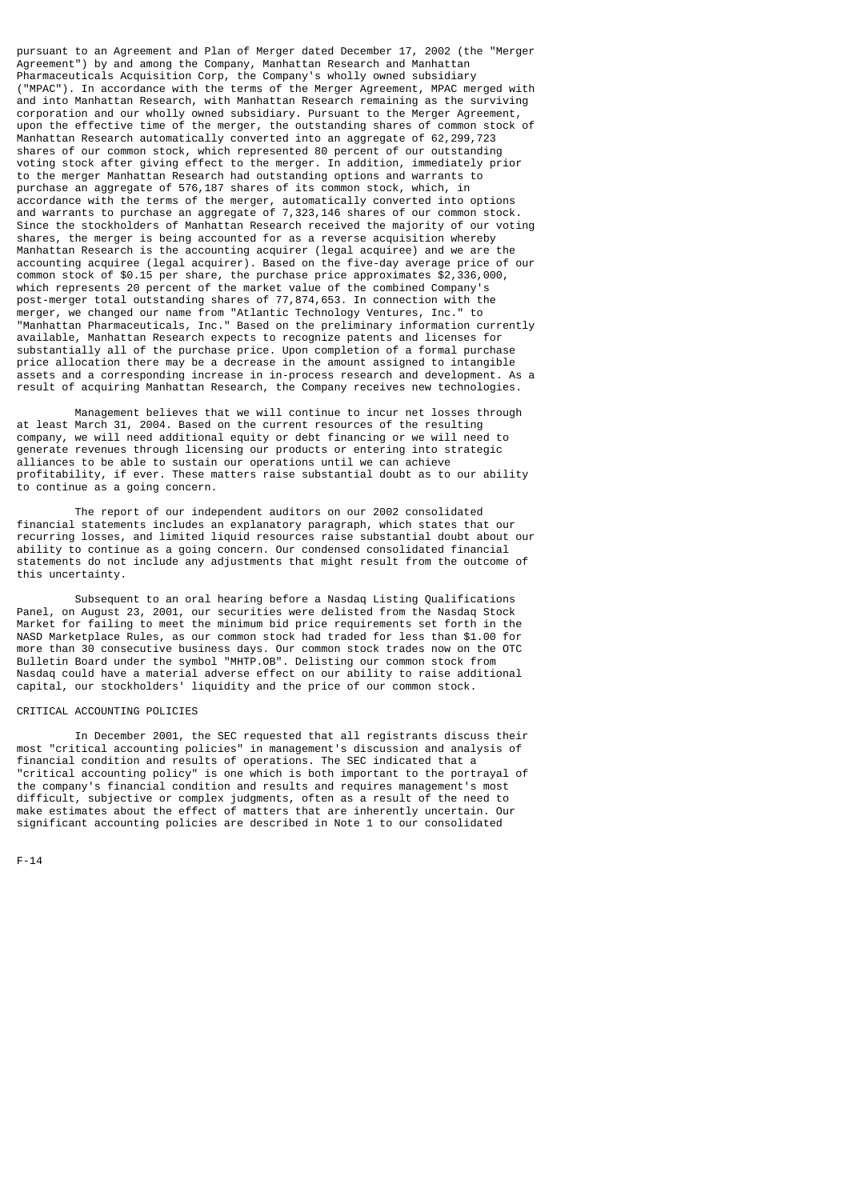pursuant to an Agreement and Plan of Merger dated December 17, 2002 (the "Merger Agreement") by and among the Company, Manhattan Research and Manhattan Pharmaceuticals Acquisition Corp, the Company's wholly owned subsidiary ("MPAC"). In accordance with the terms of the Merger Agreement, MPAC merged with and into Manhattan Research, with Manhattan Research remaining as the surviving corporation and our wholly owned subsidiary. Pursuant to the Merger Agreement, upon the effective time of the merger, the outstanding shares of common stock of Manhattan Research automatically converted into an aggregate of 62,299,723 shares of our common stock, which represented 80 percent of our outstanding voting stock after giving effect to the merger. In addition, immediately prior to the merger Manhattan Research had outstanding options and warrants to purchase an aggregate of 576,187 shares of its common stock, which, in accordance with the terms of the merger, automatically converted into options and warrants to purchase an aggregate of 7,323,146 shares of our common stock. Since the stockholders of Manhattan Research received the majority of our voting shares, the merger is being accounted for as a reverse acquisition whereby Manhattan Research is the accounting acquirer (legal acquiree) and we are the accounting acquiree (legal acquirer). Based on the five-day average price of our common stock of $0.15 per share, the purchase price approximates $2,336,000, which represents 20 percent of the market value of the combined Company's post-merger total outstanding shares of 77,874,653. In connection with the merger, we changed our name from "Atlantic Technology Ventures, Inc." to "Manhattan Pharmaceuticals, Inc." Based on the preliminary information currently available, Manhattan Research expects to recognize patents and licenses for substantially all of the purchase price. Upon completion of a formal purchase price allocation there may be a decrease in the amount assigned to intangible assets and a corresponding increase in in-process research and development. As a result of acquiring Manhattan Research, the Company receives new technologies.

Management believes that we will continue to incur net losses through at least March 31, 2004. Based on the current resources of the resulting company, we will need additional equity or debt financing or we will need to generate revenues through licensing our products or entering into strategic alliances to be able to sustain our operations until we can achieve profitability, if ever. These matters raise substantial doubt as to our ability to continue as a going concern.

The report of our independent auditors on our 2002 consolidated financial statements includes an explanatory paragraph, which states that our recurring losses, and limited liquid resources raise substantial doubt about our ability to continue as a going concern. Our condensed consolidated financial statements do not include any adjustments that might result from the outcome of this uncertainty.

Subsequent to an oral hearing before a Nasdaq Listing Qualifications Panel, on August 23, 2001, our securities were delisted from the Nasdaq Stock Market for failing to meet the minimum bid price requirements set forth in the NASD Marketplace Rules, as our common stock had traded for less than $1.00 for more than 30 consecutive business days. Our common stock trades now on the OTC Bulletin Board under the symbol "MHTP.OB". Delisting our common stock from Nasdaq could have a material adverse effect on our ability to raise additional capital, our stockholders' liquidity and the price of our common stock.

## CRITICAL ACCOUNTING POLICIES

In December 2001, the SEC requested that all registrants discuss their most "critical accounting policies" in management's discussion and analysis of financial condition and results of operations. The SEC indicated that a "critical accounting policy" is one which is both important to the portrayal of the company's financial condition and results and requires management's most difficult, subjective or complex judgments, often as a result of the need to make estimates about the effect of matters that are inherently uncertain. Our significant accounting policies are described in Note 1 to our consolidated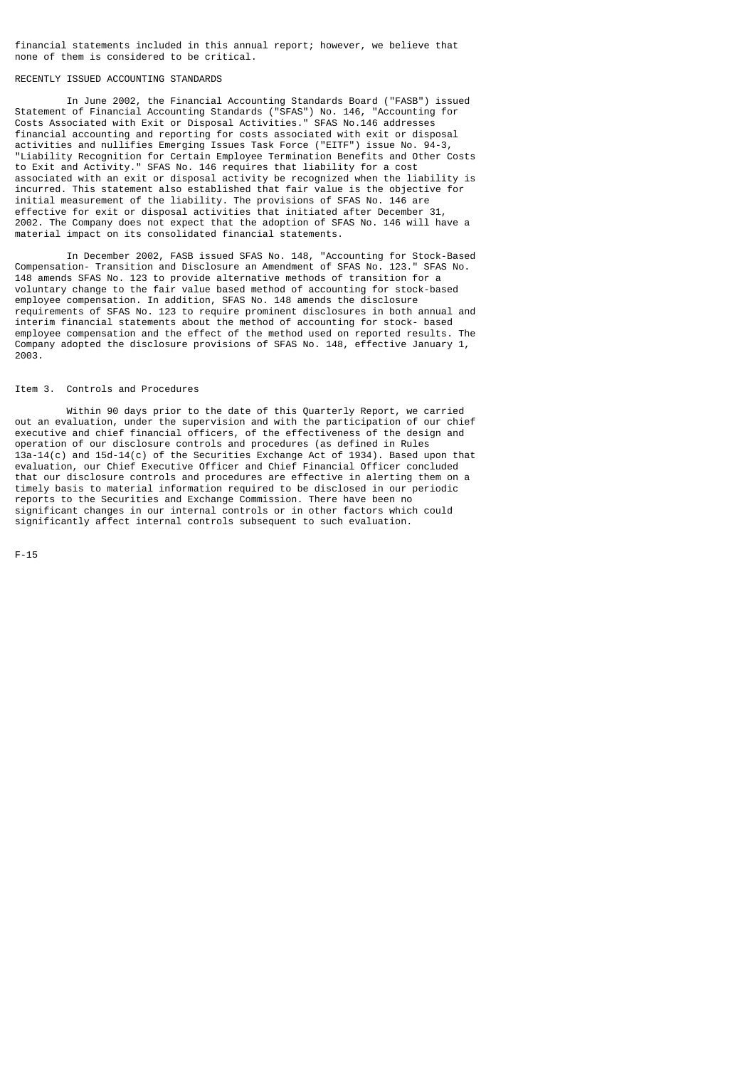financial statements included in this annual report; however, we believe that none of them is considered to be critical.

## RECENTLY ISSUED ACCOUNTING STANDARDS

In June 2002, the Financial Accounting Standards Board ("FASB") issued Statement of Financial Accounting Standards ("SFAS") No. 146, "Accounting for Costs Associated with Exit or Disposal Activities." SFAS No.146 addresses financial accounting and reporting for costs associated with exit or disposal activities and nullifies Emerging Issues Task Force ("EITF") issue No. 94-3, "Liability Recognition for Certain Employee Termination Benefits and Other Costs to Exit and Activity." SFAS No. 146 requires that liability for a cost associated with an exit or disposal activity be recognized when the liability is incurred. This statement also established that fair value is the objective for initial measurement of the liability. The provisions of SFAS No. 146 are effective for exit or disposal activities that initiated after December 31, 2002. The Company does not expect that the adoption of SFAS No. 146 will have a material impact on its consolidated financial statements.

In December 2002, FASB issued SFAS No. 148, "Accounting for Stock-Based Compensation- Transition and Disclosure an Amendment of SFAS No. 123." SFAS No. 148 amends SFAS No. 123 to provide alternative methods of transition for a voluntary change to the fair value based method of accounting for stock-based employee compensation. In addition, SFAS No. 148 amends the disclosure requirements of SFAS No. 123 to require prominent disclosures in both annual and interim financial statements about the method of accounting for stock- based employee compensation and the effect of the method used on reported results. The Company adopted the disclosure provisions of SFAS No. 148, effective January 1, 2003.

## Item 3. Controls and Procedures

Within 90 days prior to the date of this Quarterly Report, we carried out an evaluation, under the supervision and with the participation of our chief executive and chief financial officers, of the effectiveness of the design and operation of our disclosure controls and procedures (as defined in Rules 13a-14(c) and 15d-14(c) of the Securities Exchange Act of 1934). Based upon that evaluation, our Chief Executive Officer and Chief Financial Officer concluded that our disclosure controls and procedures are effective in alerting them on a timely basis to material information required to be disclosed in our periodic reports to the Securities and Exchange Commission. There have been no significant changes in our internal controls or in other factors which could significantly affect internal controls subsequent to such evaluation.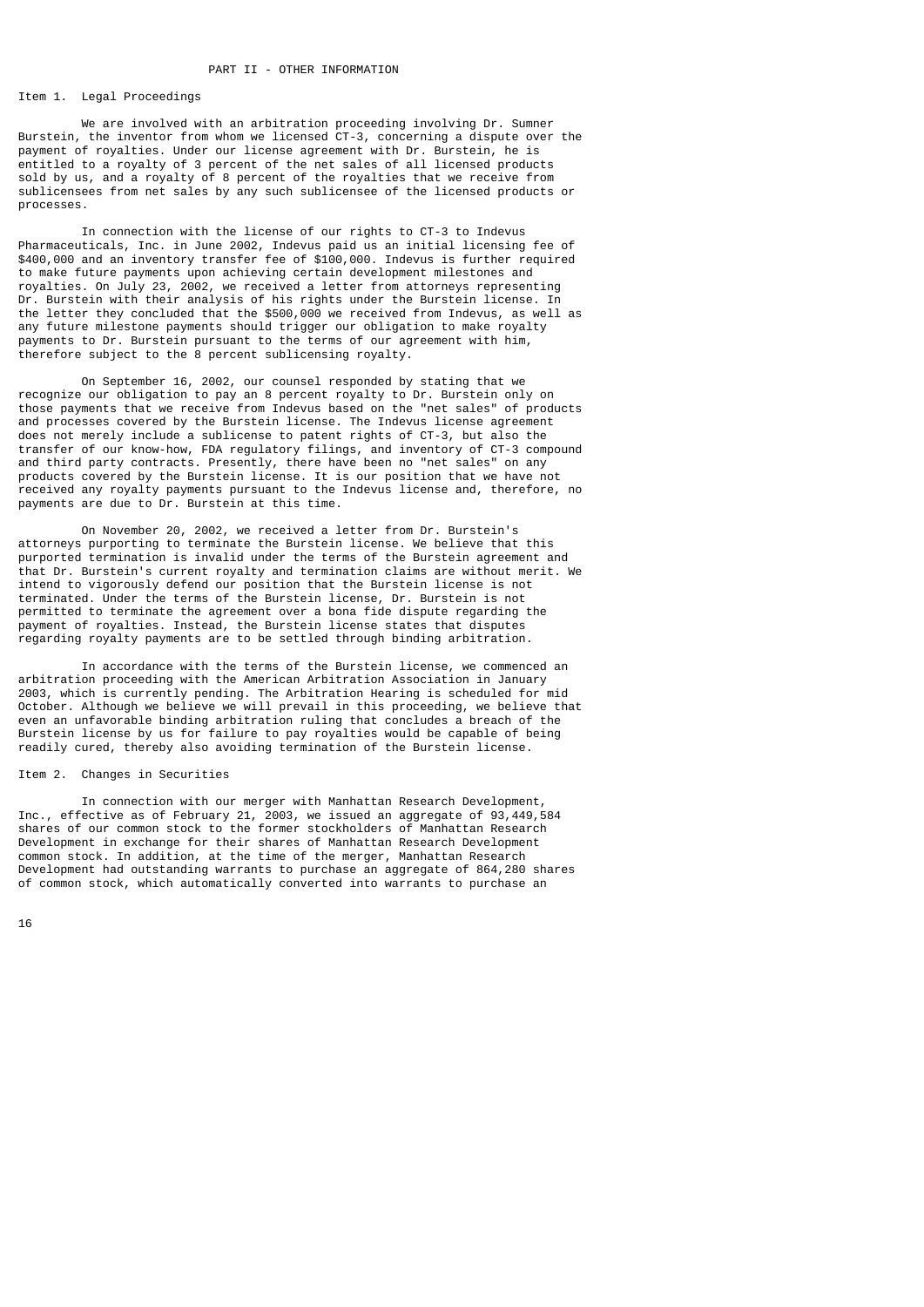## PART II - OTHER INFORMATION

### Item 1. Legal Proceedings

We are involved with an arbitration proceeding involving Dr. Sumner Burstein, the inventor from whom we licensed CT-3, concerning a dispute over the payment of royalties. Under our license agreement with Dr. Burstein, he is entitled to a royalty of 3 percent of the net sales of all licensed products sold by us, and a royalty of 8 percent of the royalties that we receive from sublicensees from net sales by any such sublicensee of the licensed products or processes.

In connection with the license of our rights to CT-3 to Indevus Pharmaceuticals, Inc. in June 2002, Indevus paid us an initial licensing fee of $400,000 and an inventory transfer fee of $100,000. Indevus is further required to make future payments upon achieving certain development milestones and royalties. On July 23, 2002, we received a letter from attorneys representing Dr. Burstein with their analysis of his rights under the Burstein license. In the letter they concluded that the $500,000 we received from Indevus, as well as any future milestone payments should trigger our obligation to make royalty payments to Dr. Burstein pursuant to the terms of our agreement with him, therefore subject to the 8 percent sublicensing royalty.

On September 16, 2002, our counsel responded by stating that we recognize our obligation to pay an 8 percent royalty to Dr. Burstein only on those payments that we receive from Indevus based on the "net sales" of products and processes covered by the Burstein license. The Indevus license agreement does not merely include a sublicense to patent rights of CT-3, but also the transfer of our know-how, FDA regulatory filings, and inventory of CT-3 compound and third party contracts. Presently, there have been no "net sales" on any products covered by the Burstein license. It is our position that we have not received any royalty payments pursuant to the Indevus license and, therefore, no payments are due to Dr. Burstein at this time.

On November 20, 2002, we received a letter from Dr. Burstein's attorneys purporting to terminate the Burstein license. We believe that this purported termination is invalid under the terms of the Burstein agreement and that Dr. Burstein's current royalty and termination claims are without merit. We intend to vigorously defend our position that the Burstein license is not terminated. Under the terms of the Burstein license, Dr. Burstein is not permitted to terminate the agreement over a bona fide dispute regarding the payment of royalties. Instead, the Burstein license states that disputes regarding royalty payments are to be settled through binding arbitration.

In accordance with the terms of the Burstein license, we commenced an arbitration proceeding with the American Arbitration Association in January 2003, which is currently pending. The Arbitration Hearing is scheduled for mid October. Although we believe we will prevail in this proceeding, we believe that even an unfavorable binding arbitration ruling that concludes a breach of the Burstein license by us for failure to pay royalties would be capable of being readily cured, thereby also avoiding termination of the Burstein license.

### Item 2. Changes in Securities

In connection with our merger with Manhattan Research Development, Inc., effective as of February 21, 2003, we issued an aggregate of 93,449,584 shares of our common stock to the former stockholders of Manhattan Research Development in exchange for their shares of Manhattan Research Development common stock. In addition, at the time of the merger, Manhattan Research Development had outstanding warrants to purchase an aggregate of 864,280 shares of common stock, which automatically converted into warrants to purchase an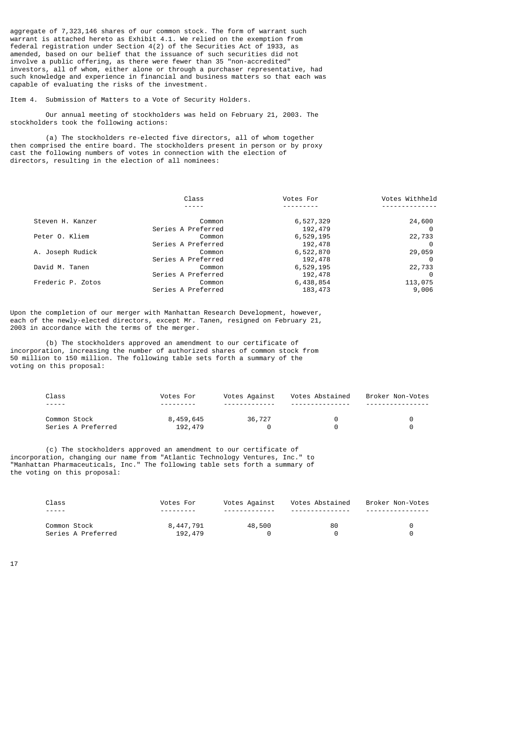aggregate of 7,323,146 shares of our common stock. The form of warrant such warrant is attached hereto as Exhibit 4.1. We relied on the exemption from federal registration under Section 4(2) of the Securities Act of 1933, as amended, based on our belief that the issuance of such securities did not involve a public offering, as there were fewer than 35 "non-accredited" investors, all of whom, either alone or through a purchaser representative, had such knowledge and experience in financial and business matters so that each was capable of evaluating the risks of the investment.

Item 4. Submission of Matters to a Vote of Security Holders.

Our annual meeting of stockholders was held on February 21, 2003. The stockholders took the following actions:

(a) The stockholders re-elected five directors, all of whom together then comprised the entire board. The stockholders present in person or by proxy cast the following numbers of votes in connection with the election of directors, resulting in the election of all nominees:

| | Class | Votes For | Votes Withheld |
|---|---|---|---|
| Steven H. Kanzer | Common | 6,527,329 | 24,600 |
| | Series A Preferred | 192,479 | 0 |
| Peter O. Kliem | Common | 6,529,195 | 22,733 |
| | Series A Preferred | 192,478 | 0 |
| A. Joseph Rudick | Common | 6,522,870 | 29,059 |
| | Series A Preferred | 192,478 | 0 |
| David M. Tanen | Common | 6,529,195 | 22,733 |
| | Series A Preferred | 192,478 | 0 |
| Frederic P. Zotos | Common | 6,438,854 | 113,075 |
| | Series A Preferred | 183,473 | 9,006 |

Upon the completion of our merger with Manhattan Research Development, however, each of the newly-elected directors, except Mr. Tanen, resigned on February 21, 2003 in accordance with the terms of the merger.

(b) The stockholders approved an amendment to our certificate of incorporation, increasing the number of authorized shares of common stock from 50 million to 150 million. The following table sets forth a summary of the voting on this proposal:

| Class | Votes For | Votes Against | Votes Abstained | Broker Non-Votes |
|---|---|---|---|---|
| Common Stock | 8,459,645 | 36,727 | 0 | 0 |
| Series A Preferred | 192,479 | 0 | 0 | 0 |

(c) The stockholders approved an amendment to our certificate of incorporation, changing our name from "Atlantic Technology Ventures, Inc." to "Manhattan Pharmaceuticals, Inc." The following table sets forth a summary of the voting on this proposal:

| Class | Votes For | Votes Against | Votes Abstained | Broker Non-Votes |
|---|---|---|---|---|
| Common Stock | 8,447,791 | 48,500 | 80 | 0 |
| Series A Preferred | 192,479 | 0 | 0 | 0 |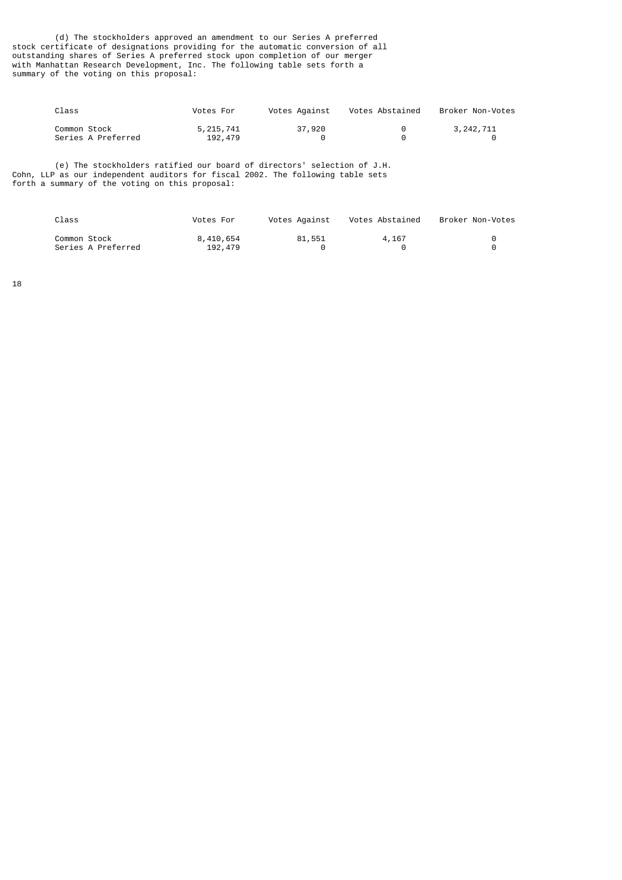(d) The stockholders approved an amendment to our Series A preferred stock certificate of designations providing for the automatic conversion of all outstanding shares of Series A preferred stock upon completion of our merger with Manhattan Research Development, Inc. The following table sets forth a summary of the voting on this proposal:

| Class | Votes For | Votes Against | Votes Abstained | Broker Non-Votes |
|---|---|---|---|---|
| Common Stock | 5,215,741 | 37,920 | 0 | 3,242,711 |
| Series A Preferred | 192,479 | 0 | 0 | 0 |

(e) The stockholders ratified our board of directors' selection of J.H. Cohn, LLP as our independent auditors for fiscal 2002. The following table sets forth a summary of the voting on this proposal:

| Class | Votes For | Votes Against | Votes Abstained | Broker Non-Votes |
|---|---|---|---|---|
| Common Stock | 8,410,654 | 81,551 | 4,167 | 0 |
| Series A Preferred | 192,479 | 0 | 0 | 0 |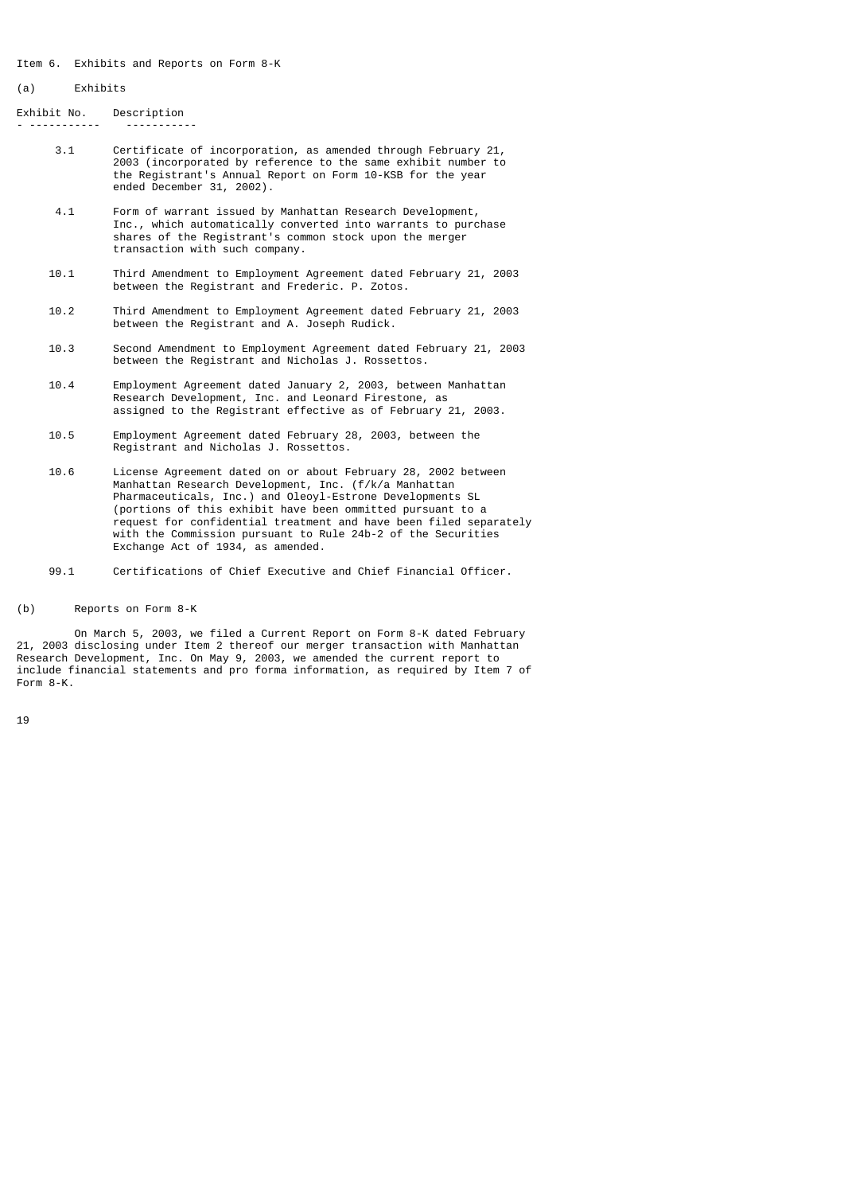Item 6. Exhibits and Reports on Form 8-K

(a) Exhibits

| Exhibit No. | Description |
| --- | --- |
| 3.1 | Certificate of incorporation, as amended through February 21, 2003 (incorporated by reference to the same exhibit number to the Registrant's Annual Report on Form 10-KSB for the year ended December 31, 2002). |
| 4.1 | Form of warrant issued by Manhattan Research Development, Inc., which automatically converted into warrants to purchase shares of the Registrant's common stock upon the merger transaction with such company. |
| 10.1 | Third Amendment to Employment Agreement dated February 21, 2003 between the Registrant and Frederic. P. Zotos. |
| 10.2 | Third Amendment to Employment Agreement dated February 21, 2003 between the Registrant and A. Joseph Rudick. |
| 10.3 | Second Amendment to Employment Agreement dated February 21, 2003 between the Registrant and Nicholas J. Rossettos. |
| 10.4 | Employment Agreement dated January 2, 2003, between Manhattan Research Development, Inc. and Leonard Firestone, as assigned to the Registrant effective as of February 21, 2003. |
| 10.5 | Employment Agreement dated February 28, 2003, between the Registrant and Nicholas J. Rossettos. |
| 10.6 | License Agreement dated on or about February 28, 2002 between Manhattan Research Development, Inc. (f/k/a Manhattan Pharmaceuticals, Inc.) and Oleoyl-Estrone Developments SL (portions of this exhibit have been ommitted pursuant to a request for confidential treatment and have been filed separately with the Commission pursuant to Rule 24b-2 of the Securities Exchange Act of 1934, as amended. |
| 99.1 | Certifications of Chief Executive and Chief Financial Officer. |

(b) Reports on Form 8-K

On March 5, 2003, we filed a Current Report on Form 8-K dated February 21, 2003 disclosing under Item 2 thereof our merger transaction with Manhattan Research Development, Inc. On May 9, 2003, we amended the current report to include financial statements and pro forma information, as required by Item 7 of Form 8-K.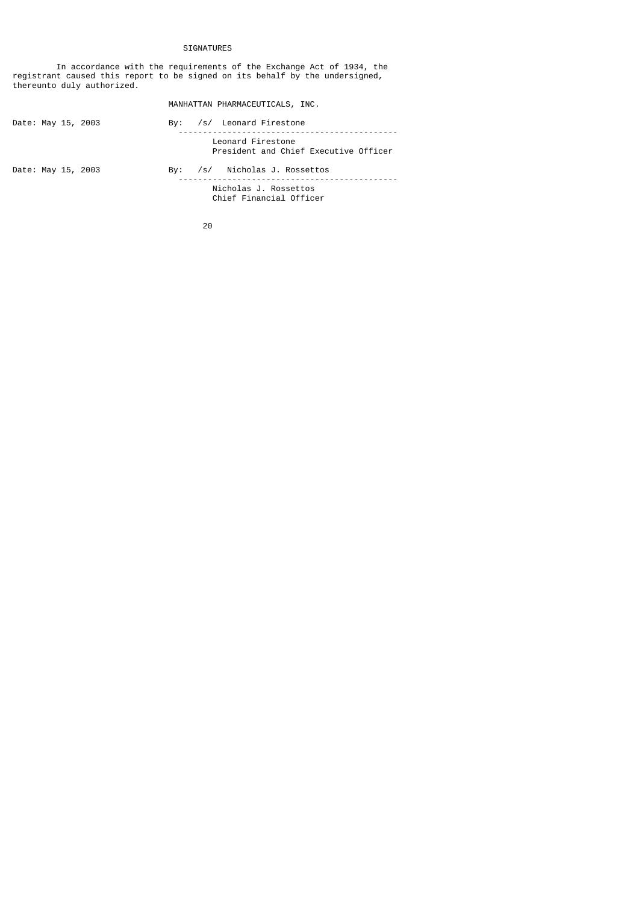# SIGNATURES

In accordance with the requirements of the Exchange Act of 1934, the registrant caused this report to be signed on its behalf by the undersigned, thereunto duly authorized.

MANHATTAN PHARMACEUTICALS, INC.

Date: May 15, 2003 By: /s/ Leonard Firestone

Leonard Firestone
President and Chief Executive Officer

Date: May 15, 2003 By: /s/ Nicholas J. Rossettos

Nicholas J. Rossettos
Chief Financial Officer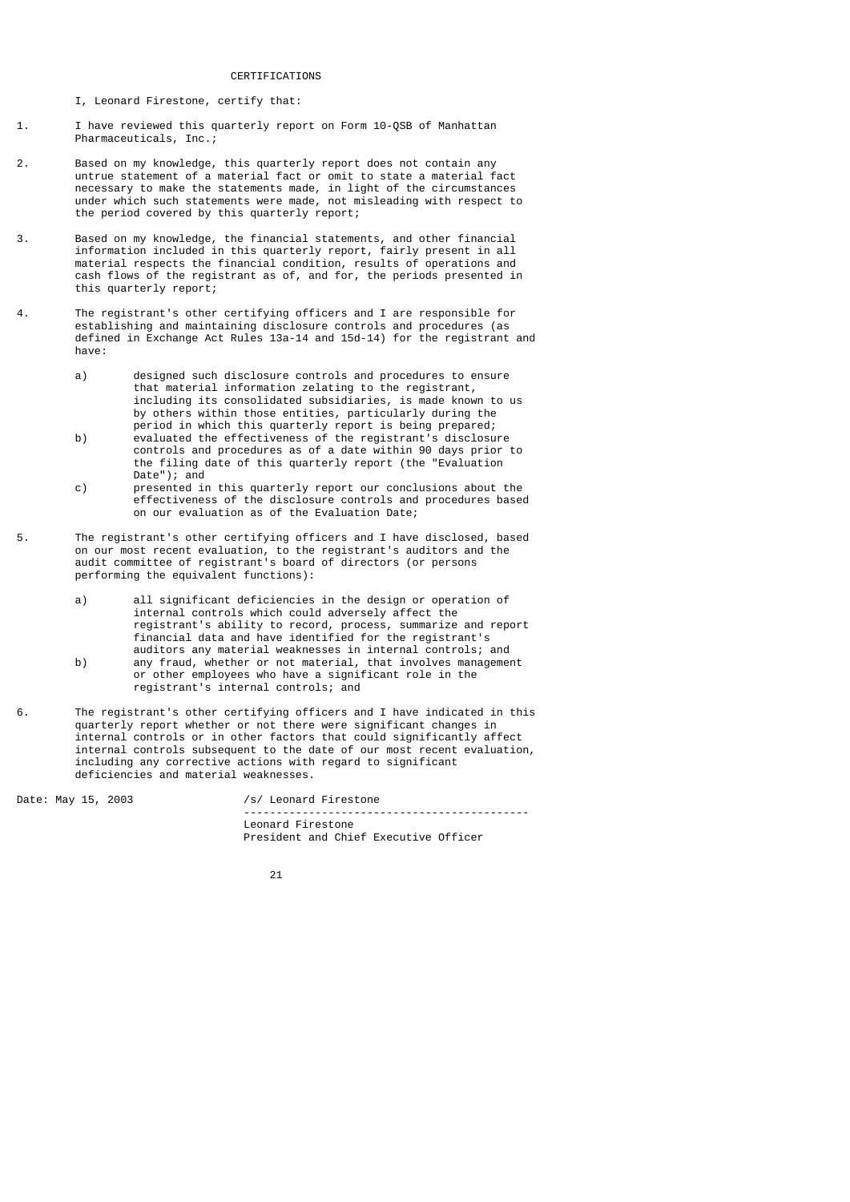# CERTIFICATIONS

I, Leonard Firestone, certify that:

1. I have reviewed this quarterly report on Form 10-QSB of Manhattan Pharmaceuticals, Inc.;

2. Based on my knowledge, this quarterly report does not contain any untrue statement of a material fact or omit to state a material fact necessary to make the statements made, in light of the circumstances under which such statements were made, not misleading with respect to the period covered by this quarterly report;

3. Based on my knowledge, the financial statements, and other financial information included in this quarterly report, fairly present in all material respects the financial condition, results of operations and cash flows of the registrant as of, and for, the periods presented in this quarterly report;

4. The registrant's other certifying officers and I are responsible for establishing and maintaining disclosure controls and procedures (as defined in Exchange Act Rules 13a-14 and 15d-14) for the registrant and have:

   a) designed such disclosure controls and procedures to ensure that material information zelating to the registrant, including its consolidated subsidiaries, is made known to us by others within those entities, particularly during the period in which this quarterly report is being prepared;
   b) evaluated the effectiveness of the registrant's disclosure controls and procedures as of a date within 90 days prior to the filing date of this quarterly report (the "Evaluation Date"); and
   c) presented in this quarterly report our conclusions about the effectiveness of the disclosure controls and procedures based on our evaluation as of the Evaluation Date;

5. The registrant's other certifying officers and I have disclosed, based on our most recent evaluation, to the registrant's auditors and the audit committee of registrant's board of directors (or persons performing the equivalent functions):

   a) all significant deficiencies in the design or operation of internal controls which could adversely affect the registrant's ability to record, process, summarize and report financial data and have identified for the registrant's auditors any material weaknesses in internal controls; and
   b) any fraud, whether or not material, that involves management or other employees who have a significant role in the registrant's internal controls; and

6. The registrant's other certifying officers and I have indicated in this quarterly report whether or not there were significant changes in internal controls or in other factors that could significantly affect internal controls subsequent to the date of our most recent evaluation, including any corrective actions with regard to significant deficiencies and material weaknesses.

Date: May 15, 2003

/s/ Leonard Firestone

Leonard Firestone
President and Chief Executive Officer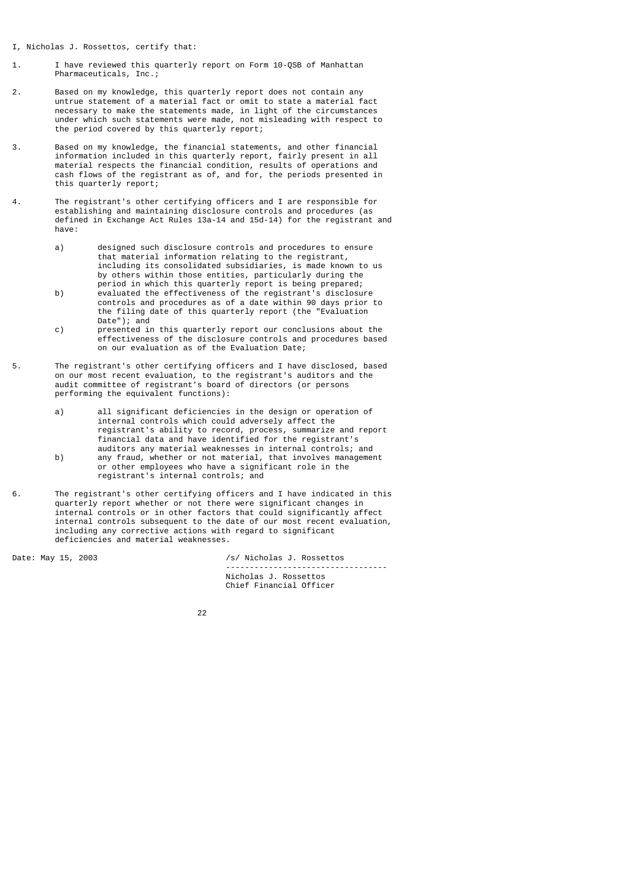I, Nicholas J. Rossettos, certify that:

1. I have reviewed this quarterly report on Form 10-QSB of Manhattan Pharmaceuticals, Inc.;

2. Based on my knowledge, this quarterly report does not contain any untrue statement of a material fact or omit to state a material fact necessary to make the statements made, in light of the circumstances under which such statements were made, not misleading with respect to the period covered by this quarterly report;

3. Based on my knowledge, the financial statements, and other financial information included in this quarterly report, fairly present in all material respects the financial condition, results of operations and cash flows of the registrant as of, and for, the periods presented in this quarterly report;

4. The registrant's other certifying officers and I are responsible for establishing and maintaining disclosure controls and procedures (as defined in Exchange Act Rules 13a-14 and 15d-14) for the registrant and have:

   a) designed such disclosure controls and procedures to ensure that material information relating to the registrant, including its consolidated subsidiaries, is made known to us by others within those entities, particularly during the period in which this quarterly report is being prepared;

   b) evaluated the effectiveness of the registrant's disclosure controls and procedures as of a date within 90 days prior to the filing date of this quarterly report (the "Evaluation Date"); and

   c) presented in this quarterly report our conclusions about the effectiveness of the disclosure controls and procedures based on our evaluation as of the Evaluation Date;

5. The registrant's other certifying officers and I have disclosed, based on our most recent evaluation, to the registrant's auditors and the audit committee of registrant's board of directors (or persons performing the equivalent functions):

   a) all significant deficiencies in the design or operation of internal controls which could adversely affect the registrant's ability to record, process, summarize and report financial data and have identified for the registrant's auditors any material weaknesses in internal controls; and

   b) any fraud, whether or not material, that involves management or other employees who have a significant role in the registrant's internal controls; and

6. The registrant's other certifying officers and I have indicated in this quarterly report whether or not there were significant changes in internal controls or in other factors that could significantly affect internal controls subsequent to the date of our most recent evaluation, including any corrective actions with regard to significant deficiencies and material weaknesses.

Date: May 15, 2003

/s/ Nicholas J. Rossettos

---

Nicholas J. Rossettos
Chief Financial Officer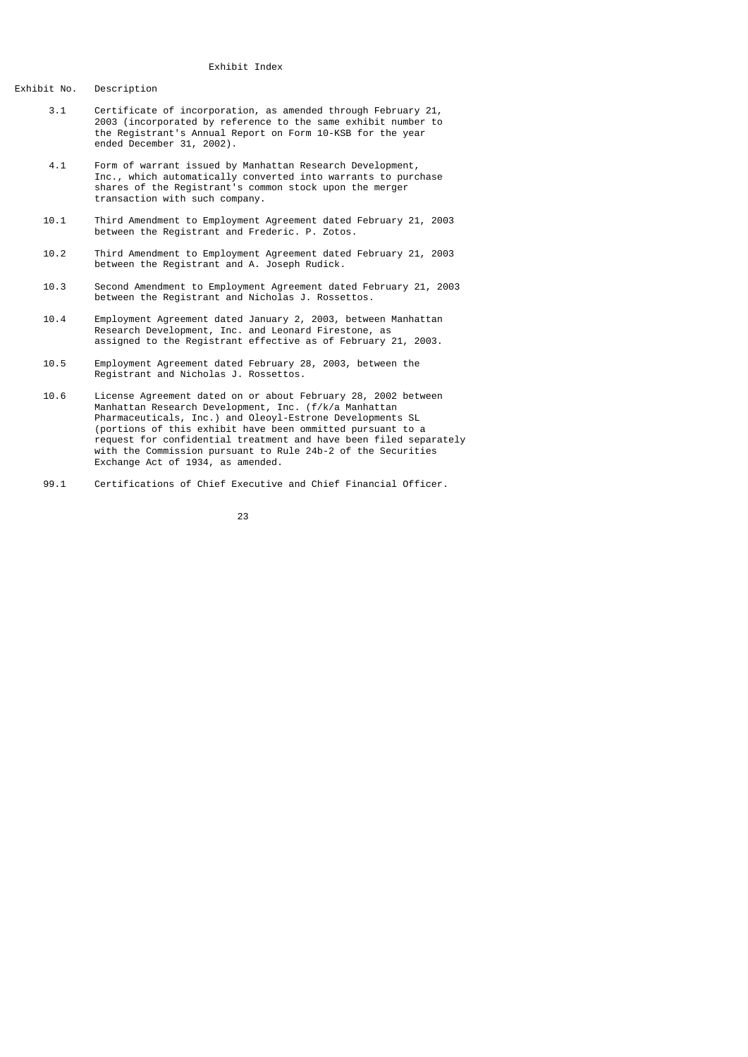# Exhibit Index

| Exhibit No. | Description |
|---|---|
| 3.1 | Certificate of incorporation, as amended through February 21, 2003 (incorporated by reference to the same exhibit number to the Registrant's Annual Report on Form 10-KSB for the year ended December 31, 2002). |
| 4.1 | Form of warrant issued by Manhattan Research Development, Inc., which automatically converted into warrants to purchase shares of the Registrant's common stock upon the merger transaction with such company. |
| 10.1 | Third Amendment to Employment Agreement dated February 21, 2003 between the Registrant and Frederic. P. Zotos. |
| 10.2 | Third Amendment to Employment Agreement dated February 21, 2003 between the Registrant and A. Joseph Rudick. |
| 10.3 | Second Amendment to Employment Agreement dated February 21, 2003 between the Registrant and Nicholas J. Rossettos. |
| 10.4 | Employment Agreement dated January 2, 2003, between Manhattan Research Development, Inc. and Leonard Firestone, as assigned to the Registrant effective as of February 21, 2003. |
| 10.5 | Employment Agreement dated February 28, 2003, between the Registrant and Nicholas J. Rossettos. |
| 10.6 | License Agreement dated on or about February 28, 2002 between Manhattan Research Development, Inc. (f/k/a Manhattan Pharmaceuticals, Inc.) and Oleoyl-Estrone Developments SL (portions of this exhibit have been ommitted pursuant to a request for confidential treatment and have been filed separately with the Commission pursuant to Rule 24b-2 of the Securities Exchange Act of 1934, as amended. |
| 99.1 | Certifications of Chief Executive and Chief Financial Officer. |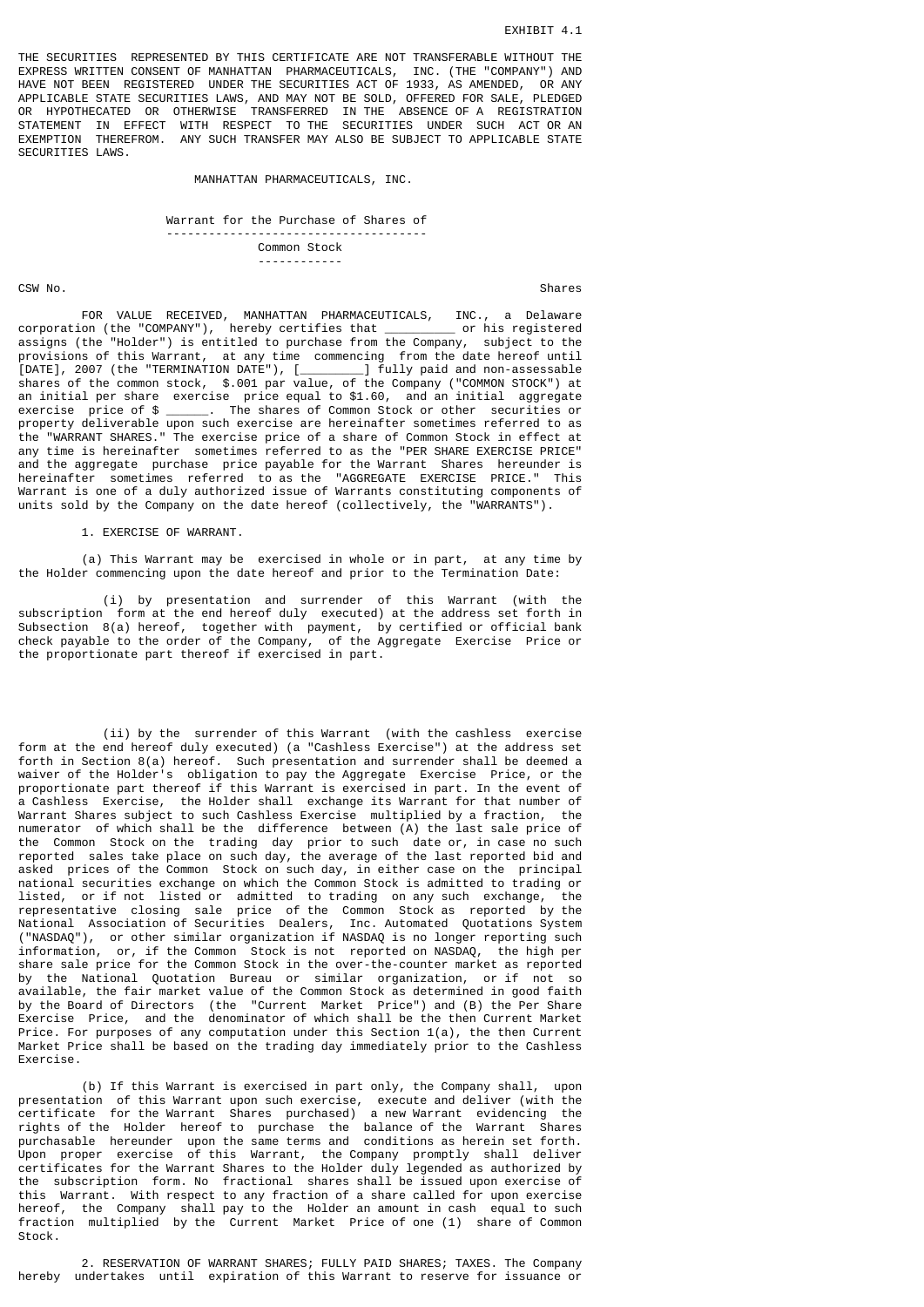EXHIBIT 4.1

THE SECURITIES REPRESENTED BY THIS CERTIFICATE ARE NOT TRANSFERABLE WITHOUT THE EXPRESS WRITTEN CONSENT OF MANHATTAN PHARMACEUTICALS, INC. (THE "COMPANY") AND HAVE NOT BEEN REGISTERED UNDER THE SECURITIES ACT OF 1933, AS AMENDED, OR ANY APPLICABLE STATE SECURITIES LAWS, AND MAY NOT BE SOLD, OFFERED FOR SALE, PLEDGED OR HYPOTHECATED OR OTHERWISE TRANSFERRED IN THE ABSENCE OF A REGISTRATION STATEMENT IN EFFECT WITH RESPECT TO THE SECURITIES UNDER SUCH ACT OR AN EXEMPTION THEREFROM. ANY SUCH TRANSFER MAY ALSO BE SUBJECT TO APPLICABLE STATE SECURITIES LAWS.

MANHATTAN PHARMACEUTICALS, INC.

Warrant for the Purchase of Shares of
Common Stock

CSW No. Shares

FOR VALUE RECEIVED, MANHATTAN PHARMACEUTICALS, INC., a Delaware corporation (the "COMPANY"), hereby certifies that _________ or his registered assigns (the "Holder") is entitled to purchase from the Company, subject to the provisions of this Warrant, at any time commencing from the date hereof until [DATE], 2007 (the "TERMINATION DATE"), [_________] fully paid and non-assessable shares of the common stock, $.001 par value, of the Company ("COMMON STOCK") at an initial per share exercise price equal to $1.60, and an initial aggregate exercise price of $ ______. The shares of Common Stock or other securities or property deliverable upon such exercise are hereinafter sometimes referred to as the "WARRANT SHARES." The exercise price of a share of Common Stock in effect at any time is hereinafter sometimes referred to as the "PER SHARE EXERCISE PRICE" and the aggregate purchase price payable for the Warrant Shares hereunder is hereinafter sometimes referred to as the "AGGREGATE EXERCISE PRICE." This Warrant is one of a duly authorized issue of Warrants constituting components of units sold by the Company on the date hereof (collectively, the "WARRANTS").

1. EXERCISE OF WARRANT.

(a) This Warrant may be exercised in whole or in part, at any time by the Holder commencing upon the date hereof and prior to the Termination Date:

(i) by presentation and surrender of this Warrant (with the subscription form at the end hereof duly executed) at the address set forth in Subsection 8(a) hereof, together with payment, by certified or official bank check payable to the order of the Company, of the Aggregate Exercise Price or the proportionate part thereof if exercised in part.

(ii) by the surrender of this Warrant (with the cashless exercise form at the end hereof duly executed) (a "Cashless Exercise") at the address set forth in Section 8(a) hereof. Such presentation and surrender shall be deemed a waiver of the Holder's obligation to pay the Aggregate Exercise Price, or the proportionate part thereof if this Warrant is exercised in part. In the event of a Cashless Exercise, the Holder shall exchange its Warrant for that number of Warrant Shares subject to such Cashless Exercise multiplied by a fraction, the numerator of which shall be the difference between (A) the last sale price of the Common Stock on the trading day prior to such date or, in case no such reported sales take place on such day, the average of the last reported bid and asked prices of the Common Stock on such day, in either case on the principal national securities exchange on which the Common Stock is admitted to trading or listed, or if not listed or admitted to trading on any such exchange, the representative closing sale price of the Common Stock as reported by the National Association of Securities Dealers, Inc. Automated Quotations System ("NASDAQ"), or other similar organization if NASDAQ is no longer reporting such information, or, if the Common Stock is not reported on NASDAQ, the high per share sale price for the Common Stock in the over-the-counter market as reported by the National Quotation Bureau or similar organization, or if not so available, the fair market value of the Common Stock as determined in good faith by the Board of Directors (the "Current Market Price") and (B) the Per Share Exercise Price, and the denominator of which shall be the then Current Market Price. For purposes of any computation under this Section 1(a), the then Current Market Price shall be based on the trading day immediately prior to the Cashless Exercise.

(b) If this Warrant is exercised in part only, the Company shall, upon presentation of this Warrant upon such exercise, execute and deliver (with the certificate for the Warrant Shares purchased) a new Warrant evidencing the rights of the Holder hereof to purchase the balance of the Warrant Shares purchasable hereunder upon the same terms and conditions as herein set forth. Upon proper exercise of this Warrant, the Company promptly shall deliver certificates for the Warrant Shares to the Holder duly legended as authorized by the subscription form. No fractional shares shall be issued upon exercise of this Warrant. With respect to any fraction of a share called for upon exercise hereof, the Company shall pay to the Holder an amount in cash equal to such fraction multiplied by the Current Market Price of one (1) share of Common Stock.

2. RESERVATION OF WARRANT SHARES; FULLY PAID SHARES; TAXES. The Company hereby undertakes until expiration of this Warrant to reserve for issuance or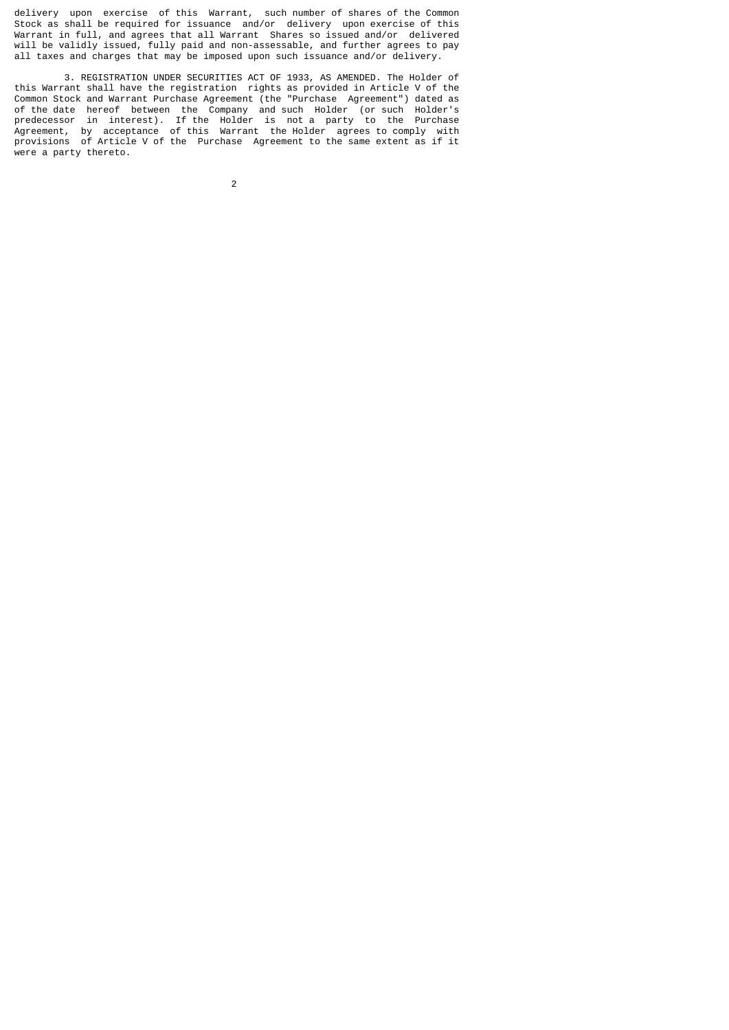delivery upon exercise of this Warrant, such number of shares of the Common Stock as shall be required for issuance and/or delivery upon exercise of this Warrant in full, and agrees that all Warrant Shares so issued and/or delivered will be validly issued, fully paid and non-assessable, and further agrees to pay all taxes and charges that may be imposed upon such issuance and/or delivery.

3. REGISTRATION UNDER SECURITIES ACT OF 1933, AS AMENDED. The Holder of this Warrant shall have the registration rights as provided in Article V of the Common Stock and Warrant Purchase Agreement (the "Purchase Agreement") dated as of the date hereof between the Company and such Holder (or such Holder's predecessor in interest). If the Holder is not a party to the Purchase Agreement, by acceptance of this Warrant the Holder agrees to comply with provisions of Article V of the Purchase Agreement to the same extent as if it were a party thereto.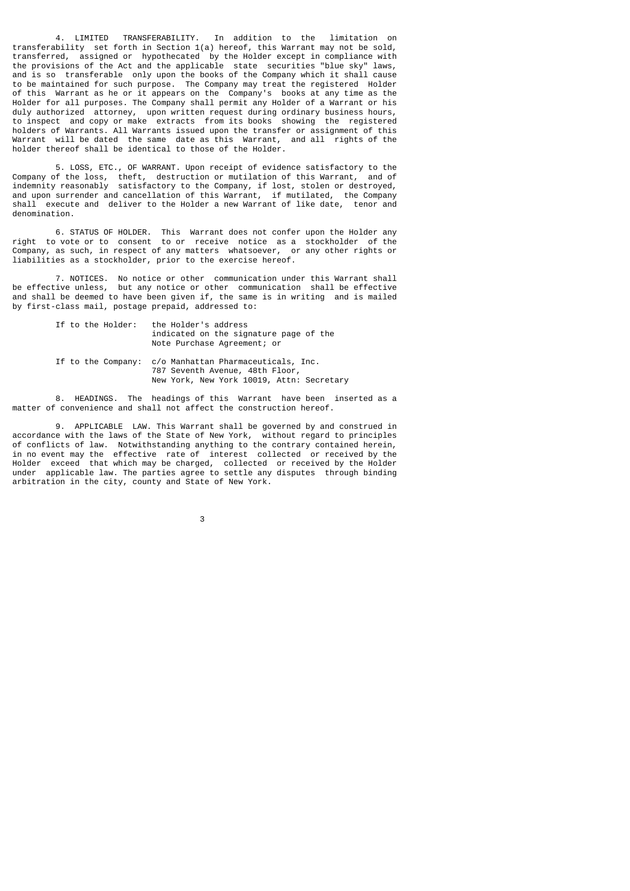4. LIMITED TRANSFERABILITY. In addition to the limitation on transferability set forth in Section 1(a) hereof, this Warrant may not be sold, transferred, assigned or hypothecated by the Holder except in compliance with the provisions of the Act and the applicable state securities "blue sky" laws, and is so transferable only upon the books of the Company which it shall cause to be maintained for such purpose. The Company may treat the registered Holder of this Warrant as he or it appears on the Company's books at any time as the Holder for all purposes. The Company shall permit any Holder of a Warrant or his duly authorized attorney, upon written request during ordinary business hours, to inspect and copy or make extracts from its books showing the registered holders of Warrants. All Warrants issued upon the transfer or assignment of this Warrant will be dated the same date as this Warrant, and all rights of the holder thereof shall be identical to those of the Holder.

5. LOSS, ETC., OF WARRANT. Upon receipt of evidence satisfactory to the Company of the loss, theft, destruction or mutilation of this Warrant, and of indemnity reasonably satisfactory to the Company, if lost, stolen or destroyed, and upon surrender and cancellation of this Warrant, if mutilated, the Company shall execute and deliver to the Holder a new Warrant of like date, tenor and denomination.

6. STATUS OF HOLDER. This Warrant does not confer upon the Holder any right to vote or to consent to or receive notice as a stockholder of the Company, as such, in respect of any matters whatsoever, or any other rights or liabilities as a stockholder, prior to the exercise hereof.

7. NOTICES. No notice or other communication under this Warrant shall be effective unless, but any notice or other communication shall be effective and shall be deemed to have been given if, the same is in writing and is mailed by first-class mail, postage prepaid, addressed to:

If to the Holder: the Holder's address
indicated on the signature page of the
Note Purchase Agreement; or

If to the Company: c/o Manhattan Pharmaceuticals, Inc.
787 Seventh Avenue, 48th Floor,
New York, New York 10019, Attn: Secretary

8. HEADINGS. The headings of this Warrant have been inserted as a matter of convenience and shall not affect the construction hereof.

9. APPLICABLE LAW. This Warrant shall be governed by and construed in accordance with the laws of the State of New York, without regard to principles of conflicts of law. Notwithstanding anything to the contrary contained herein, in no event may the effective rate of interest collected or received by the Holder exceed that which may be charged, collected or received by the Holder under applicable law. The parties agree to settle any disputes through binding arbitration in the city, county and State of New York.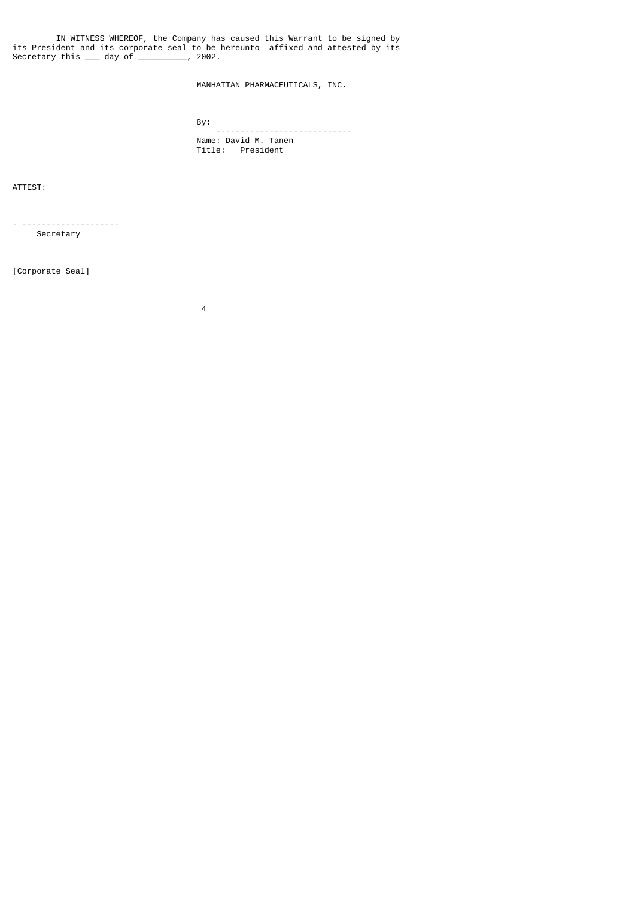IN WITNESS WHEREOF, the Company has caused this Warrant to be signed by its President and its corporate seal to be hereunto affixed and attested by its Secretary this ___ day of __________, 2002.

MANHATTAN PHARMACEUTICALS, INC.

By: ____________________________

Name: David M. Tanen

Title: President

ATTEST:

____________________

Secretary

[Corporate Seal]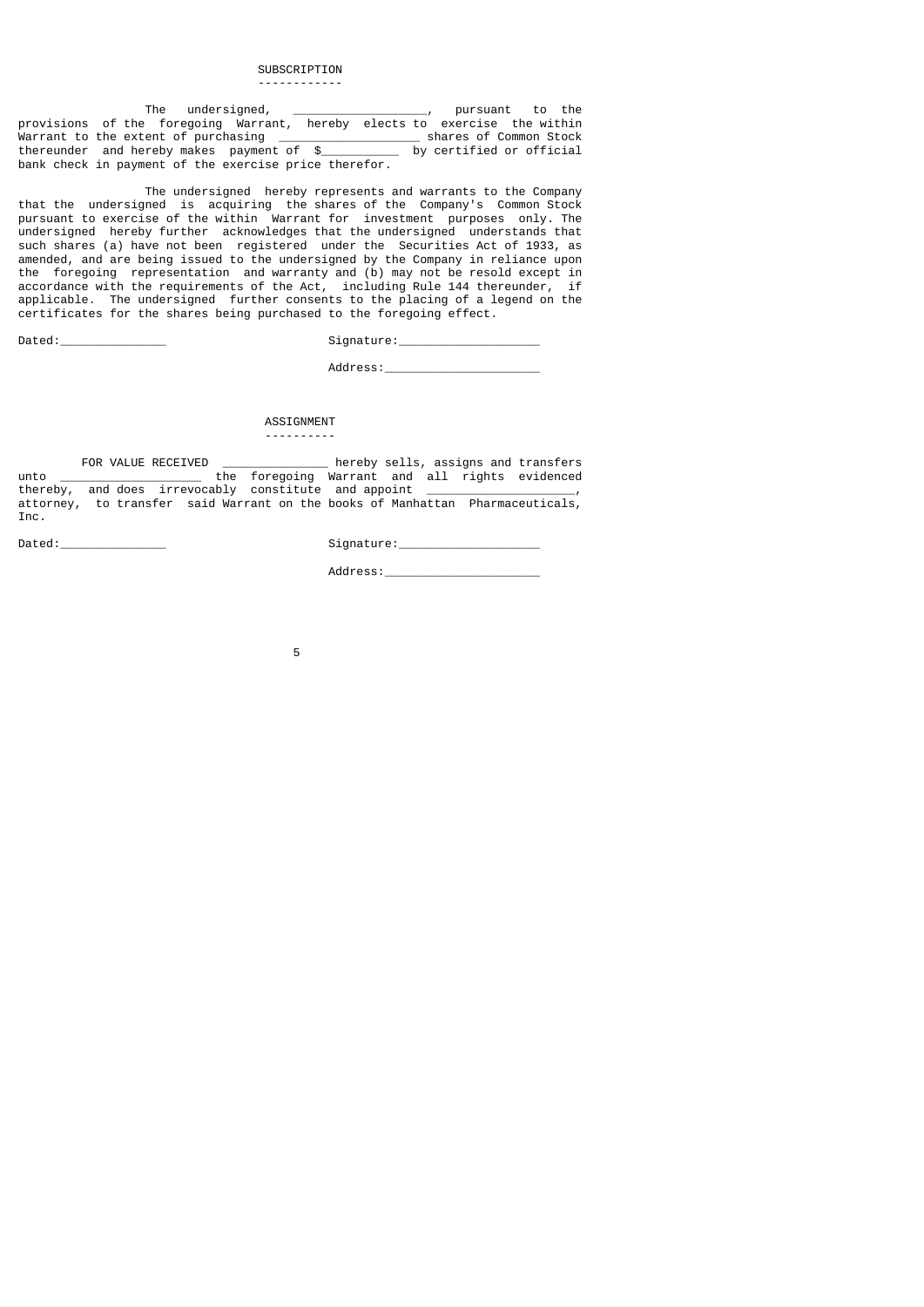## SUBSCRIPTION

The undersigned, ____________________, pursuant to the provisions of the foregoing Warrant, hereby elects to exercise the within Warrant to the extent of purchasing ____________________ shares of Common Stock thereunder and hereby makes payment of $___________ by certified or official bank check in payment of the exercise price therefor.

The undersigned hereby represents and warrants to the Company that the undersigned is acquiring the shares of the Company's Common Stock pursuant to exercise of the within Warrant for investment purposes only. The undersigned hereby further acknowledges that the undersigned understands that such shares (a) have not been registered under the Securities Act of 1933, as amended, and are being issued to the undersigned by the Company in reliance upon the foregoing representation and warranty and (b) may not be resold except in accordance with the requirements of the Act, including Rule 144 thereunder, if applicable. The undersigned further consents to the placing of a legend on the certificates for the shares being purchased to the foregoing effect.

Dated:_______________ Signature:____________________

Address:______________________

## ASSIGNMENT

FOR VALUE RECEIVED _______________ hereby sells, assigns and transfers unto ____________________ the foregoing Warrant and all rights evidenced thereby, and does irrevocably constitute and appoint _____________________, attorney, to transfer said Warrant on the books of Manhattan Pharmaceuticals, Inc.

Dated:_______________ Signature:____________________

Address:______________________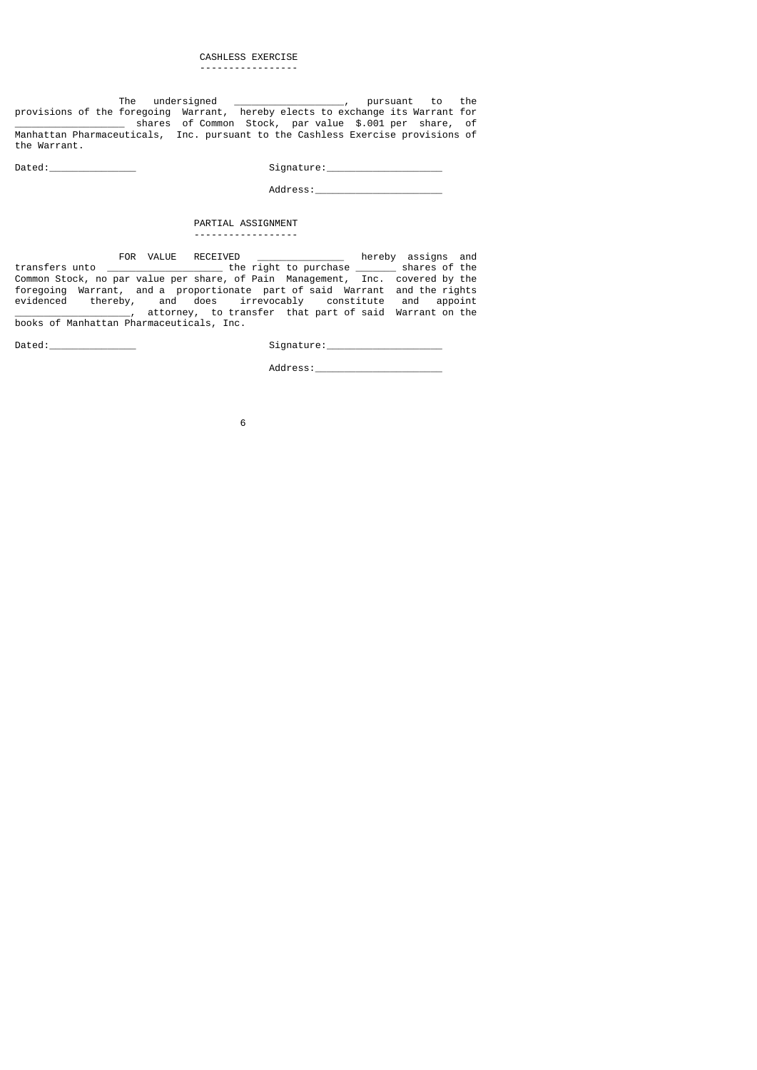## CASHLESS EXERCISE

The undersigned ___________________, pursuant to the provisions of the foregoing Warrant, hereby elects to exchange its Warrant for ___________________ shares of Common Stock, par value $.001 per share, of Manhattan Pharmaceuticals, Inc. pursuant to the Cashless Exercise provisions of the Warrant.

Dated:_______________ Signature:____________________

Address:______________________

## PARTIAL ASSIGNMENT

FOR VALUE RECEIVED _______________ hereby assigns and transfers unto ____________________ the right to purchase _______ shares of the Common Stock, no par value per share, of Pain Management, Inc. covered by the foregoing Warrant, and a proportionate part of said Warrant and the rights evidenced thereby, and does irrevocably constitute and appoint ____________________, attorney, to transfer that part of said Warrant on the books of Manhattan Pharmaceuticals, Inc.

Dated:_______________ Signature:____________________

Address:______________________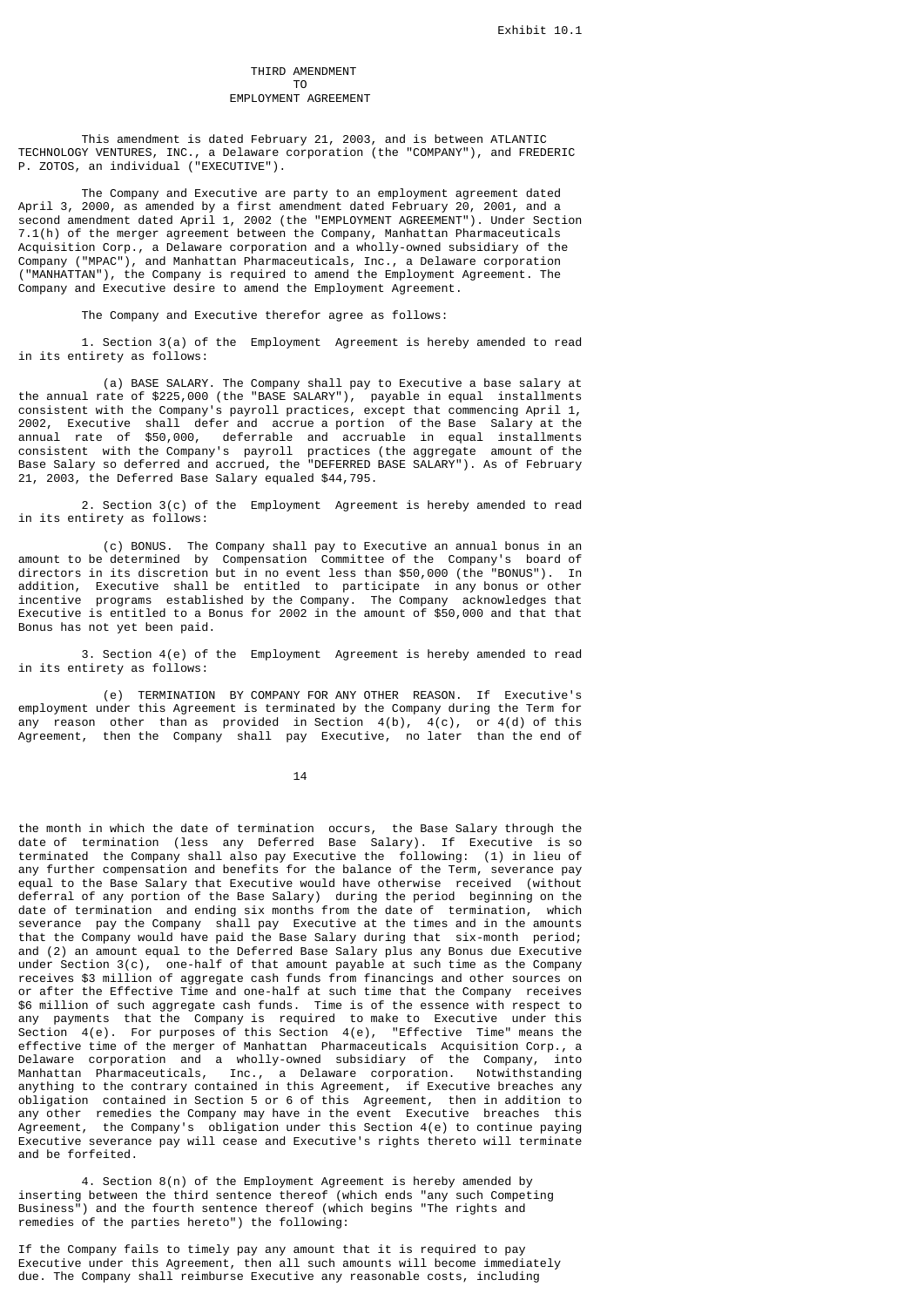Exhibit 10.1

# THIRD AMENDMENT
# TO
# EMPLOYMENT AGREEMENT

This amendment is dated February 21, 2003, and is between ATLANTIC TECHNOLOGY VENTURES, INC., a Delaware corporation (the "COMPANY"), and FREDERIC P. ZOTOS, an individual ("EXECUTIVE").

The Company and Executive are party to an employment agreement dated April 3, 2000, as amended by a first amendment dated February 20, 2001, and a second amendment dated April 1, 2002 (the "EMPLOYMENT AGREEMENT"). Under Section 7.1(h) of the merger agreement between the Company, Manhattan Pharmaceuticals Acquisition Corp., a Delaware corporation and a wholly-owned subsidiary of the Company ("MPAC"), and Manhattan Pharmaceuticals, Inc., a Delaware corporation ("MANHATTAN"), the Company is required to amend the Employment Agreement. The Company and Executive desire to amend the Employment Agreement.

The Company and Executive therefor agree as follows:

1. Section 3(a) of the Employment Agreement is hereby amended to read in its entirety as follows:

(a) BASE SALARY. The Company shall pay to Executive a base salary at the annual rate of $225,000 (the "BASE SALARY"), payable in equal installments consistent with the Company's payroll practices, except that commencing April 1, 2002, Executive shall defer and accrue a portion of the Base Salary at the annual rate of $50,000, deferrable and accruable in equal installments consistent with the Company's payroll practices (the aggregate amount of the Base Salary so deferred and accrued, the "DEFERRED BASE SALARY"). As of February 21, 2003, the Deferred Base Salary equaled $44,795.

2. Section 3(c) of the Employment Agreement is hereby amended to read in its entirety as follows:

(c) BONUS. The Company shall pay to Executive an annual bonus in an amount to be determined by Compensation Committee of the Company's board of directors in its discretion but in no event less than $50,000 (the "BONUS"). In addition, Executive shall be entitled to participate in any bonus or other incentive programs established by the Company. The Company acknowledges that Executive is entitled to a Bonus for 2002 in the amount of $50,000 and that that Bonus has not yet been paid.

3. Section 4(e) of the Employment Agreement is hereby amended to read in its entirety as follows:

(e) TERMINATION BY COMPANY FOR ANY OTHER REASON. If Executive's employment under this Agreement is terminated by the Company during the Term for any reason other than as provided in Section 4(b), 4(c), or 4(d) of this Agreement, then the Company shall pay Executive, no later than the end of the month in which the date of termination occurs, the Base Salary through the date of termination (less any Deferred Base Salary). If Executive is so terminated the Company shall also pay Executive the following: (1) in lieu of any further compensation and benefits for the balance of the Term, severance pay equal to the Base Salary that Executive would have otherwise received (without deferral of any portion of the Base Salary) during the period beginning on the date of termination and ending six months from the date of termination, which severance pay the Company shall pay Executive at the times and in the amounts that the Company would have paid the Base Salary during that six-month period; and (2) an amount equal to the Deferred Base Salary plus any Bonus due Executive under Section 3(c), one-half of that amount payable at such time as the Company receives $3 million of aggregate cash funds from financings and other sources on or after the Effective Time and one-half at such time that the Company receives $6 million of such aggregate cash funds. Time is of the essence with respect to any payments that the Company is required to make to Executive under this Section 4(e). For purposes of this Section 4(e), "Effective Time" means the effective time of the merger of Manhattan Pharmaceuticals Acquisition Corp., a Delaware corporation and a wholly-owned subsidiary of the Company, into Manhattan Pharmaceuticals, Inc., a Delaware corporation. Notwithstanding anything to the contrary contained in this Agreement, if Executive breaches any obligation contained in Section 5 or 6 of this Agreement, then in addition to any other remedies the Company may have in the event Executive breaches this Agreement, the Company's obligation under this Section 4(e) to continue paying Executive severance pay will cease and Executive's rights thereto will terminate and be forfeited.

4. Section 8(n) of the Employment Agreement is hereby amended by inserting between the third sentence thereof (which ends "any such Competing Business") and the fourth sentence thereof (which begins "The rights and remedies of the parties hereto") the following:

If the Company fails to timely pay any amount that it is required to pay Executive under this Agreement, then all such amounts will become immediately due. The Company shall reimburse Executive any reasonable costs, including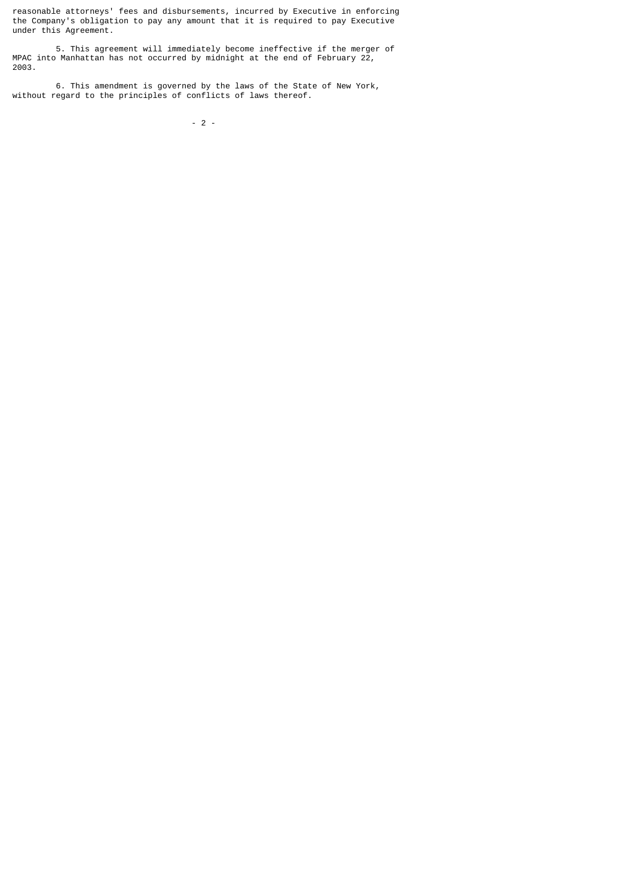reasonable attorneys' fees and disbursements, incurred by Executive in enforcing the Company's obligation to pay any amount that it is required to pay Executive under this Agreement.

5. This agreement will immediately become ineffective if the merger of MPAC into Manhattan has not occurred by midnight at the end of February 22, 2003.

6. This amendment is governed by the laws of the State of New York, without regard to the principles of conflicts of laws thereof.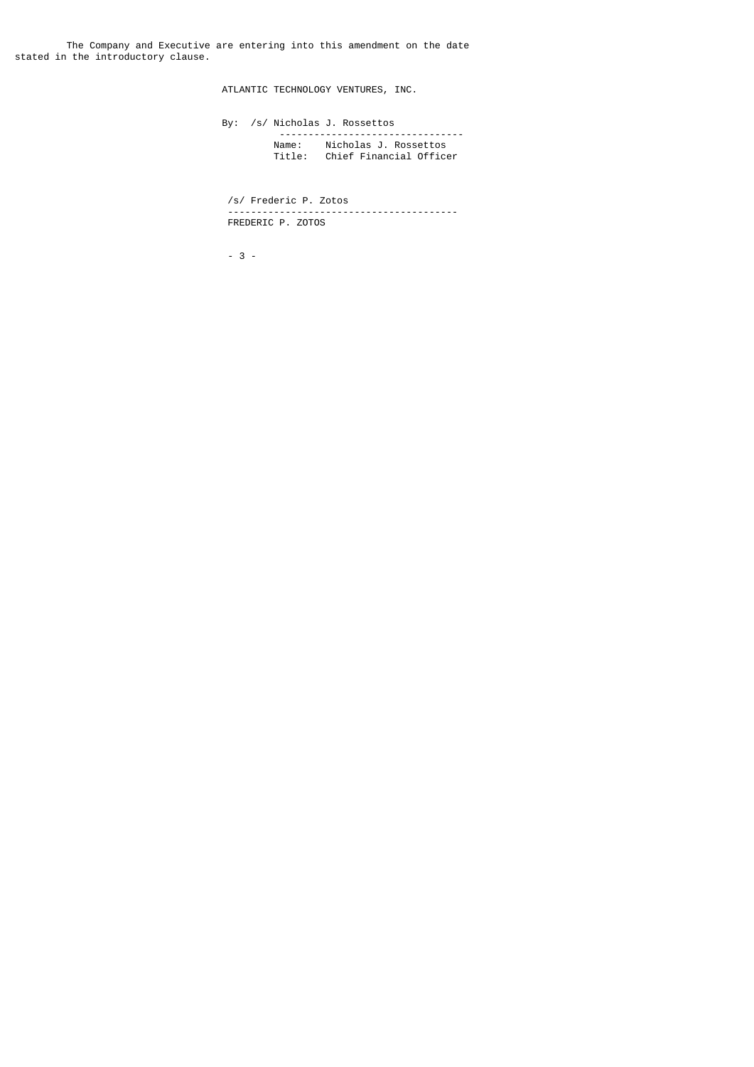The Company and Executive are entering into this amendment on the date stated in the introductory clause.

ATLANTIC TECHNOLOGY VENTURES, INC.

By: /s/ Nicholas J. Rossettos
--------------------------------
Name: Nicholas J. Rossettos
Title: Chief Financial Officer

/s/ Frederic P. Zotos
----------------------------------------
FREDERIC P. ZOTOS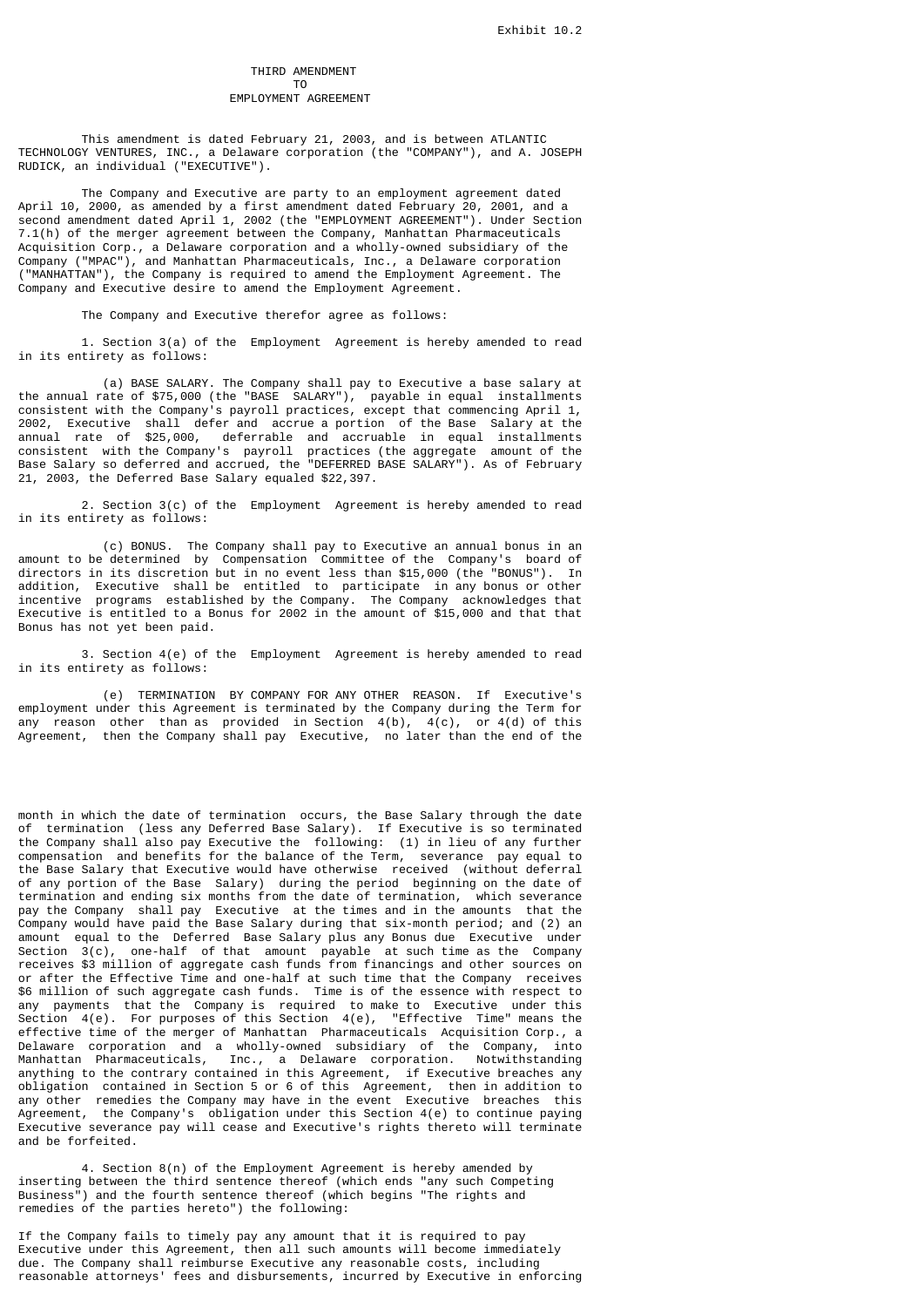Exhibit 10.2

# THIRD AMENDMENT TO EMPLOYMENT AGREEMENT

This amendment is dated February 21, 2003, and is between ATLANTIC TECHNOLOGY VENTURES, INC., a Delaware corporation (the "COMPANY"), and A. JOSEPH RUDICK, an individual ("EXECUTIVE").

The Company and Executive are party to an employment agreement dated April 10, 2000, as amended by a first amendment dated February 20, 2001, and a second amendment dated April 1, 2002 (the "EMPLOYMENT AGREEMENT"). Under Section 7.1(h) of the merger agreement between the Company, Manhattan Pharmaceuticals Acquisition Corp., a Delaware corporation and a wholly-owned subsidiary of the Company ("MPAC"), and Manhattan Pharmaceuticals, Inc., a Delaware corporation ("MANHATTAN"), the Company is required to amend the Employment Agreement. The Company and Executive desire to amend the Employment Agreement.

The Company and Executive therefor agree as follows:

1. Section 3(a) of the Employment Agreement is hereby amended to read in its entirety as follows:

(a) BASE SALARY. The Company shall pay to Executive a base salary at the annual rate of $75,000 (the "BASE SALARY"), payable in equal installments consistent with the Company's payroll practices, except that commencing April 1, 2002, Executive shall defer and accrue a portion of the Base Salary at the annual rate of $25,000, deferrable and accruable in equal installments consistent with the Company's payroll practices (the aggregate amount of the Base Salary so deferred and accrued, the "DEFERRED BASE SALARY"). As of February 21, 2003, the Deferred Base Salary equaled $22,397.

2. Section 3(c) of the Employment Agreement is hereby amended to read in its entirety as follows:

(c) BONUS. The Company shall pay to Executive an annual bonus in an amount to be determined by Compensation Committee of the Company's board of directors in its discretion but in no event less than $15,000 (the "BONUS"). In addition, Executive shall be entitled to participate in any bonus or other incentive programs established by the Company. The Company acknowledges that Executive is entitled to a Bonus for 2002 in the amount of $15,000 and that that Bonus has not yet been paid.

3. Section 4(e) of the Employment Agreement is hereby amended to read in its entirety as follows:

(e) TERMINATION BY COMPANY FOR ANY OTHER REASON. If Executive's employment under this Agreement is terminated by the Company during the Term for any reason other than as provided in Section 4(b), 4(c), or 4(d) of this Agreement, then the Company shall pay Executive, no later than the end of the month in which the date of termination occurs, the Base Salary through the date of termination (less any Deferred Base Salary). If Executive is so terminated the Company shall also pay Executive the following: (1) in lieu of any further compensation and benefits for the balance of the Term, severance pay equal to the Base Salary that Executive would have otherwise received (without deferral of any portion of the Base Salary) during the period beginning on the date of termination and ending six months from the date of termination, which severance pay the Company shall pay Executive at the times and in the amounts that the Company would have paid the Base Salary during that six-month period; and (2) an amount equal to the Deferred Base Salary plus any Bonus due Executive under Section 3(c), one-half of that amount payable at such time as the Company receives $3 million of aggregate cash funds from financings and other sources on or after the Effective Time and one-half at such time that the Company receives $6 million of such aggregate cash funds. Time is of the essence with respect to any payments that the Company is required to make to Executive under this Section 4(e). For purposes of this Section 4(e), "Effective Time" means the effective time of the merger of Manhattan Pharmaceuticals Acquisition Corp., a Delaware corporation and a wholly-owned subsidiary of the Company, into Manhattan Pharmaceuticals, Inc., a Delaware corporation. Notwithstanding anything to the contrary contained in this Agreement, if Executive breaches any obligation contained in Section 5 or 6 of this Agreement, then in addition to any other remedies the Company may have in the event Executive breaches this Agreement, the Company's obligation under this Section 4(e) to continue paying Executive severance pay will cease and Executive's rights thereto will terminate and be forfeited.

4. Section 8(n) of the Employment Agreement is hereby amended by inserting between the third sentence thereof (which ends "any such Competing Business") and the fourth sentence thereof (which begins "The rights and remedies of the parties hereto") the following:

If the Company fails to timely pay any amount that it is required to pay Executive under this Agreement, then all such amounts will become immediately due. The Company shall reimburse Executive any reasonable costs, including reasonable attorneys' fees and disbursements, incurred by Executive in enforcing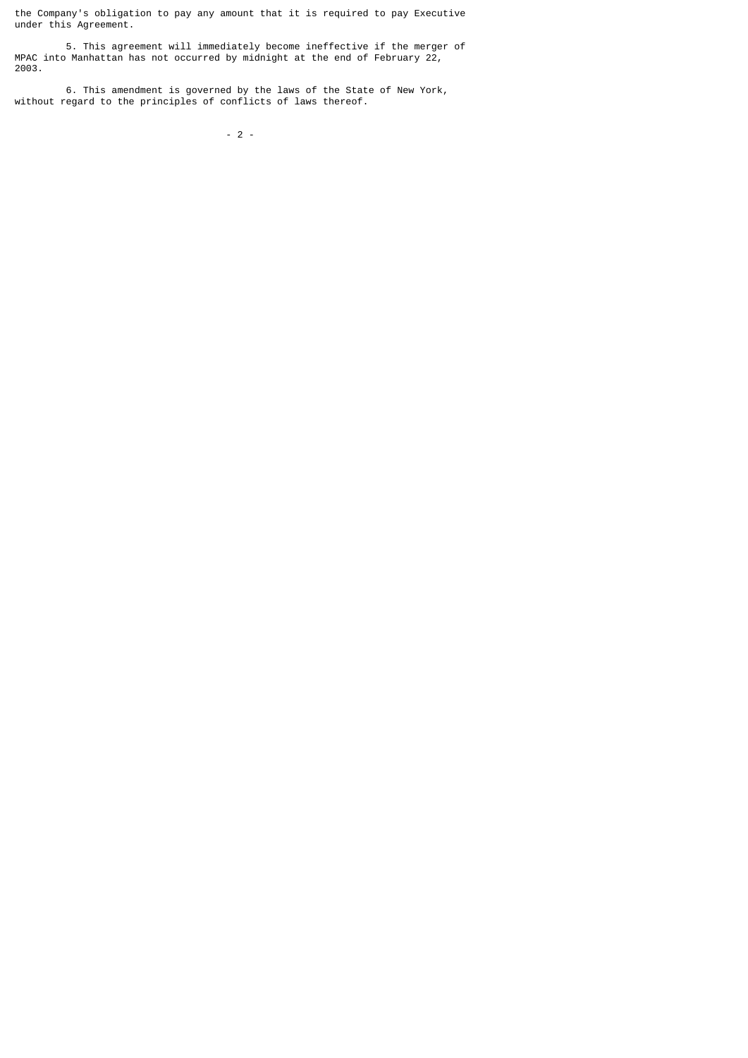the Company's obligation to pay any amount that it is required to pay Executive under this Agreement.

5. This agreement will immediately become ineffective if the merger of MPAC into Manhattan has not occurred by midnight at the end of February 22, 2003.

6. This amendment is governed by the laws of the State of New York, without regard to the principles of conflicts of laws thereof.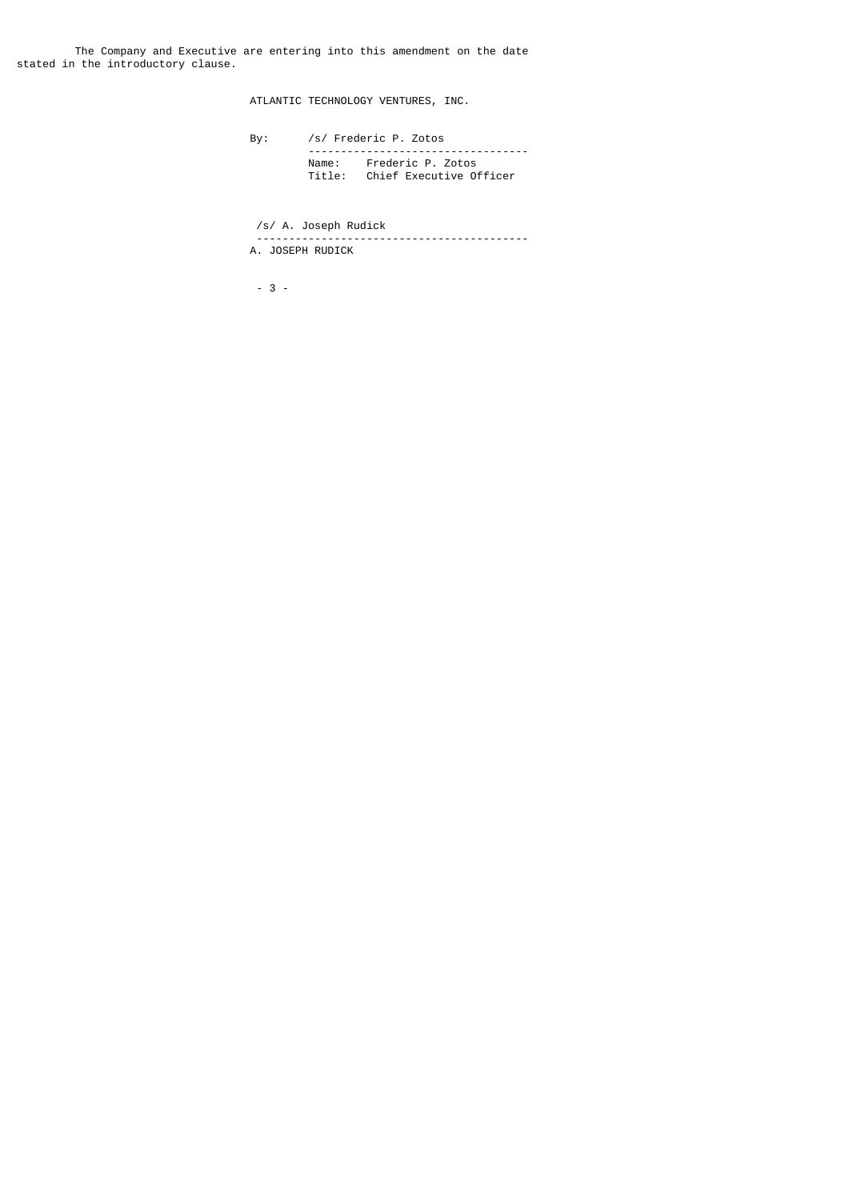The Company and Executive are entering into this amendment on the date stated in the introductory clause.

ATLANTIC TECHNOLOGY VENTURES, INC.

By: /s/ Frederic P. Zotos
Name: Frederic P. Zotos
Title: Chief Executive Officer

/s/ A. Joseph Rudick

A. JOSEPH RUDICK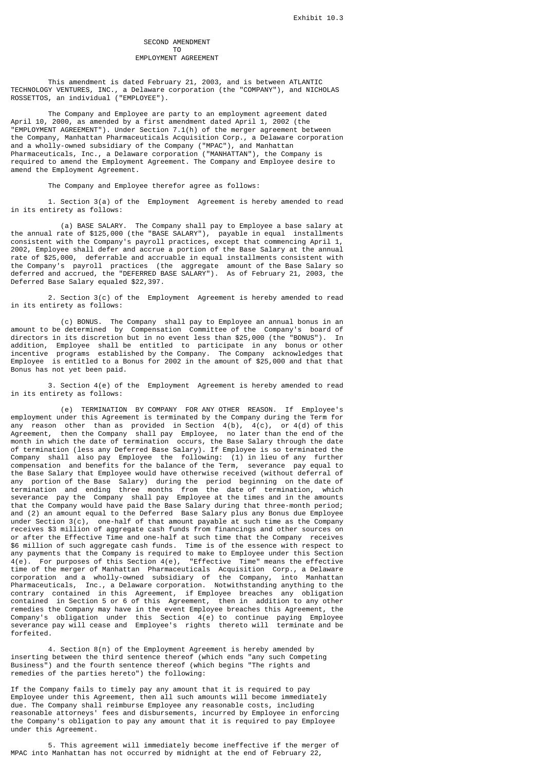Exhibit 10.3

# SECOND AMENDMENT TO EMPLOYMENT AGREEMENT

This amendment is dated February 21, 2003, and is between ATLANTIC TECHNOLOGY VENTURES, INC., a Delaware corporation (the "COMPANY"), and NICHOLAS ROSSETTOS, an individual ("EMPLOYEE").

The Company and Employee are party to an employment agreement dated April 10, 2000, as amended by a first amendment dated April 1, 2002 (the "EMPLOYMENT AGREEMENT"). Under Section 7.1(h) of the merger agreement between the Company, Manhattan Pharmaceuticals Acquisition Corp., a Delaware corporation and a wholly-owned subsidiary of the Company ("MPAC"), and Manhattan Pharmaceuticals, Inc., a Delaware corporation ("MANHATTAN"), the Company is required to amend the Employment Agreement. The Company and Employee desire to amend the Employment Agreement.

The Company and Employee therefor agree as follows:

1. Section 3(a) of the Employment Agreement is hereby amended to read in its entirety as follows:

(a) BASE SALARY. The Company shall pay to Employee a base salary at the annual rate of $125,000 (the "BASE SALARY"), payable in equal installments consistent with the Company's payroll practices, except that commencing April 1, 2002, Employee shall defer and accrue a portion of the Base Salary at the annual rate of $25,000, deferrable and accruable in equal installments consistent with the Company's payroll practices (the aggregate amount of the Base Salary so deferred and accrued, the "DEFERRED BASE SALARY"). As of February 21, 2003, the Deferred Base Salary equaled $22,397.

2. Section 3(c) of the Employment Agreement is hereby amended to read in its entirety as follows:

(c) BONUS. The Company shall pay to Employee an annual bonus in an amount to be determined by Compensation Committee of the Company's board of directors in its discretion but in no event less than $25,000 (the "BONUS"). In addition, Employee shall be entitled to participate in any bonus or other incentive programs established by the Company. The Company acknowledges that Employee is entitled to a Bonus for 2002 in the amount of $25,000 and that that Bonus has not yet been paid.

3. Section 4(e) of the Employment Agreement is hereby amended to read in its entirety as follows:

(e) TERMINATION BY COMPANY FOR ANY OTHER REASON. If Employee's employment under this Agreement is terminated by the Company during the Term for any reason other than as provided in Section 4(b), 4(c), or 4(d) of this Agreement, then the Company shall pay Employee, no later than the end of the month in which the date of termination occurs, the Base Salary through the date of termination (less any Deferred Base Salary). If Employee is so terminated the Company shall also pay Employee the following: (1) in lieu of any further compensation and benefits for the balance of the Term, severance pay equal to the Base Salary that Employee would have otherwise received (without deferral of any portion of the Base Salary) during the period beginning on the date of termination and ending three months from the date of termination, which severance pay the Company shall pay Employee at the times and in the amounts that the Company would have paid the Base Salary during that three-month period; and (2) an amount equal to the Deferred Base Salary plus any Bonus due Employee under Section 3(c), one-half of that amount payable at such time as the Company receives $3 million of aggregate cash funds from financings and other sources on or after the Effective Time and one-half at such time that the Company receives $6 million of such aggregate cash funds. Time is of the essence with respect to any payments that the Company is required to make to Employee under this Section 4(e). For purposes of this Section 4(e), "Effective Time" means the effective time of the merger of Manhattan Pharmaceuticals Acquisition Corp., a Delaware corporation and a wholly-owned subsidiary of the Company, into Manhattan Pharmaceuticals, Inc., a Delaware corporation. Notwithstanding anything to the contrary contained in this Agreement, if Employee breaches any obligation contained in Section 5 or 6 of this Agreement, then in addition to any other remedies the Company may have in the event Employee breaches this Agreement, the Company's obligation under this Section 4(e) to continue paying Employee severance pay will cease and Employee's rights thereto will terminate and be forfeited.

4. Section 8(n) of the Employment Agreement is hereby amended by inserting between the third sentence thereof (which ends "any such Competing Business") and the fourth sentence thereof (which begins "The rights and remedies of the parties hereto") the following:

If the Company fails to timely pay any amount that it is required to pay Employee under this Agreement, then all such amounts will become immediately due. The Company shall reimburse Employee any reasonable costs, including reasonable attorneys' fees and disbursements, incurred by Employee in enforcing the Company's obligation to pay any amount that it is required to pay Employee under this Agreement.

5. This agreement will immediately become ineffective if the merger of MPAC into Manhattan has not occurred by midnight at the end of February 22,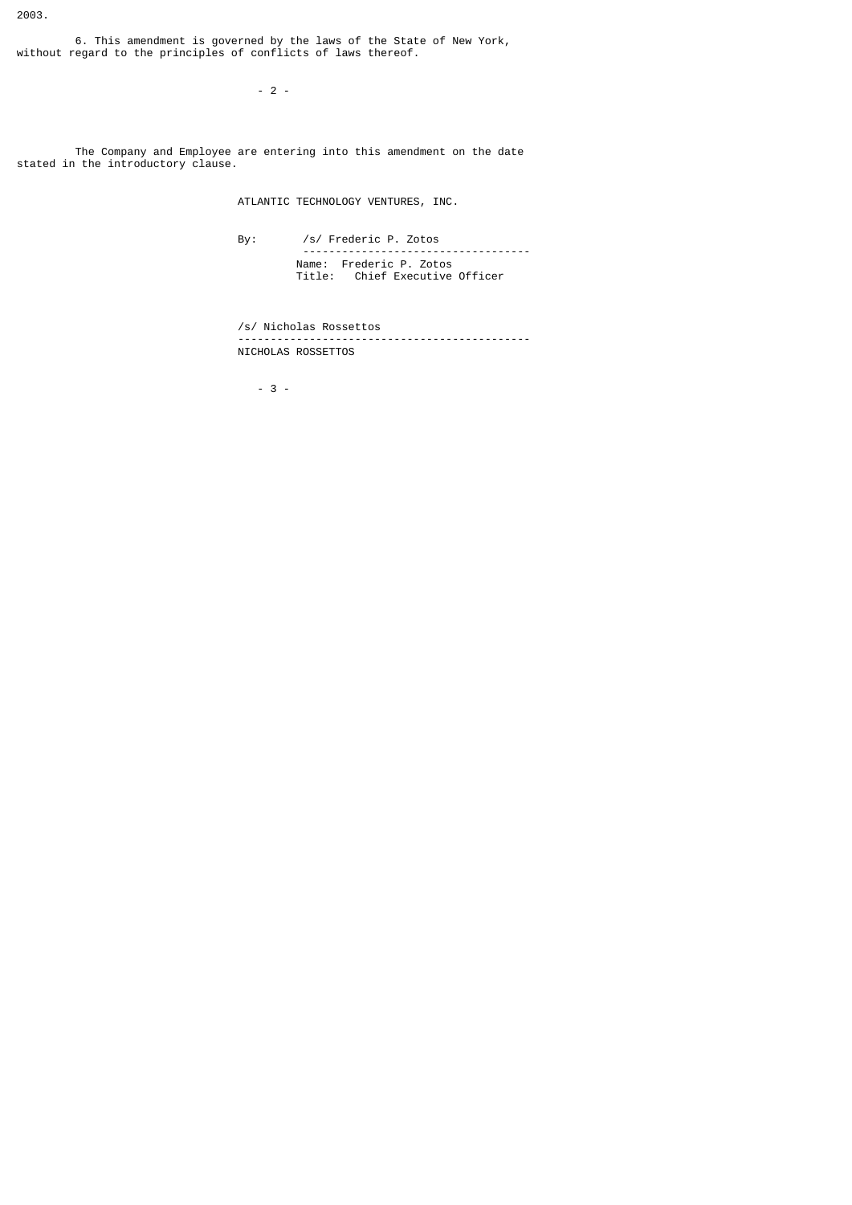2003.

6. This amendment is governed by the laws of the State of New York, without regard to the principles of conflicts of laws thereof.

The Company and Employee are entering into this amendment on the date stated in the introductory clause.

ATLANTIC TECHNOLOGY VENTURES, INC.

By: /s/ Frederic P. Zotos

Name: Frederic P. Zotos
Title: Chief Executive Officer

/s/ Nicholas Rossettos

NICHOLAS ROSSETTOS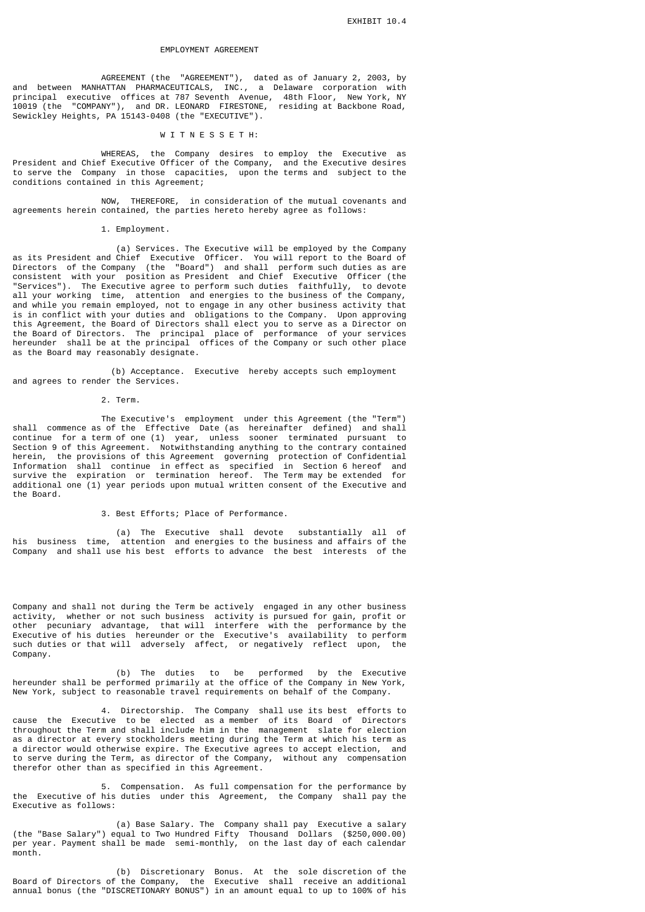EXHIBIT 10.4

# EMPLOYMENT AGREEMENT

AGREEMENT (the "AGREEMENT"), dated as of January 2, 2003, by and between MANHATTAN PHARMACEUTICALS, INC., a Delaware corporation with principal executive offices at 787 Seventh Avenue, 48th Floor, New York, NY 10019 (the "COMPANY"), and DR. LEONARD FIRESTONE, residing at Backbone Road, Sewickley Heights, PA 15143-0408 (the "EXECUTIVE").

W I T N E S S E T H:

WHEREAS, the Company desires to employ the Executive as President and Chief Executive Officer of the Company, and the Executive desires to serve the Company in those capacities, upon the terms and subject to the conditions contained in this Agreement;

NOW, THEREFORE, in consideration of the mutual covenants and agreements herein contained, the parties hereto hereby agree as follows:

1. Employment.

(a) Services. The Executive will be employed by the Company as its President and Chief Executive Officer. You will report to the Board of Directors of the Company (the "Board") and shall perform such duties as are consistent with your position as President and Chief Executive Officer (the "Services"). The Executive agree to perform such duties faithfully, to devote all your working time, attention and energies to the business of the Company, and while you remain employed, not to engage in any other business activity that is in conflict with your duties and obligations to the Company. Upon approving this Agreement, the Board of Directors shall elect you to serve as a Director on the Board of Directors. The principal place of performance of your services hereunder shall be at the principal offices of the Company or such other place as the Board may reasonably designate.

(b) Acceptance. Executive hereby accepts such employment and agrees to render the Services.

2. Term.

The Executive's employment under this Agreement (the "Term") shall commence as of the Effective Date (as hereinafter defined) and shall continue for a term of one (1) year, unless sooner terminated pursuant to Section 9 of this Agreement. Notwithstanding anything to the contrary contained herein, the provisions of this Agreement governing protection of Confidential Information shall continue in effect as specified in Section 6 hereof and survive the expiration or termination hereof. The Term may be extended for additional one (1) year periods upon mutual written consent of the Executive and the Board.

3. Best Efforts; Place of Performance.

(a) The Executive shall devote substantially all of his business time, attention and energies to the business and affairs of the Company and shall use his best efforts to advance the best interests of the Company and shall not during the Term be actively engaged in any other business activity, whether or not such business activity is pursued for gain, profit or other pecuniary advantage, that will interfere with the performance by the Executive of his duties hereunder or the Executive's availability to perform such duties or that will adversely affect, or negatively reflect upon, the Company.

(b) The duties to be performed by the Executive hereunder shall be performed primarily at the office of the Company in New York, New York, subject to reasonable travel requirements on behalf of the Company.

4. Directorship. The Company shall use its best efforts to cause the Executive to be elected as a member of its Board of Directors throughout the Term and shall include him in the management slate for election as a director at every stockholders meeting during the Term at which his term as a director would otherwise expire. The Executive agrees to accept election, and to serve during the Term, as director of the Company, without any compensation therefor other than as specified in this Agreement.

5. Compensation. As full compensation for the performance by the Executive of his duties under this Agreement, the Company shall pay the Executive as follows:

(a) Base Salary. The Company shall pay Executive a salary (the "Base Salary") equal to Two Hundred Fifty Thousand Dollars ($250,000.00) per year. Payment shall be made semi-monthly, on the last day of each calendar month.

(b) Discretionary Bonus. At the sole discretion of the Board of Directors of the Company, the Executive shall receive an additional annual bonus (the "DISCRETIONARY BONUS") in an amount equal to up to 100% of his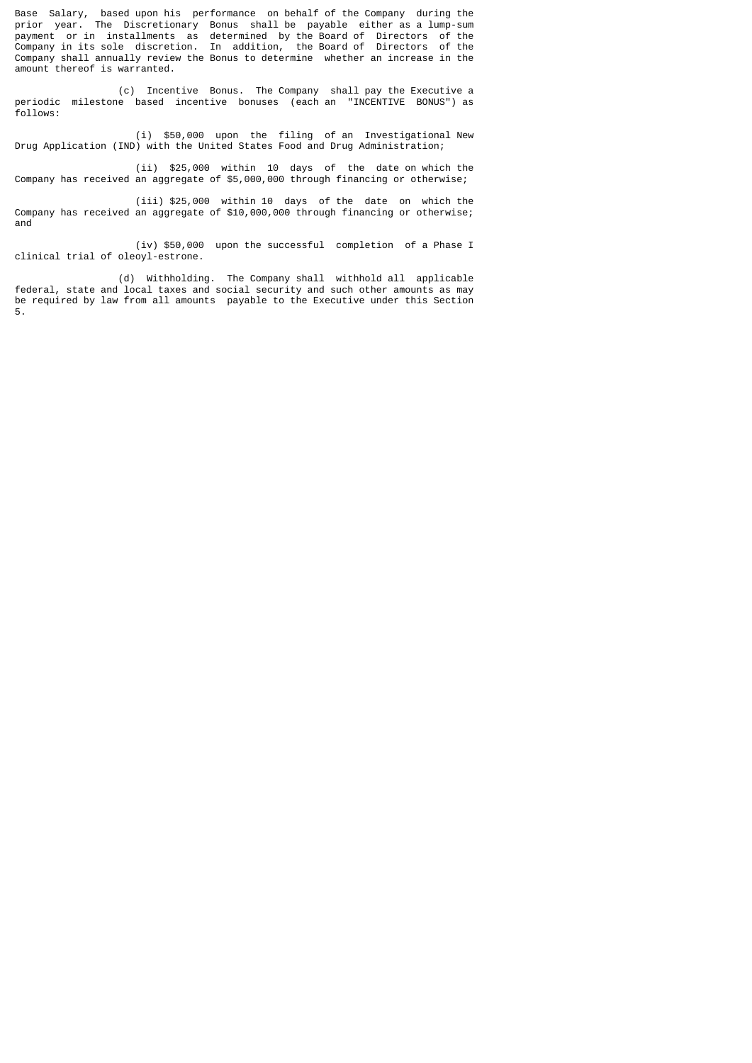Base Salary, based upon his performance on behalf of the Company during the prior year. The Discretionary Bonus shall be payable either as a lump-sum payment or in installments as determined by the Board of Directors of the Company in its sole discretion. In addition, the Board of Directors of the Company shall annually review the Bonus to determine whether an increase in the amount thereof is warranted.

(c) Incentive Bonus. The Company shall pay the Executive a periodic milestone based incentive bonuses (each an "INCENTIVE BONUS") as follows:

(i) $50,000 upon the filing of an Investigational New Drug Application (IND) with the United States Food and Drug Administration;

(ii) $25,000 within 10 days of the date on which the Company has received an aggregate of $5,000,000 through financing or otherwise;

(iii) $25,000 within 10 days of the date on which the Company has received an aggregate of $10,000,000 through financing or otherwise; and

(iv) $50,000 upon the successful completion of a Phase I clinical trial of oleoyl-estrone.

(d) Withholding. The Company shall withhold all applicable federal, state and local taxes and social security and such other amounts as may be required by law from all amounts payable to the Executive under this Section 5.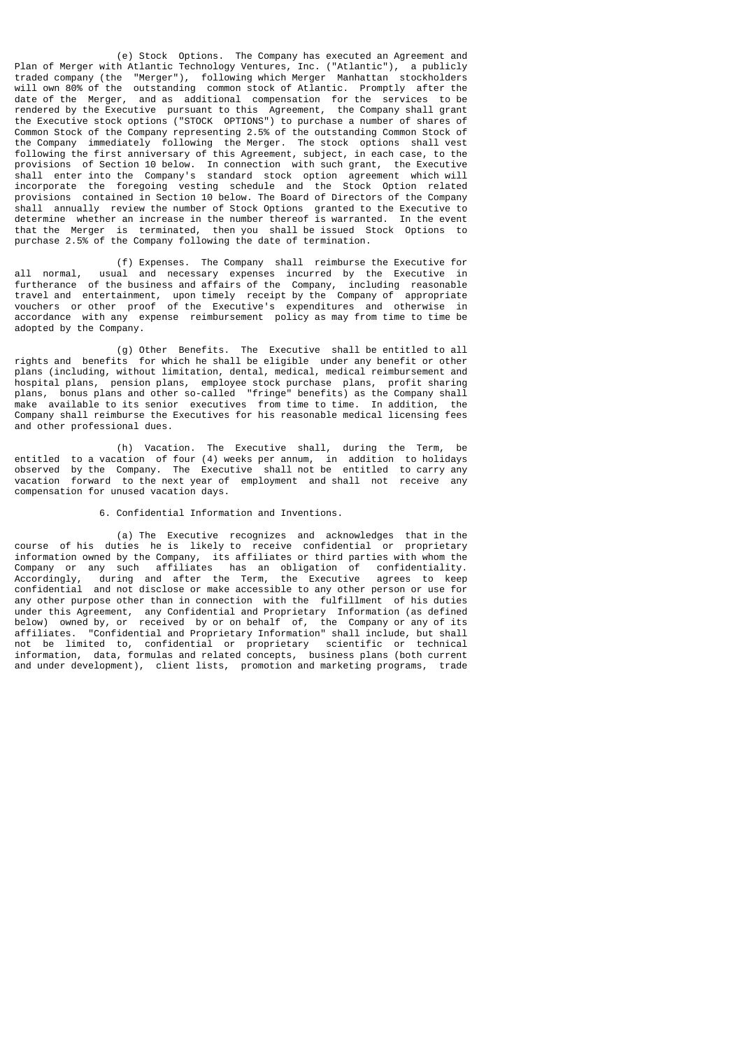(e) Stock Options. The Company has executed an Agreement and Plan of Merger with Atlantic Technology Ventures, Inc. ("Atlantic"), a publicly traded company (the "Merger"), following which Merger Manhattan stockholders will own 80% of the outstanding common stock of Atlantic. Promptly after the date of the Merger, and as additional compensation for the services to be rendered by the Executive pursuant to this Agreement, the Company shall grant the Executive stock options ("STOCK OPTIONS") to purchase a number of shares of Common Stock of the Company representing 2.5% of the outstanding Common Stock of the Company immediately following the Merger. The stock options shall vest following the first anniversary of this Agreement, subject, in each case, to the provisions of Section 10 below. In connection with such grant, the Executive shall enter into the Company's standard stock option agreement which will incorporate the foregoing vesting schedule and the Stock Option related provisions contained in Section 10 below. The Board of Directors of the Company shall annually review the number of Stock Options granted to the Executive to determine whether an increase in the number thereof is warranted. In the event that the Merger is terminated, then you shall be issued Stock Options to purchase 2.5% of the Company following the date of termination.

(f) Expenses. The Company shall reimburse the Executive for all normal, usual and necessary expenses incurred by the Executive in furtherance of the business and affairs of the Company, including reasonable travel and entertainment, upon timely receipt by the Company of appropriate vouchers or other proof of the Executive's expenditures and otherwise in accordance with any expense reimbursement policy as may from time to time be adopted by the Company.

(g) Other Benefits. The Executive shall be entitled to all rights and benefits for which he shall be eligible under any benefit or other plans (including, without limitation, dental, medical, medical reimbursement and hospital plans, pension plans, employee stock purchase plans, profit sharing plans, bonus plans and other so-called "fringe" benefits) as the Company shall make available to its senior executives from time to time. In addition, the Company shall reimburse the Executives for his reasonable medical licensing fees and other professional dues.

(h) Vacation. The Executive shall, during the Term, be entitled to a vacation of four (4) weeks per annum, in addition to holidays observed by the Company. The Executive shall not be entitled to carry any vacation forward to the next year of employment and shall not receive any compensation for unused vacation days.

6. Confidential Information and Inventions.

(a) The Executive recognizes and acknowledges that in the course of his duties he is likely to receive confidential or proprietary information owned by the Company, its affiliates or third parties with whom the Company or any such affiliates has an obligation of confidentiality. Accordingly, during and after the Term, the Executive agrees to keep confidential and not disclose or make accessible to any other person or use for any other purpose other than in connection with the fulfillment of his duties under this Agreement, any Confidential and Proprietary Information (as defined below) owned by, or received by or on behalf of, the Company or any of its affiliates. "Confidential and Proprietary Information" shall include, but shall not be limited to, confidential or proprietary scientific or technical information, data, formulas and related concepts, business plans (both current and under development), client lists, promotion and marketing programs, trade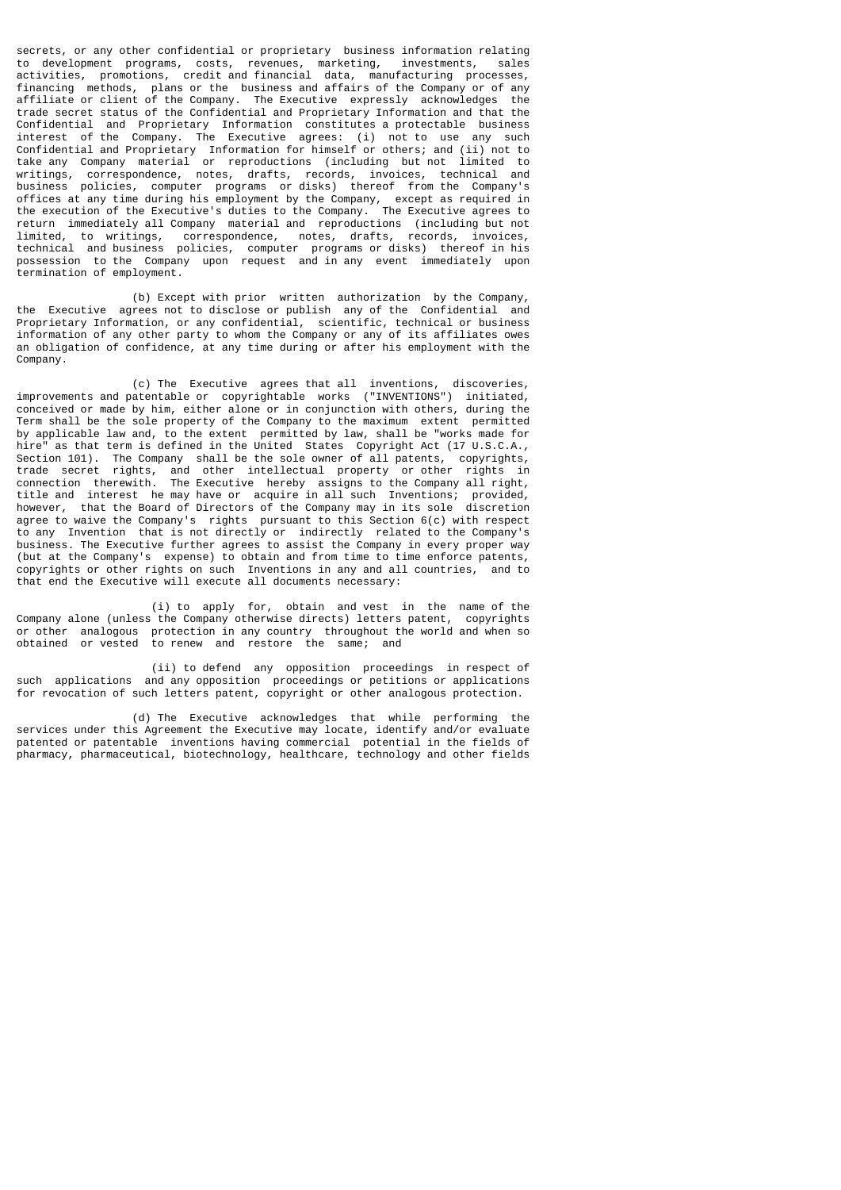secrets, or any other confidential or proprietary business information relating to development programs, costs, revenues, marketing, investments, sales activities, promotions, credit and financial data, manufacturing processes, financing methods, plans or the business and affairs of the Company or of any affiliate or client of the Company. The Executive expressly acknowledges the trade secret status of the Confidential and Proprietary Information and that the Confidential and Proprietary Information constitutes a protectable business interest of the Company. The Executive agrees: (i) not to use any such Confidential and Proprietary Information for himself or others; and (ii) not to take any Company material or reproductions (including but not limited to writings, correspondence, notes, drafts, records, invoices, technical and business policies, computer programs or disks) thereof from the Company's offices at any time during his employment by the Company, except as required in the execution of the Executive's duties to the Company. The Executive agrees to return immediately all Company material and reproductions (including but not limited, to writings, correspondence, notes, drafts, records, invoices, technical and business policies, computer programs or disks) thereof in his possession to the Company upon request and in any event immediately upon termination of employment.

(b) Except with prior written authorization by the Company, the Executive agrees not to disclose or publish any of the Confidential and Proprietary Information, or any confidential, scientific, technical or business information of any other party to whom the Company or any of its affiliates owes an obligation of confidence, at any time during or after his employment with the Company.

(c) The Executive agrees that all inventions, discoveries, improvements and patentable or copyrightable works ("INVENTIONS") initiated, conceived or made by him, either alone or in conjunction with others, during the Term shall be the sole property of the Company to the maximum extent permitted by applicable law and, to the extent permitted by law, shall be "works made for hire" as that term is defined in the United States Copyright Act (17 U.S.C.A., Section 101). The Company shall be the sole owner of all patents, copyrights, trade secret rights, and other intellectual property or other rights in connection therewith. The Executive hereby assigns to the Company all right, title and interest he may have or acquire in all such Inventions; provided, however, that the Board of Directors of the Company may in its sole discretion agree to waive the Company's rights pursuant to this Section 6(c) with respect to any Invention that is not directly or indirectly related to the Company's business. The Executive further agrees to assist the Company in every proper way (but at the Company's expense) to obtain and from time to time enforce patents, copyrights or other rights on such Inventions in any and all countries, and to that end the Executive will execute all documents necessary:

(i) to apply for, obtain and vest in the name of the Company alone (unless the Company otherwise directs) letters patent, copyrights or other analogous protection in any country throughout the world and when so obtained or vested to renew and restore the same; and

(ii) to defend any opposition proceedings in respect of such applications and any opposition proceedings or petitions or applications for revocation of such letters patent, copyright or other analogous protection.

(d) The Executive acknowledges that while performing the services under this Agreement the Executive may locate, identify and/or evaluate patented or patentable inventions having commercial potential in the fields of pharmacy, pharmaceutical, biotechnology, healthcare, technology and other fields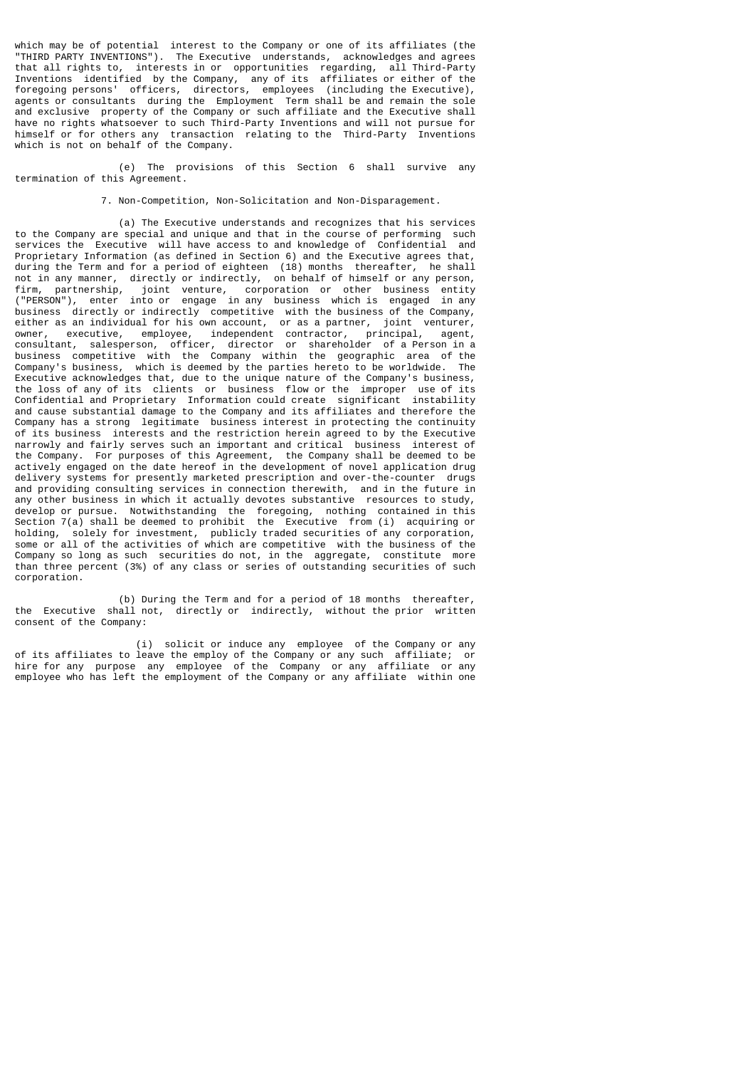which may be of potential interest to the Company or one of its affiliates (the "THIRD PARTY INVENTIONS"). The Executive understands, acknowledges and agrees that all rights to, interests in or opportunities regarding, all Third-Party Inventions identified by the Company, any of its affiliates or either of the foregoing persons' officers, directors, employees (including the Executive), agents or consultants during the Employment Term shall be and remain the sole and exclusive property of the Company or such affiliate and the Executive shall have no rights whatsoever to such Third-Party Inventions and will not pursue for himself or for others any transaction relating to the Third-Party Inventions which is not on behalf of the Company.

(e) The provisions of this Section 6 shall survive any termination of this Agreement.

7. Non-Competition, Non-Solicitation and Non-Disparagement.

(a) The Executive understands and recognizes that his services to the Company are special and unique and that in the course of performing such services the Executive will have access to and knowledge of Confidential and Proprietary Information (as defined in Section 6) and the Executive agrees that, during the Term and for a period of eighteen (18) months thereafter, he shall not in any manner, directly or indirectly, on behalf of himself or any person, firm, partnership, joint venture, corporation or other business entity ("PERSON"), enter into or engage in any business which is engaged in any business directly or indirectly competitive with the business of the Company, either as an individual for his own account, or as a partner, joint venturer, owner, executive, employee, independent contractor, principal, agent, consultant, salesperson, officer, director or shareholder of a Person in a business competitive with the Company within the geographic area of the Company's business, which is deemed by the parties hereto to be worldwide. The Executive acknowledges that, due to the unique nature of the Company's business, the loss of any of its clients or business flow or the improper use of its Confidential and Proprietary Information could create significant instability and cause substantial damage to the Company and its affiliates and therefore the Company has a strong legitimate business interest in protecting the continuity of its business interests and the restriction herein agreed to by the Executive narrowly and fairly serves such an important and critical business interest of the Company. For purposes of this Agreement, the Company shall be deemed to be actively engaged on the date hereof in the development of novel application drug delivery systems for presently marketed prescription and over-the-counter drugs and providing consulting services in connection therewith, and in the future in any other business in which it actually devotes substantive resources to study, develop or pursue. Notwithstanding the foregoing, nothing contained in this Section 7(a) shall be deemed to prohibit the Executive from (i) acquiring or holding, solely for investment, publicly traded securities of any corporation, some or all of the activities of which are competitive with the business of the Company so long as such securities do not, in the aggregate, constitute more than three percent (3%) of any class or series of outstanding securities of such corporation.

(b) During the Term and for a period of 18 months thereafter, the Executive shall not, directly or indirectly, without the prior written consent of the Company:

(i) solicit or induce any employee of the Company or any of its affiliates to leave the employ of the Company or any such affiliate; or hire for any purpose any employee of the Company or any affiliate or any employee who has left the employment of the Company or any affiliate within one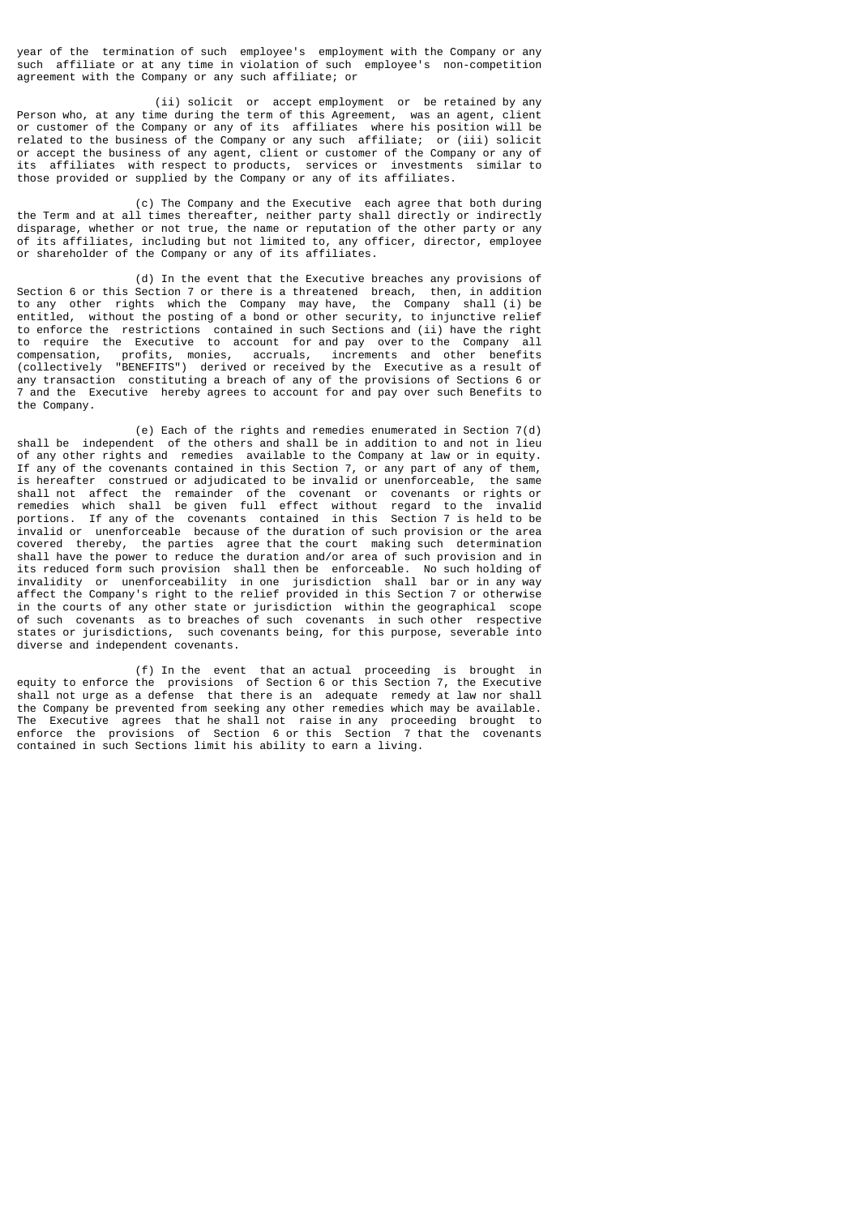year of the termination of such employee's employment with the Company or any such affiliate or at any time in violation of such employee's non-competition agreement with the Company or any such affiliate; or

(ii) solicit or accept employment or be retained by any Person who, at any time during the term of this Agreement, was an agent, client or customer of the Company or any of its affiliates where his position will be related to the business of the Company or any such affiliate; or (iii) solicit or accept the business of any agent, client or customer of the Company or any of its affiliates with respect to products, services or investments similar to those provided or supplied by the Company or any of its affiliates.

(c) The Company and the Executive each agree that both during the Term and at all times thereafter, neither party shall directly or indirectly disparage, whether or not true, the name or reputation of the other party or any of its affiliates, including but not limited to, any officer, director, employee or shareholder of the Company or any of its affiliates.

(d) In the event that the Executive breaches any provisions of Section 6 or this Section 7 or there is a threatened breach, then, in addition to any other rights which the Company may have, the Company shall (i) be entitled, without the posting of a bond or other security, to injunctive relief to enforce the restrictions contained in such Sections and (ii) have the right to require the Executive to account for and pay over to the Company all compensation, profits, monies, accruals, increments and other benefits (collectively "BENEFITS") derived or received by the Executive as a result of any transaction constituting a breach of any of the provisions of Sections 6 or 7 and the Executive hereby agrees to account for and pay over such Benefits to the Company.

(e) Each of the rights and remedies enumerated in Section 7(d) shall be independent of the others and shall be in addition to and not in lieu of any other rights and remedies available to the Company at law or in equity. If any of the covenants contained in this Section 7, or any part of any of them, is hereafter construed or adjudicated to be invalid or unenforceable, the same shall not affect the remainder of the covenant or covenants or rights or remedies which shall be given full effect without regard to the invalid portions. If any of the covenants contained in this Section 7 is held to be invalid or unenforceable because of the duration of such provision or the area covered thereby, the parties agree that the court making such determination shall have the power to reduce the duration and/or area of such provision and in its reduced form such provision shall then be enforceable. No such holding of invalidity or unenforceability in one jurisdiction shall bar or in any way affect the Company's right to the relief provided in this Section 7 or otherwise in the courts of any other state or jurisdiction within the geographical scope of such covenants as to breaches of such covenants in such other respective states or jurisdictions, such covenants being, for this purpose, severable into diverse and independent covenants.

(f) In the event that an actual proceeding is brought in equity to enforce the provisions of Section 6 or this Section 7, the Executive shall not urge as a defense that there is an adequate remedy at law nor shall the Company be prevented from seeking any other remedies which may be available. The Executive agrees that he shall not raise in any proceeding brought to enforce the provisions of Section 6 or this Section 7 that the covenants contained in such Sections limit his ability to earn a living.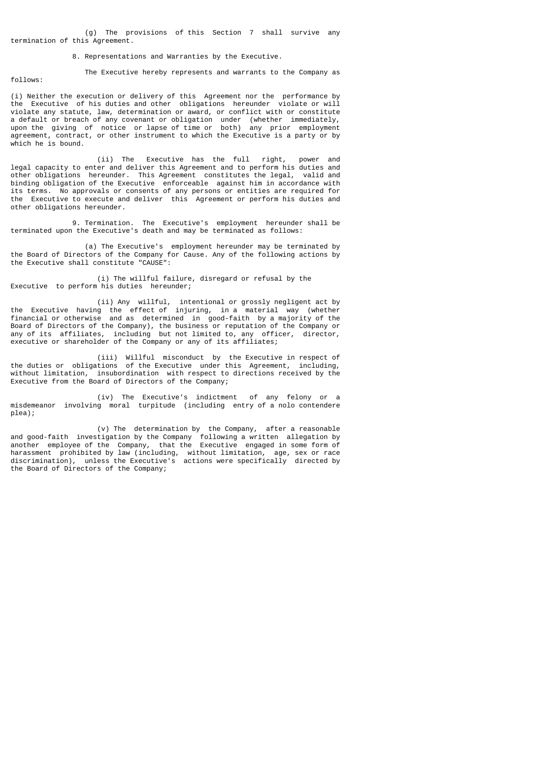(g) The provisions of this Section 7 shall survive any termination of this Agreement.

8. Representations and Warranties by the Executive.

The Executive hereby represents and warrants to the Company as follows:

(i) Neither the execution or delivery of this Agreement nor the performance by the Executive of his duties and other obligations hereunder violate or will violate any statute, law, determination or award, or conflict with or constitute a default or breach of any covenant or obligation under (whether immediately, upon the giving of notice or lapse of time or both) any prior employment agreement, contract, or other instrument to which the Executive is a party or by which he is bound.

(ii) The Executive has the full right, power and legal capacity to enter and deliver this Agreement and to perform his duties and other obligations hereunder. This Agreement constitutes the legal, valid and binding obligation of the Executive enforceable against him in accordance with its terms. No approvals or consents of any persons or entities are required for the Executive to execute and deliver this Agreement or perform his duties and other obligations hereunder.

9. Termination. The Executive's employment hereunder shall be terminated upon the Executive's death and may be terminated as follows:

(a) The Executive's employment hereunder may be terminated by the Board of Directors of the Company for Cause. Any of the following actions by the Executive shall constitute "CAUSE":

(i) The willful failure, disregard or refusal by the Executive to perform his duties hereunder;

(ii) Any willful, intentional or grossly negligent act by the Executive having the effect of injuring, in a material way (whether financial or otherwise and as determined in good-faith by a majority of the Board of Directors of the Company), the business or reputation of the Company or any of its affiliates, including but not limited to, any officer, director, executive or shareholder of the Company or any of its affiliates;

(iii) Willful misconduct by the Executive in respect of the duties or obligations of the Executive under this Agreement, including, without limitation, insubordination with respect to directions received by the Executive from the Board of Directors of the Company;

(iv) The Executive's indictment of any felony or a misdemeanor involving moral turpitude (including entry of a nolo contendere plea);

(v) The determination by the Company, after a reasonable and good-faith investigation by the Company following a written allegation by another employee of the Company, that the Executive engaged in some form of harassment prohibited by law (including, without limitation, age, sex or race discrimination), unless the Executive's actions were specifically directed by the Board of Directors of the Company;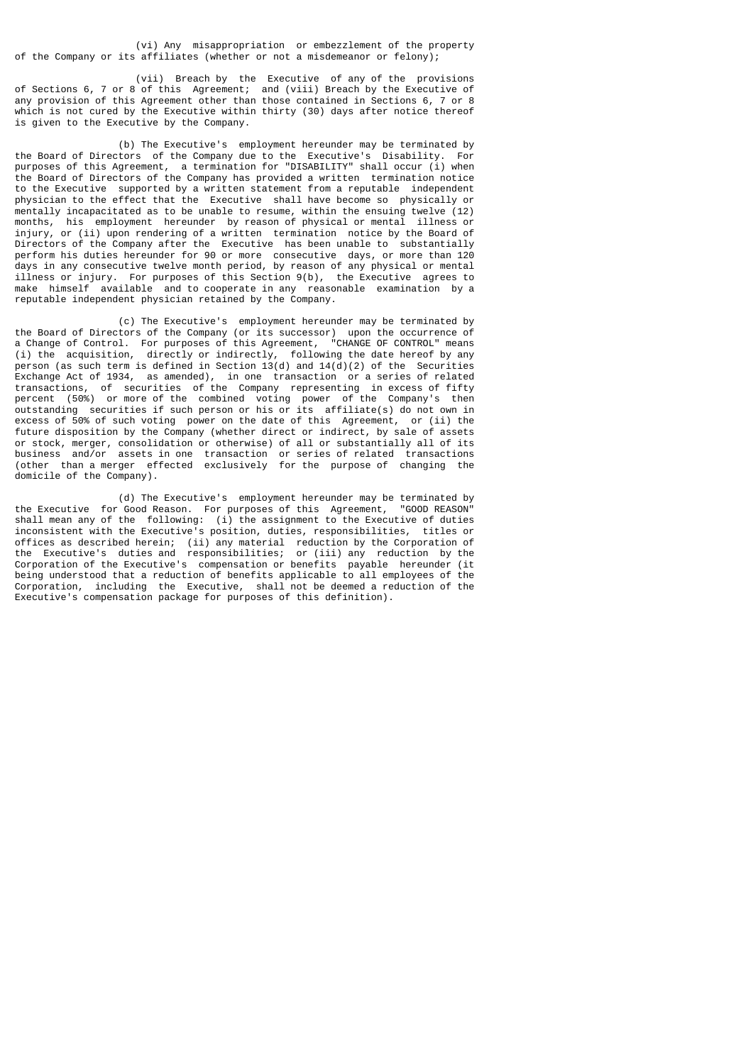(vi) Any misappropriation or embezzlement of the property of the Company or its affiliates (whether or not a misdemeanor or felony);

(vii) Breach by the Executive of any of the provisions of Sections 6, 7 or 8 of this Agreement; and (viii) Breach by the Executive of any provision of this Agreement other than those contained in Sections 6, 7 or 8 which is not cured by the Executive within thirty (30) days after notice thereof is given to the Executive by the Company.

(b) The Executive's employment hereunder may be terminated by the Board of Directors of the Company due to the Executive's Disability. For purposes of this Agreement, a termination for "DISABILITY" shall occur (i) when the Board of Directors of the Company has provided a written termination notice to the Executive supported by a written statement from a reputable independent physician to the effect that the Executive shall have become so physically or mentally incapacitated as to be unable to resume, within the ensuing twelve (12) months, his employment hereunder by reason of physical or mental illness or injury, or (ii) upon rendering of a written termination notice by the Board of Directors of the Company after the Executive has been unable to substantially perform his duties hereunder for 90 or more consecutive days, or more than 120 days in any consecutive twelve month period, by reason of any physical or mental illness or injury. For purposes of this Section 9(b), the Executive agrees to make himself available and to cooperate in any reasonable examination by a reputable independent physician retained by the Company.

(c) The Executive's employment hereunder may be terminated by the Board of Directors of the Company (or its successor) upon the occurrence of a Change of Control. For purposes of this Agreement, "CHANGE OF CONTROL" means (i) the acquisition, directly or indirectly, following the date hereof by any person (as such term is defined in Section 13(d) and 14(d)(2) of the Securities Exchange Act of 1934, as amended), in one transaction or a series of related transactions, of securities of the Company representing in excess of fifty percent (50%) or more of the combined voting power of the Company's then outstanding securities if such person or his or its affiliate(s) do not own in excess of 50% of such voting power on the date of this Agreement, or (ii) the future disposition by the Company (whether direct or indirect, by sale of assets or stock, merger, consolidation or otherwise) of all or substantially all of its business and/or assets in one transaction or series of related transactions (other than a merger effected exclusively for the purpose of changing the domicile of the Company).

(d) The Executive's employment hereunder may be terminated by the Executive for Good Reason. For purposes of this Agreement, "GOOD REASON" shall mean any of the following: (i) the assignment to the Executive of duties inconsistent with the Executive's position, duties, responsibilities, titles or offices as described herein; (ii) any material reduction by the Corporation of the Executive's duties and responsibilities; or (iii) any reduction by the Corporation of the Executive's compensation or benefits payable hereunder (it being understood that a reduction of benefits applicable to all employees of the Corporation, including the Executive, shall not be deemed a reduction of the Executive's compensation package for purposes of this definition).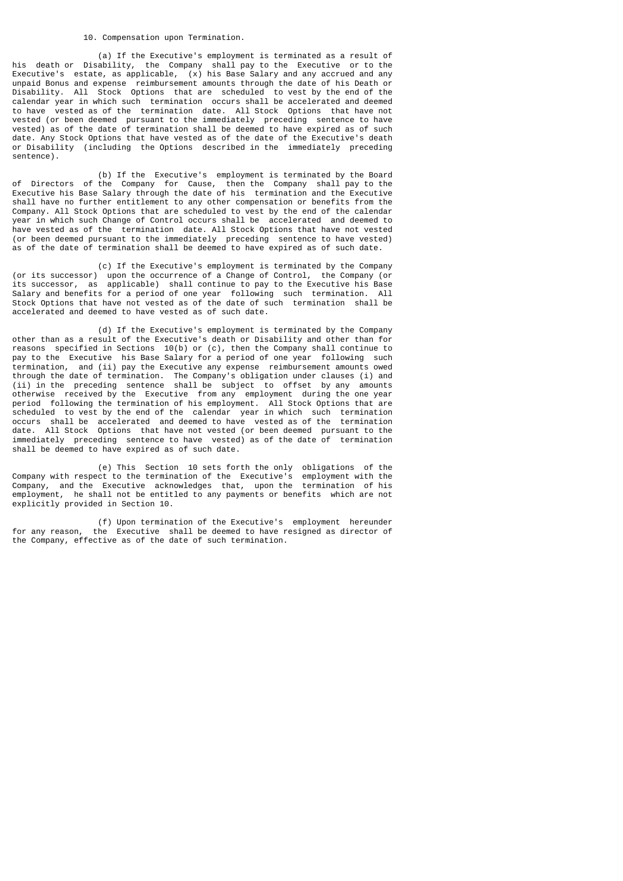10. Compensation upon Termination.

(a) If the Executive's employment is terminated as a result of his death or Disability, the Company shall pay to the Executive or to the Executive's estate, as applicable, (x) his Base Salary and any accrued and any unpaid Bonus and expense reimbursement amounts through the date of his Death or Disability. All Stock Options that are scheduled to vest by the end of the calendar year in which such termination occurs shall be accelerated and deemed to have vested as of the termination date. All Stock Options that have not vested (or been deemed pursuant to the immediately preceding sentence to have vested) as of the date of termination shall be deemed to have expired as of such date. Any Stock Options that have vested as of the date of the Executive's death or Disability (including the Options described in the immediately preceding sentence).

(b) If the Executive's employment is terminated by the Board of Directors of the Company for Cause, then the Company shall pay to the Executive his Base Salary through the date of his termination and the Executive shall have no further entitlement to any other compensation or benefits from the Company. All Stock Options that are scheduled to vest by the end of the calendar year in which such Change of Control occurs shall be accelerated and deemed to have vested as of the termination date. All Stock Options that have not vested (or been deemed pursuant to the immediately preceding sentence to have vested) as of the date of termination shall be deemed to have expired as of such date.

(c) If the Executive's employment is terminated by the Company (or its successor) upon the occurrence of a Change of Control, the Company (or its successor, as applicable) shall continue to pay to the Executive his Base Salary and benefits for a period of one year following such termination. All Stock Options that have not vested as of the date of such termination shall be accelerated and deemed to have vested as of such date.

(d) If the Executive's employment is terminated by the Company other than as a result of the Executive's death or Disability and other than for reasons specified in Sections 10(b) or (c), then the Company shall continue to pay to the Executive his Base Salary for a period of one year following such termination, and (ii) pay the Executive any expense reimbursement amounts owed through the date of termination. The Company's obligation under clauses (i) and (ii) in the preceding sentence shall be subject to offset by any amounts otherwise received by the Executive from any employment during the one year period following the termination of his employment. All Stock Options that are scheduled to vest by the end of the calendar year in which such termination occurs shall be accelerated and deemed to have vested as of the termination date. All Stock Options that have not vested (or been deemed pursuant to the immediately preceding sentence to have vested) as of the date of termination shall be deemed to have expired as of such date.

(e) This Section 10 sets forth the only obligations of the Company with respect to the termination of the Executive's employment with the Company, and the Executive acknowledges that, upon the termination of his employment, he shall not be entitled to any payments or benefits which are not explicitly provided in Section 10.

(f) Upon termination of the Executive's employment hereunder for any reason, the Executive shall be deemed to have resigned as director of the Company, effective as of the date of such termination.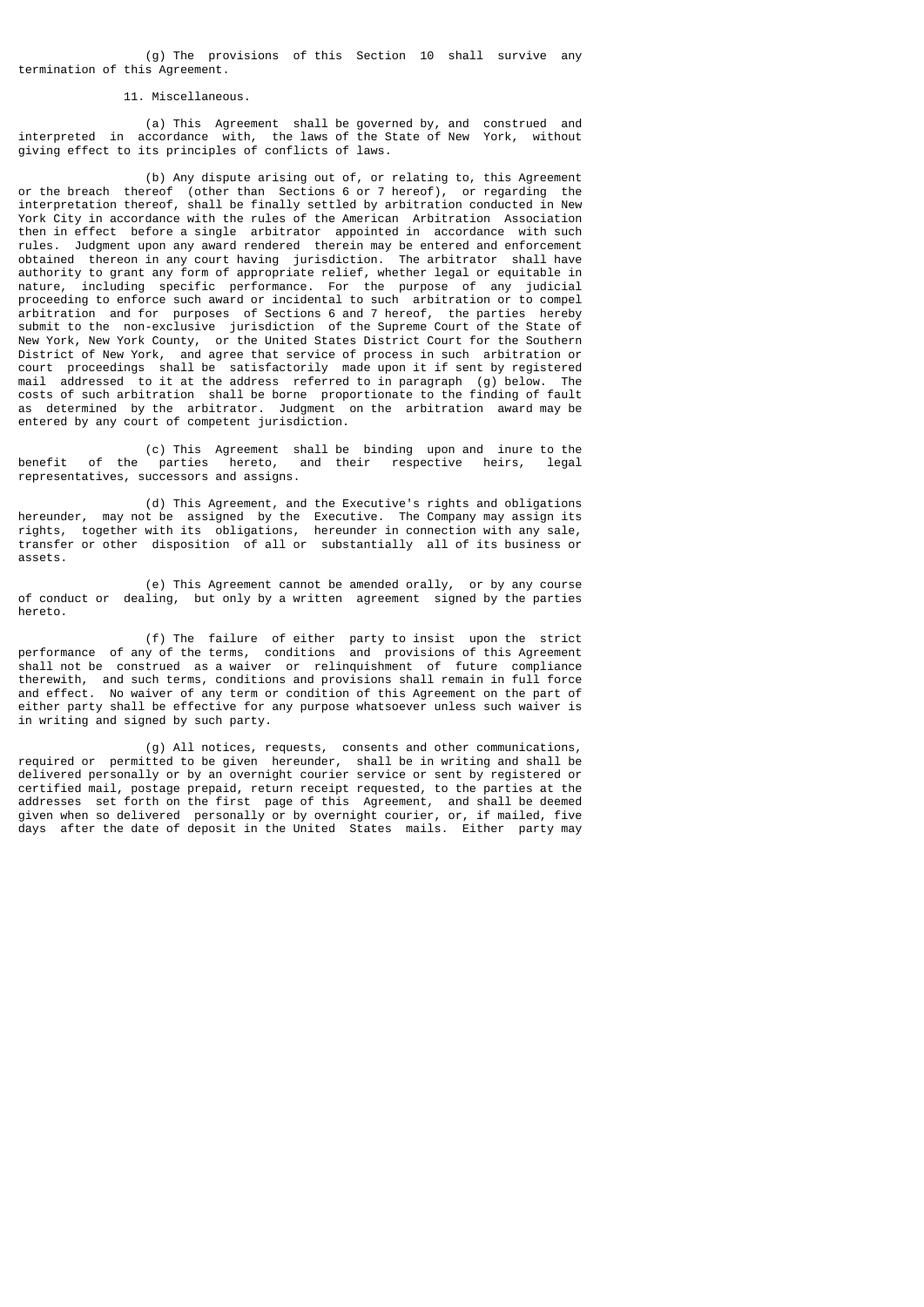(g) The provisions of this Section 10 shall survive any termination of this Agreement.

11. Miscellaneous.

(a) This Agreement shall be governed by, and construed and interpreted in accordance with, the laws of the State of New York, without giving effect to its principles of conflicts of laws.

(b) Any dispute arising out of, or relating to, this Agreement or the breach thereof (other than Sections 6 or 7 hereof), or regarding the interpretation thereof, shall be finally settled by arbitration conducted in New York City in accordance with the rules of the American Arbitration Association then in effect before a single arbitrator appointed in accordance with such rules. Judgment upon any award rendered therein may be entered and enforcement obtained thereon in any court having jurisdiction. The arbitrator shall have authority to grant any form of appropriate relief, whether legal or equitable in nature, including specific performance. For the purpose of any judicial proceeding to enforce such award or incidental to such arbitration or to compel arbitration and for purposes of Sections 6 and 7 hereof, the parties hereby submit to the non-exclusive jurisdiction of the Supreme Court of the State of New York, New York County, or the United States District Court for the Southern District of New York, and agree that service of process in such arbitration or court proceedings shall be satisfactorily made upon it if sent by registered mail addressed to it at the address referred to in paragraph (g) below. The costs of such arbitration shall be borne proportionate to the finding of fault as determined by the arbitrator. Judgment on the arbitration award may be entered by any court of competent jurisdiction.

(c) This Agreement shall be binding upon and inure to the benefit of the parties hereto, and their respective heirs, legal representatives, successors and assigns.

(d) This Agreement, and the Executive's rights and obligations hereunder, may not be assigned by the Executive. The Company may assign its rights, together with its obligations, hereunder in connection with any sale, transfer or other disposition of all or substantially all of its business or assets.

(e) This Agreement cannot be amended orally, or by any course of conduct or dealing, but only by a written agreement signed by the parties hereto.

(f) The failure of either party to insist upon the strict performance of any of the terms, conditions and provisions of this Agreement shall not be construed as a waiver or relinquishment of future compliance therewith, and such terms, conditions and provisions shall remain in full force and effect. No waiver of any term or condition of this Agreement on the part of either party shall be effective for any purpose whatsoever unless such waiver is in writing and signed by such party.

(g) All notices, requests, consents and other communications, required or permitted to be given hereunder, shall be in writing and shall be delivered personally or by an overnight courier service or sent by registered or certified mail, postage prepaid, return receipt requested, to the parties at the addresses set forth on the first page of this Agreement, and shall be deemed given when so delivered personally or by overnight courier, or, if mailed, five days after the date of deposit in the United States mails. Either party may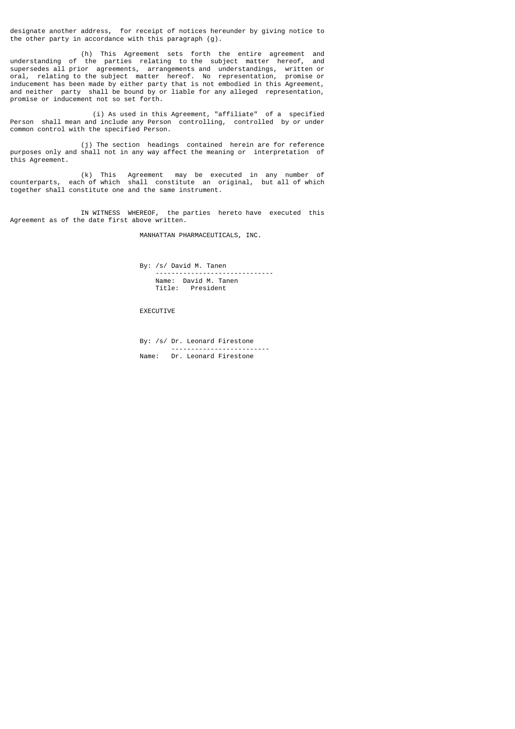designate another address, for receipt of notices hereunder by giving notice to the other party in accordance with this paragraph (g).

(h) This Agreement sets forth the entire agreement and understanding of the parties relating to the subject matter hereof, and supersedes all prior agreements, arrangements and understandings, written or oral, relating to the subject matter hereof. No representation, promise or inducement has been made by either party that is not embodied in this Agreement, and neither party shall be bound by or liable for any alleged representation, promise or inducement not so set forth.

(i) As used in this Agreement, "affiliate" of a specified Person shall mean and include any Person controlling, controlled by or under common control with the specified Person.

(j) The section headings contained herein are for reference purposes only and shall not in any way affect the meaning or interpretation of this Agreement.

(k) This Agreement may be executed in any number of counterparts, each of which shall constitute an original, but all of which together shall constitute one and the same instrument.

IN WITNESS WHEREOF, the parties hereto have executed this Agreement as of the date first above written.

MANHATTAN PHARMACEUTICALS, INC.

By: /s/ David M. Tanen
Name: David M. Tanen
Title: President

EXECUTIVE

By: /s/ Dr. Leonard Firestone
Name: Dr. Leonard Firestone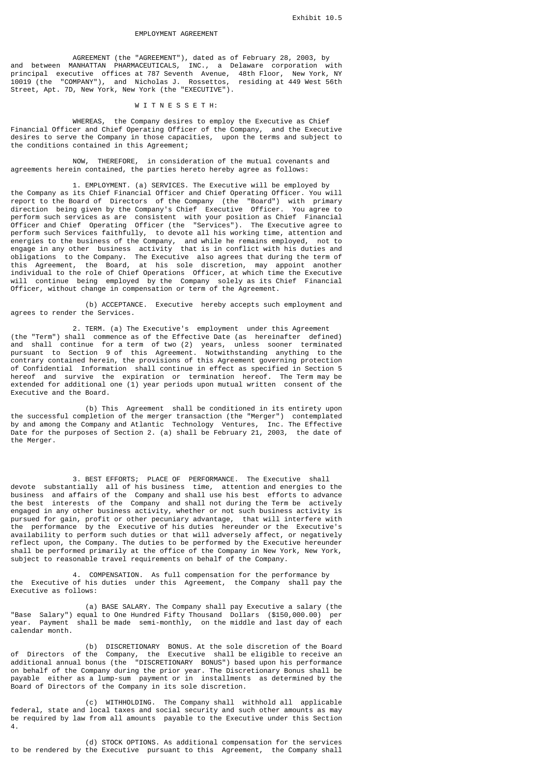Exhibit 10.5

# EMPLOYMENT AGREEMENT

AGREEMENT (the "AGREEMENT"), dated as of February 28, 2003, by and between MANHATTAN PHARMACEUTICALS, INC., a Delaware corporation with principal executive offices at 787 Seventh Avenue, 48th Floor, New York, NY 10019 (the "COMPANY"), and Nicholas J. Rossettos, residing at 449 West 56th Street, Apt. 7D, New York, New York (the "EXECUTIVE").

W I T N E S S E T H:

WHEREAS, the Company desires to employ the Executive as Chief Financial Officer and Chief Operating Officer of the Company, and the Executive desires to serve the Company in those capacities, upon the terms and subject to the conditions contained in this Agreement;

NOW, THEREFORE, in consideration of the mutual covenants and agreements herein contained, the parties hereto hereby agree as follows:

1. EMPLOYMENT. (a) SERVICES. The Executive will be employed by the Company as its Chief Financial Officer and Chief Operating Officer. You will report to the Board of Directors of the Company (the "Board") with primary direction being given by the Company's Chief Executive Officer. You agree to perform such services as are consistent with your position as Chief Financial Officer and Chief Operating Officer (the "Services"). The Executive agree to perform such Services faithfully, to devote all his working time, attention and energies to the business of the Company, and while he remains employed, not to engage in any other business activity that is in conflict with his duties and obligations to the Company. The Executive also agrees that during the term of this Agreement, the Board, at his sole discretion, may appoint another individual to the role of Chief Operations Officer, at which time the Executive will continue being employed by the Company solely as its Chief Financial Officer, without change in compensation or term of the Agreement.

(b) ACCEPTANCE. Executive hereby accepts such employment and agrees to render the Services.

2. TERM. (a) The Executive's employment under this Agreement (the "Term") shall commence as of the Effective Date (as hereinafter defined) and shall continue for a term of two (2) years, unless sooner terminated pursuant to Section 9 of this Agreement. Notwithstanding anything to the contrary contained herein, the provisions of this Agreement governing protection of Confidential Information shall continue in effect as specified in Section 5 hereof and survive the expiration or termination hereof. The Term may be extended for additional one (1) year periods upon mutual written consent of the Executive and the Board.

(b) This Agreement shall be conditioned in its entirety upon the successful completion of the merger transaction (the "Merger") contemplated by and among the Company and Atlantic Technology Ventures, Inc. The Effective Date for the purposes of Section 2. (a) shall be February 21, 2003, the date of the Merger.

3. BEST EFFORTS; PLACE OF PERFORMANCE. The Executive shall devote substantially all of his business time, attention and energies to the business and affairs of the Company and shall use his best efforts to advance the best interests of the Company and shall not during the Term be actively engaged in any other business activity, whether or not such business activity is pursued for gain, profit or other pecuniary advantage, that will interfere with the performance by the Executive of his duties hereunder or the Executive's availability to perform such duties or that will adversely affect, or negatively reflect upon, the Company. The duties to be performed by the Executive hereunder shall be performed primarily at the office of the Company in New York, New York, subject to reasonable travel requirements on behalf of the Company.

4. COMPENSATION. As full compensation for the performance by the Executive of his duties under this Agreement, the Company shall pay the Executive as follows:

(a) BASE SALARY. The Company shall pay Executive a salary (the "Base Salary") equal to One Hundred Fifty Thousand Dollars ($150,000.00) per year. Payment shall be made semi-monthly, on the middle and last day of each calendar month.

(b) DISCRETIONARY BONUS. At the sole discretion of the Board of Directors of the Company, the Executive shall be eligible to receive an additional annual bonus (the "DISCRETIONARY BONUS") based upon his performance on behalf of the Company during the prior year. The Discretionary Bonus shall be payable either as a lump-sum payment or in installments as determined by the Board of Directors of the Company in its sole discretion.

(c) WITHHOLDING. The Company shall withhold all applicable federal, state and local taxes and social security and such other amounts as may be required by law from all amounts payable to the Executive under this Section 4.

(d) STOCK OPTIONS. As additional compensation for the services to be rendered by the Executive pursuant to this Agreement, the Company shall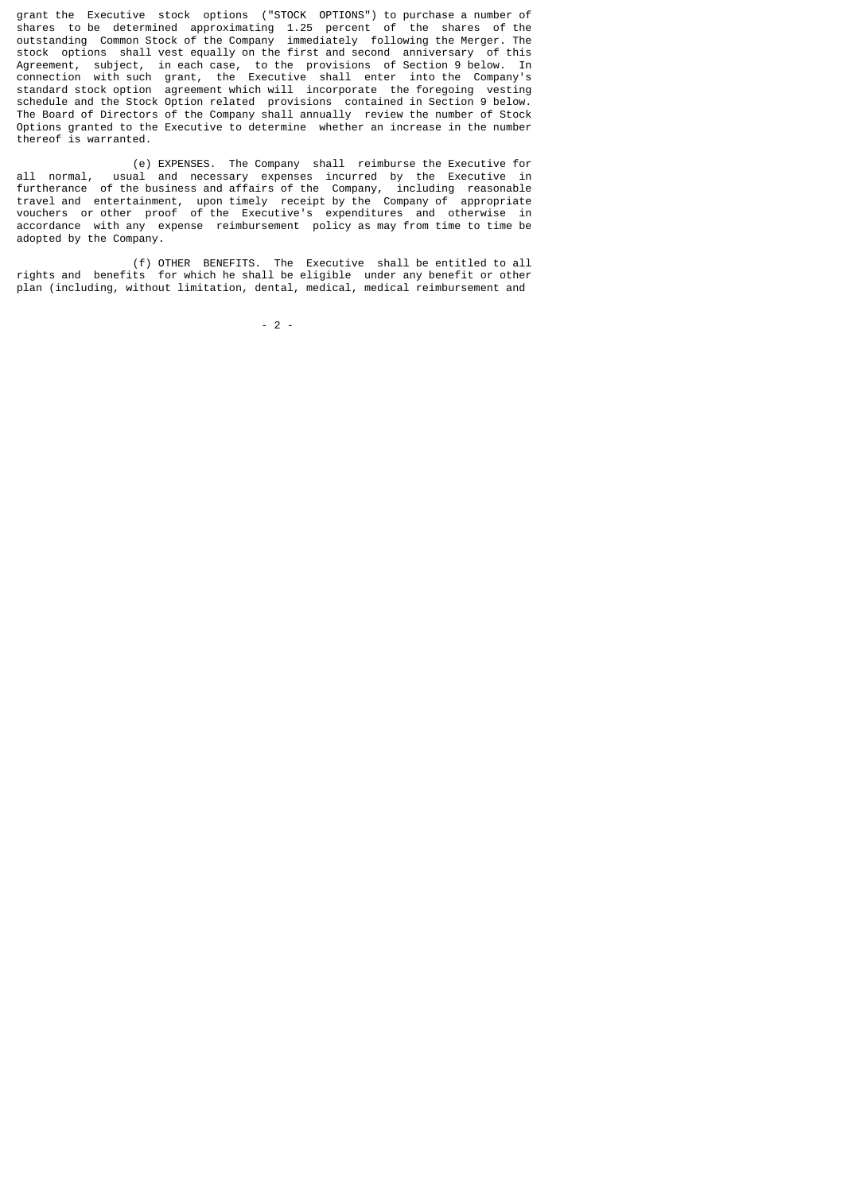grant the Executive stock options ("STOCK OPTIONS") to purchase a number of shares to be determined approximating 1.25 percent of the shares of the outstanding Common Stock of the Company immediately following the Merger. The stock options shall vest equally on the first and second anniversary of this Agreement, subject, in each case, to the provisions of Section 9 below. In connection with such grant, the Executive shall enter into the Company's standard stock option agreement which will incorporate the foregoing vesting schedule and the Stock Option related provisions contained in Section 9 below. The Board of Directors of the Company shall annually review the number of Stock Options granted to the Executive to determine whether an increase in the number thereof is warranted.

(e) EXPENSES. The Company shall reimburse the Executive for all normal, usual and necessary expenses incurred by the Executive in furtherance of the business and affairs of the Company, including reasonable travel and entertainment, upon timely receipt by the Company of appropriate vouchers or other proof of the Executive's expenditures and otherwise in accordance with any expense reimbursement policy as may from time to time be adopted by the Company.

(f) OTHER BENEFITS. The Executive shall be entitled to all rights and benefits for which he shall be eligible under any benefit or other plan (including, without limitation, dental, medical, medical reimbursement and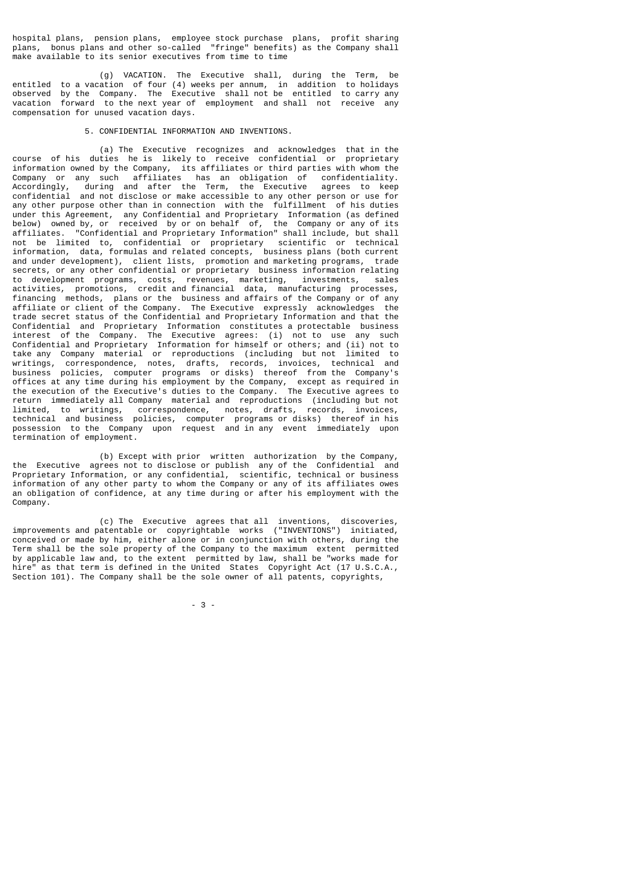hospital plans, pension plans, employee stock purchase plans, profit sharing plans, bonus plans and other so-called "fringe" benefits) as the Company shall make available to its senior executives from time to time

(g) VACATION. The Executive shall, during the Term, be entitled to a vacation of four (4) weeks per annum, in addition to holidays observed by the Company. The Executive shall not be entitled to carry any vacation forward to the next year of employment and shall not receive any compensation for unused vacation days.

5. CONFIDENTIAL INFORMATION AND INVENTIONS.

(a) The Executive recognizes and acknowledges that in the course of his duties he is likely to receive confidential or proprietary information owned by the Company, its affiliates or third parties with whom the Company or any such affiliates has an obligation of confidentiality. Accordingly, during and after the Term, the Executive agrees to keep confidential and not disclose or make accessible to any other person or use for any other purpose other than in connection with the fulfillment of his duties under this Agreement, any Confidential and Proprietary Information (as defined below) owned by, or received by or on behalf of, the Company or any of its affiliates. "Confidential and Proprietary Information" shall include, but shall not be limited to, confidential or proprietary scientific or technical information, data, formulas and related concepts, business plans (both current and under development), client lists, promotion and marketing programs, trade secrets, or any other confidential or proprietary business information relating to development programs, costs, revenues, marketing, investments, sales activities, promotions, credit and financial data, manufacturing processes, financing methods, plans or the business and affairs of the Company or of any affiliate or client of the Company. The Executive expressly acknowledges the trade secret status of the Confidential and Proprietary Information and that the Confidential and Proprietary Information constitutes a protectable business interest of the Company. The Executive agrees: (i) not to use any such Confidential and Proprietary Information for himself or others; and (ii) not to take any Company material or reproductions (including but not limited to writings, correspondence, notes, drafts, records, invoices, technical and business policies, computer programs or disks) thereof from the Company's offices at any time during his employment by the Company, except as required in the execution of the Executive's duties to the Company. The Executive agrees to return immediately all Company material and reproductions (including but not limited, to writings, correspondence, notes, drafts, records, invoices, technical and business policies, computer programs or disks) thereof in his possession to the Company upon request and in any event immediately upon termination of employment.

(b) Except with prior written authorization by the Company, the Executive agrees not to disclose or publish any of the Confidential and Proprietary Information, or any confidential, scientific, technical or business information of any other party to whom the Company or any of its affiliates owes an obligation of confidence, at any time during or after his employment with the Company.

(c) The Executive agrees that all inventions, discoveries, improvements and patentable or copyrightable works ("INVENTIONS") initiated, conceived or made by him, either alone or in conjunction with others, during the Term shall be the sole property of the Company to the maximum extent permitted by applicable law and, to the extent permitted by law, shall be "works made for hire" as that term is defined in the United States Copyright Act (17 U.S.C.A., Section 101). The Company shall be the sole owner of all patents, copyrights,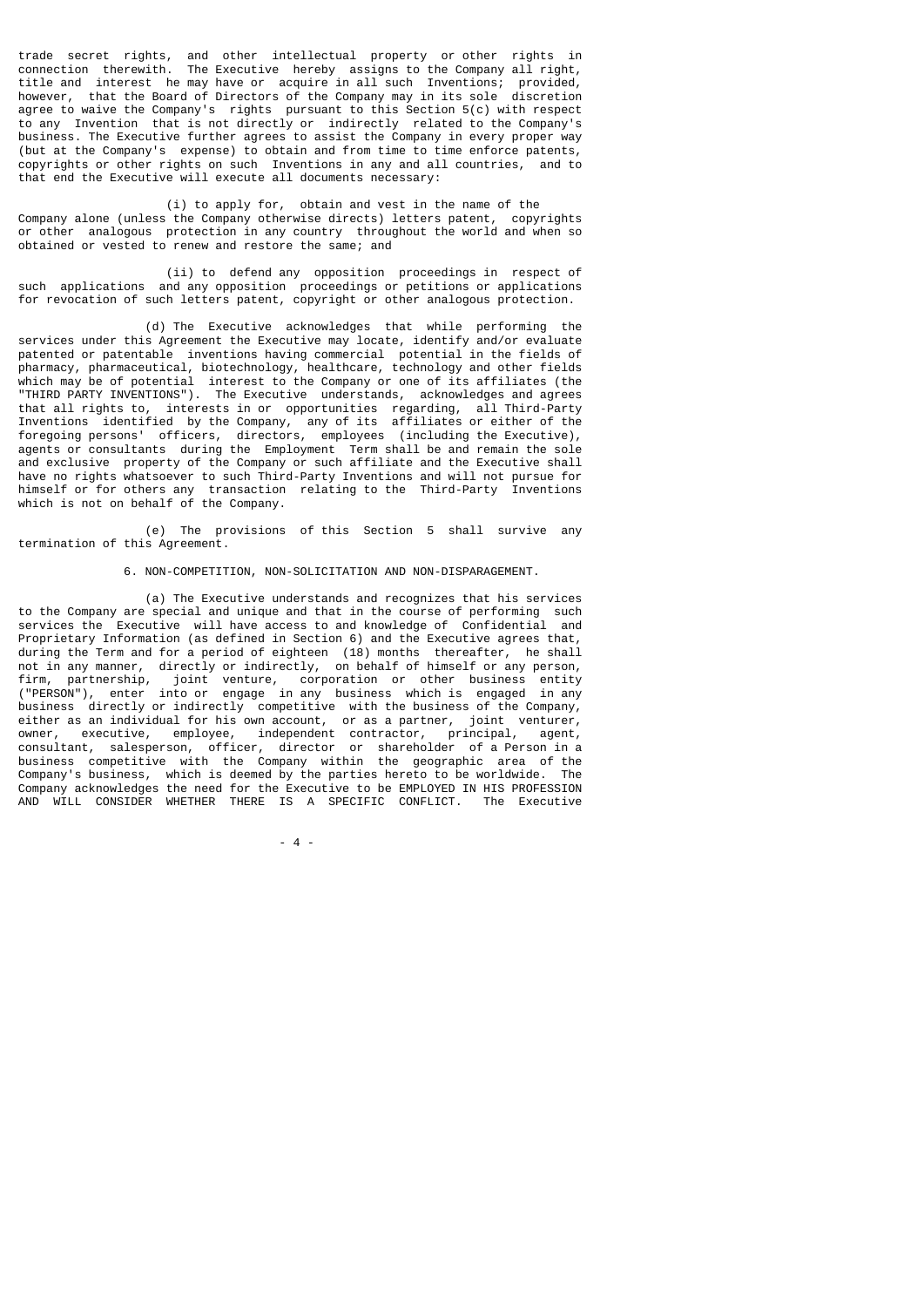trade secret rights, and other intellectual property or other rights in connection therewith. The Executive hereby assigns to the Company all right, title and interest he may have or acquire in all such Inventions; provided, however, that the Board of Directors of the Company may in its sole discretion agree to waive the Company's rights pursuant to this Section 5(c) with respect to any Invention that is not directly or indirectly related to the Company's business. The Executive further agrees to assist the Company in every proper way (but at the Company's expense) to obtain and from time to time enforce patents, copyrights or other rights on such Inventions in any and all countries, and to that end the Executive will execute all documents necessary:

(i) to apply for, obtain and vest in the name of the Company alone (unless the Company otherwise directs) letters patent, copyrights or other analogous protection in any country throughout the world and when so obtained or vested to renew and restore the same; and

(ii) to defend any opposition proceedings in respect of such applications and any opposition proceedings or petitions or applications for revocation of such letters patent, copyright or other analogous protection.

(d) The Executive acknowledges that while performing the services under this Agreement the Executive may locate, identify and/or evaluate patented or patentable inventions having commercial potential in the fields of pharmacy, pharmaceutical, biotechnology, healthcare, technology and other fields which may be of potential interest to the Company or one of its affiliates (the "THIRD PARTY INVENTIONS"). The Executive understands, acknowledges and agrees that all rights to, interests in or opportunities regarding, all Third-Party Inventions identified by the Company, any of its affiliates or either of the foregoing persons' officers, directors, employees (including the Executive), agents or consultants during the Employment Term shall be and remain the sole and exclusive property of the Company or such affiliate and the Executive shall have no rights whatsoever to such Third-Party Inventions and will not pursue for himself or for others any transaction relating to the Third-Party Inventions which is not on behalf of the Company.

(e) The provisions of this Section 5 shall survive any termination of this Agreement.

6. NON-COMPETITION, NON-SOLICITATION AND NON-DISPARAGEMENT.

(a) The Executive understands and recognizes that his services to the Company are special and unique and that in the course of performing such services the Executive will have access to and knowledge of Confidential and Proprietary Information (as defined in Section 6) and the Executive agrees that, during the Term and for a period of eighteen (18) months thereafter, he shall not in any manner, directly or indirectly, on behalf of himself or any person, firm, partnership, joint venture, corporation or other business entity ("PERSON"), enter into or engage in any business which is engaged in any business directly or indirectly competitive with the business of the Company, either as an individual for his own account, or as a partner, joint venturer, owner, executive, employee, independent contractor, principal, agent, consultant, salesperson, officer, director or shareholder of a Person in a business competitive with the Company within the geographic area of the Company's business, which is deemed by the parties hereto to be worldwide. The Company acknowledges the need for the Executive to be EMPLOYED IN HIS PROFESSION AND WILL CONSIDER WHETHER THERE IS A SPECIFIC CONFLICT. The Executive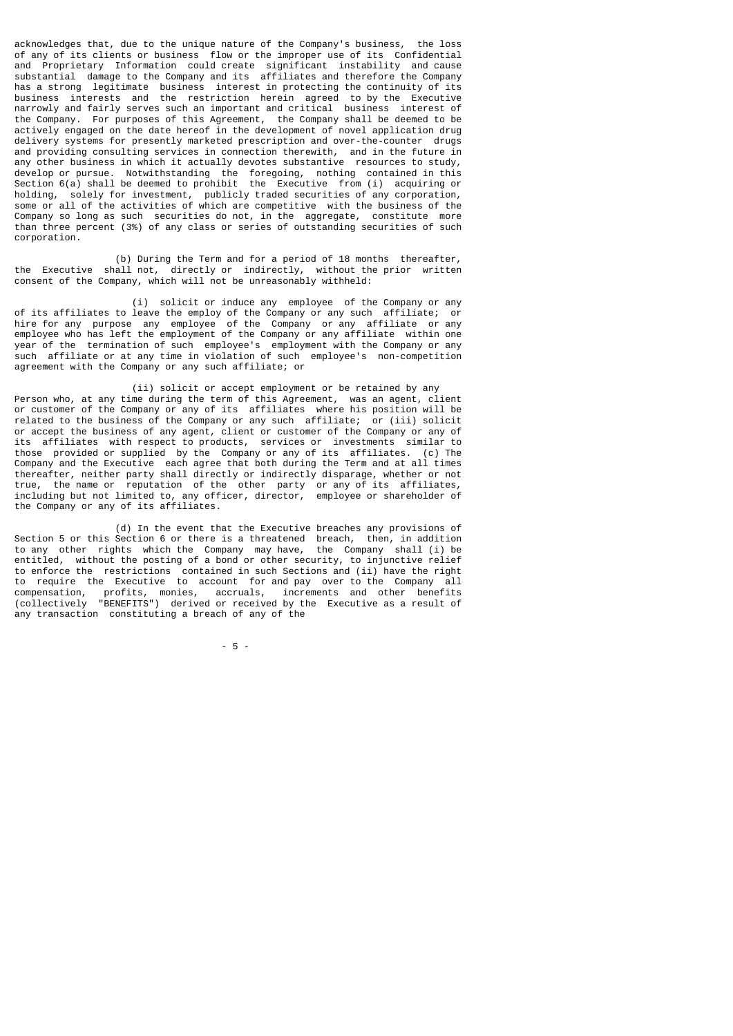acknowledges that, due to the unique nature of the Company's business, the loss of any of its clients or business flow or the improper use of its Confidential and Proprietary Information could create significant instability and cause substantial damage to the Company and its affiliates and therefore the Company has a strong legitimate business interest in protecting the continuity of its business interests and the restriction herein agreed to by the Executive narrowly and fairly serves such an important and critical business interest of the Company. For purposes of this Agreement, the Company shall be deemed to be actively engaged on the date hereof in the development of novel application drug delivery systems for presently marketed prescription and over-the-counter drugs and providing consulting services in connection therewith, and in the future in any other business in which it actually devotes substantive resources to study, develop or pursue. Notwithstanding the foregoing, nothing contained in this Section 6(a) shall be deemed to prohibit the Executive from (i) acquiring or holding, solely for investment, publicly traded securities of any corporation, some or all of the activities of which are competitive with the business of the Company so long as such securities do not, in the aggregate, constitute more than three percent (3%) of any class or series of outstanding securities of such corporation.

(b) During the Term and for a period of 18 months thereafter, the Executive shall not, directly or indirectly, without the prior written consent of the Company, which will not be unreasonably withheld:

(i) solicit or induce any employee of the Company or any of its affiliates to leave the employ of the Company or any such affiliate; or hire for any purpose any employee of the Company or any affiliate or any employee who has left the employment of the Company or any affiliate within one year of the termination of such employee's employment with the Company or any such affiliate or at any time in violation of such employee's non-competition agreement with the Company or any such affiliate; or

(ii) solicit or accept employment or be retained by any Person who, at any time during the term of this Agreement, was an agent, client or customer of the Company or any of its affiliates where his position will be related to the business of the Company or any such affiliate; or (iii) solicit or accept the business of any agent, client or customer of the Company or any of its affiliates with respect to products, services or investments similar to those provided or supplied by the Company or any of its affiliates. (c) The Company and the Executive each agree that both during the Term and at all times thereafter, neither party shall directly or indirectly disparage, whether or not true, the name or reputation of the other party or any of its affiliates, including but not limited to, any officer, director, employee or shareholder of the Company or any of its affiliates.

(d) In the event that the Executive breaches any provisions of Section 5 or this Section 6 or there is a threatened breach, then, in addition to any other rights which the Company may have, the Company shall (i) be entitled, without the posting of a bond or other security, to injunctive relief to enforce the restrictions contained in such Sections and (ii) have the right to require the Executive to account for and pay over to the Company all compensation, profits, monies, accruals, increments and other benefits (collectively "BENEFITS") derived or received by the Executive as a result of any transaction constituting a breach of any of the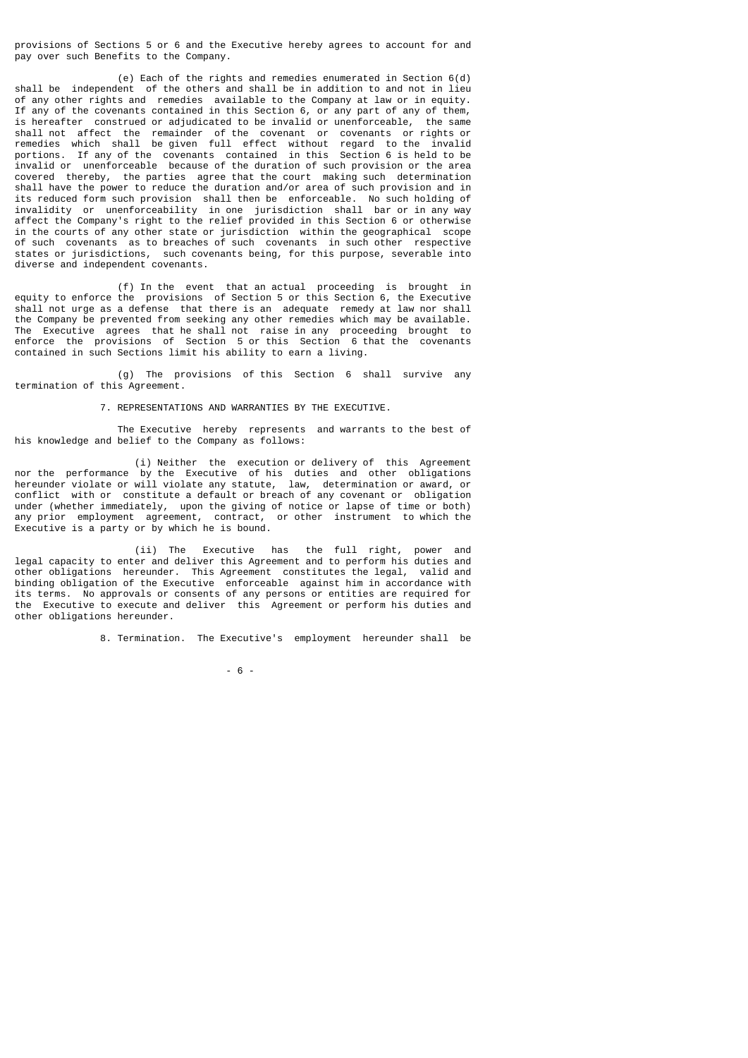provisions of Sections 5 or 6 and the Executive hereby agrees to account for and pay over such Benefits to the Company.

(e) Each of the rights and remedies enumerated in Section 6(d) shall be independent of the others and shall be in addition to and not in lieu of any other rights and remedies available to the Company at law or in equity. If any of the covenants contained in this Section 6, or any part of any of them, is hereafter construed or adjudicated to be invalid or unenforceable, the same shall not affect the remainder of the covenant or covenants or rights or remedies which shall be given full effect without regard to the invalid portions. If any of the covenants contained in this Section 6 is held to be invalid or unenforceable because of the duration of such provision or the area covered thereby, the parties agree that the court making such determination shall have the power to reduce the duration and/or area of such provision and in its reduced form such provision shall then be enforceable. No such holding of invalidity or unenforceability in one jurisdiction shall bar or in any way affect the Company's right to the relief provided in this Section 6 or otherwise in the courts of any other state or jurisdiction within the geographical scope of such covenants as to breaches of such covenants in such other respective states or jurisdictions, such covenants being, for this purpose, severable into diverse and independent covenants.

(f) In the event that an actual proceeding is brought in equity to enforce the provisions of Section 5 or this Section 6, the Executive shall not urge as a defense that there is an adequate remedy at law nor shall the Company be prevented from seeking any other remedies which may be available. The Executive agrees that he shall not raise in any proceeding brought to enforce the provisions of Section 5 or this Section 6 that the covenants contained in such Sections limit his ability to earn a living.

(g) The provisions of this Section 6 shall survive any termination of this Agreement.

7. REPRESENTATIONS AND WARRANTIES BY THE EXECUTIVE.

The Executive hereby represents and warrants to the best of his knowledge and belief to the Company as follows:

(i) Neither the execution or delivery of this Agreement nor the performance by the Executive of his duties and other obligations hereunder violate or will violate any statute, law, determination or award, or conflict with or constitute a default or breach of any covenant or obligation under (whether immediately, upon the giving of notice or lapse of time or both) any prior employment agreement, contract, or other instrument to which the Executive is a party or by which he is bound.

(ii) The Executive has the full right, power and legal capacity to enter and deliver this Agreement and to perform his duties and other obligations hereunder. This Agreement constitutes the legal, valid and binding obligation of the Executive enforceable against him in accordance with its terms. No approvals or consents of any persons or entities are required for the Executive to execute and deliver this Agreement or perform his duties and other obligations hereunder.

8. Termination. The Executive's employment hereunder shall be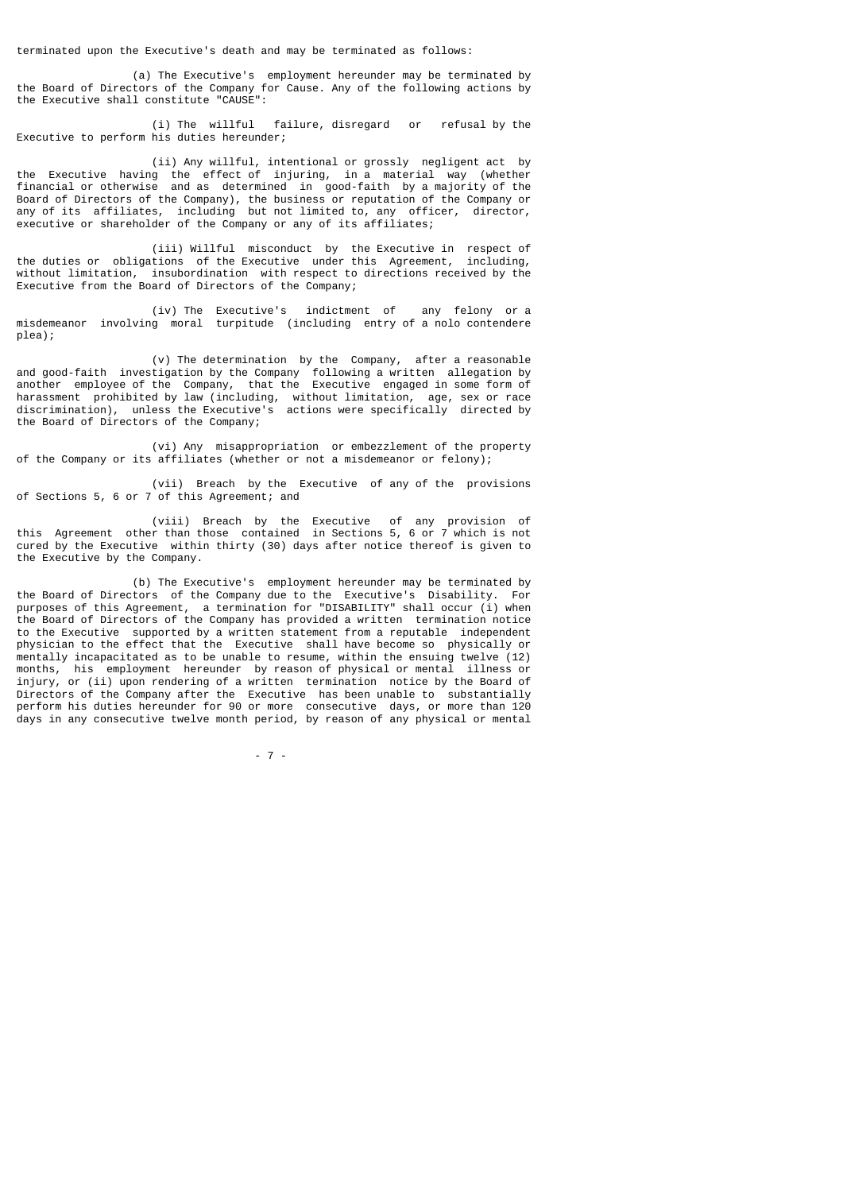terminated upon the Executive's death and may be terminated as follows:

(a) The Executive's employment hereunder may be terminated by the Board of Directors of the Company for Cause. Any of the following actions by the Executive shall constitute "CAUSE":

(i) The willful failure, disregard or refusal by the Executive to perform his duties hereunder;

(ii) Any willful, intentional or grossly negligent act by the Executive having the effect of injuring, in a material way (whether financial or otherwise and as determined in good-faith by a majority of the Board of Directors of the Company), the business or reputation of the Company or any of its affiliates, including but not limited to, any officer, director, executive or shareholder of the Company or any of its affiliates;

(iii) Willful misconduct by the Executive in respect of the duties or obligations of the Executive under this Agreement, including, without limitation, insubordination with respect to directions received by the Executive from the Board of Directors of the Company;

(iv) The Executive's indictment of any felony or a misdemeanor involving moral turpitude (including entry of a nolo contendere plea);

(v) The determination by the Company, after a reasonable and good-faith investigation by the Company following a written allegation by another employee of the Company, that the Executive engaged in some form of harassment prohibited by law (including, without limitation, age, sex or race discrimination), unless the Executive's actions were specifically directed by the Board of Directors of the Company;

(vi) Any misappropriation or embezzlement of the property of the Company or its affiliates (whether or not a misdemeanor or felony);

(vii) Breach by the Executive of any of the provisions of Sections 5, 6 or 7 of this Agreement; and

(viii) Breach by the Executive of any provision of this Agreement other than those contained in Sections 5, 6 or 7 which is not cured by the Executive within thirty (30) days after notice thereof is given to the Executive by the Company.

(b) The Executive's employment hereunder may be terminated by the Board of Directors of the Company due to the Executive's Disability. For purposes of this Agreement, a termination for "DISABILITY" shall occur (i) when the Board of Directors of the Company has provided a written termination notice to the Executive supported by a written statement from a reputable independent physician to the effect that the Executive shall have become so physically or mentally incapacitated as to be unable to resume, within the ensuing twelve (12) months, his employment hereunder by reason of physical or mental illness or injury, or (ii) upon rendering of a written termination notice by the Board of Directors of the Company after the Executive has been unable to substantially perform his duties hereunder for 90 or more consecutive days, or more than 120 days in any consecutive twelve month period, by reason of any physical or mental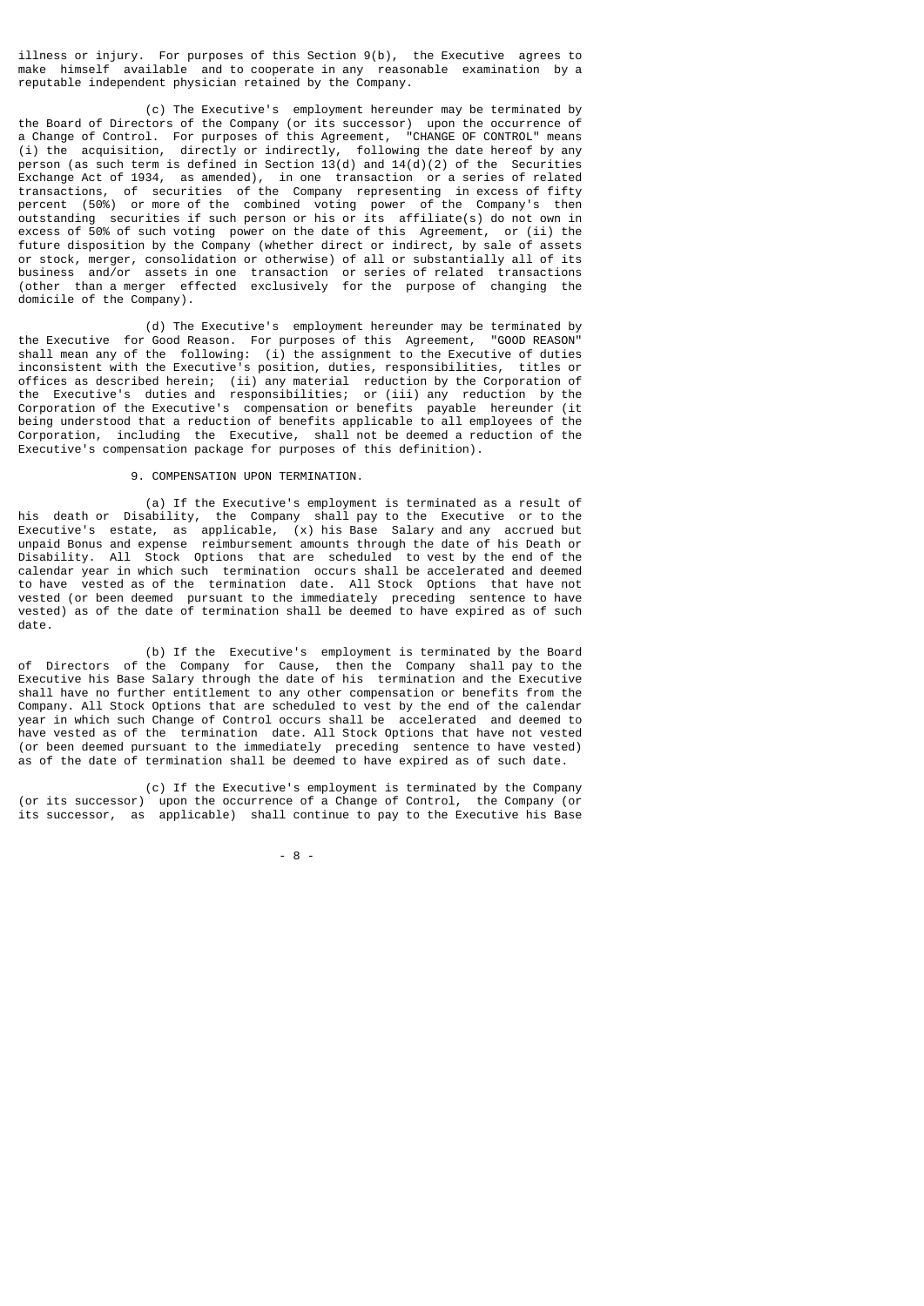illness or injury. For purposes of this Section 9(b), the Executive agrees to make himself available and to cooperate in any reasonable examination by a reputable independent physician retained by the Company.

(c) The Executive's employment hereunder may be terminated by the Board of Directors of the Company (or its successor) upon the occurrence of a Change of Control. For purposes of this Agreement, "CHANGE OF CONTROL" means (i) the acquisition, directly or indirectly, following the date hereof by any person (as such term is defined in Section 13(d) and 14(d)(2) of the Securities Exchange Act of 1934, as amended), in one transaction or a series of related transactions, of securities of the Company representing in excess of fifty percent (50%) or more of the combined voting power of the Company's then outstanding securities if such person or his or its affiliate(s) do not own in excess of 50% of such voting power on the date of this Agreement, or (ii) the future disposition by the Company (whether direct or indirect, by sale of assets or stock, merger, consolidation or otherwise) of all or substantially all of its business and/or assets in one transaction or series of related transactions (other than a merger effected exclusively for the purpose of changing the domicile of the Company).

(d) The Executive's employment hereunder may be terminated by the Executive for Good Reason. For purposes of this Agreement, "GOOD REASON" shall mean any of the following: (i) the assignment to the Executive of duties inconsistent with the Executive's position, duties, responsibilities, titles or offices as described herein; (ii) any material reduction by the Corporation of the Executive's duties and responsibilities; or (iii) any reduction by the Corporation of the Executive's compensation or benefits payable hereunder (it being understood that a reduction of benefits applicable to all employees of the Corporation, including the Executive, shall not be deemed a reduction of the Executive's compensation package for purposes of this definition).

9. COMPENSATION UPON TERMINATION.

(a) If the Executive's employment is terminated as a result of his death or Disability, the Company shall pay to the Executive or to the Executive's estate, as applicable, (x) his Base Salary and any accrued but unpaid Bonus and expense reimbursement amounts through the date of his Death or Disability. All Stock Options that are scheduled to vest by the end of the calendar year in which such termination occurs shall be accelerated and deemed to have vested as of the termination date. All Stock Options that have not vested (or been deemed pursuant to the immediately preceding sentence to have vested) as of the date of termination shall be deemed to have expired as of such date.

(b) If the Executive's employment is terminated by the Board of Directors of the Company for Cause, then the Company shall pay to the Executive his Base Salary through the date of his termination and the Executive shall have no further entitlement to any other compensation or benefits from the Company. All Stock Options that are scheduled to vest by the end of the calendar year in which such Change of Control occurs shall be accelerated and deemed to have vested as of the termination date. All Stock Options that have not vested (or been deemed pursuant to the immediately preceding sentence to have vested) as of the date of termination shall be deemed to have expired as of such date.

(c) If the Executive's employment is terminated by the Company (or its successor) upon the occurrence of a Change of Control, the Company (or its successor, as applicable) shall continue to pay to the Executive his Base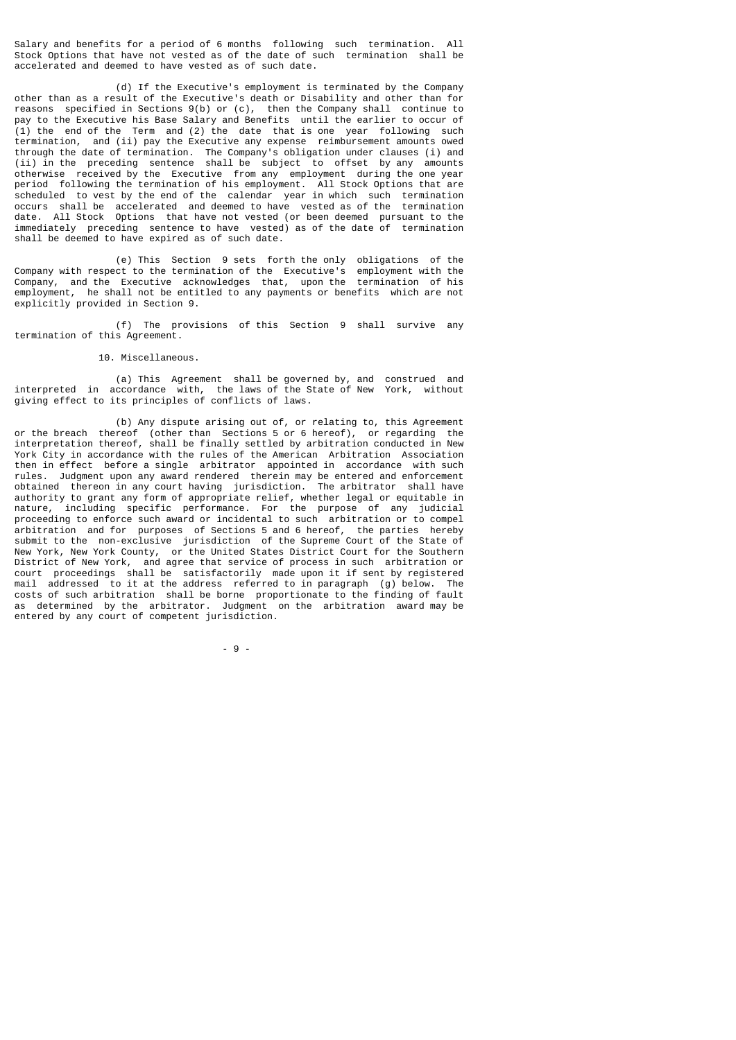Salary and benefits for a period of 6 months following such termination. All Stock Options that have not vested as of the date of such termination shall be accelerated and deemed to have vested as of such date.

(d) If the Executive's employment is terminated by the Company other than as a result of the Executive's death or Disability and other than for reasons specified in Sections 9(b) or (c), then the Company shall continue to pay to the Executive his Base Salary and Benefits until the earlier to occur of (1) the end of the Term and (2) the date that is one year following such termination, and (ii) pay the Executive any expense reimbursement amounts owed through the date of termination. The Company's obligation under clauses (i) and (ii) in the preceding sentence shall be subject to offset by any amounts otherwise received by the Executive from any employment during the one year period following the termination of his employment. All Stock Options that are scheduled to vest by the end of the calendar year in which such termination occurs shall be accelerated and deemed to have vested as of the termination date. All Stock Options that have not vested (or been deemed pursuant to the immediately preceding sentence to have vested) as of the date of termination shall be deemed to have expired as of such date.

(e) This Section 9 sets forth the only obligations of the Company with respect to the termination of the Executive's employment with the Company, and the Executive acknowledges that, upon the termination of his employment, he shall not be entitled to any payments or benefits which are not explicitly provided in Section 9.

(f) The provisions of this Section 9 shall survive any termination of this Agreement.

10. Miscellaneous.

(a) This Agreement shall be governed by, and construed and interpreted in accordance with, the laws of the State of New York, without giving effect to its principles of conflicts of laws.

(b) Any dispute arising out of, or relating to, this Agreement or the breach thereof (other than Sections 5 or 6 hereof), or regarding the interpretation thereof, shall be finally settled by arbitration conducted in New York City in accordance with the rules of the American Arbitration Association then in effect before a single arbitrator appointed in accordance with such rules. Judgment upon any award rendered therein may be entered and enforcement obtained thereon in any court having jurisdiction. The arbitrator shall have authority to grant any form of appropriate relief, whether legal or equitable in nature, including specific performance. For the purpose of any judicial proceeding to enforce such award or incidental to such arbitration or to compel arbitration and for purposes of Sections 5 and 6 hereof, the parties hereby submit to the non-exclusive jurisdiction of the Supreme Court of the State of New York, New York County, or the United States District Court for the Southern District of New York, and agree that service of process in such arbitration or court proceedings shall be satisfactorily made upon it if sent by registered mail addressed to it at the address referred to in paragraph (g) below. The costs of such arbitration shall be borne proportionate to the finding of fault as determined by the arbitrator. Judgment on the arbitration award may be entered by any court of competent jurisdiction.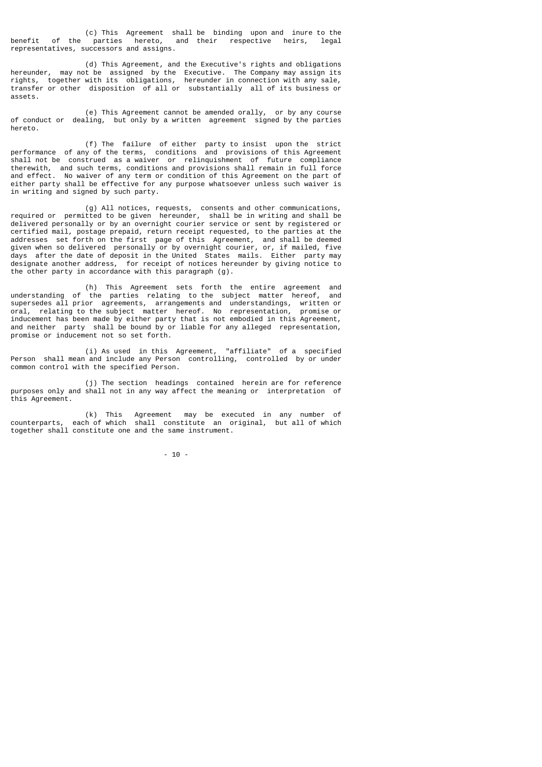(c) This Agreement shall be binding upon and inure to the benefit of the parties hereto, and their respective heirs, legal representatives, successors and assigns.

(d) This Agreement, and the Executive's rights and obligations hereunder, may not be assigned by the Executive. The Company may assign its rights, together with its obligations, hereunder in connection with any sale, transfer or other disposition of all or substantially all of its business or assets.

(e) This Agreement cannot be amended orally, or by any course of conduct or dealing, but only by a written agreement signed by the parties hereto.

(f) The failure of either party to insist upon the strict performance of any of the terms, conditions and provisions of this Agreement shall not be construed as a waiver or relinquishment of future compliance therewith, and such terms, conditions and provisions shall remain in full force and effect. No waiver of any term or condition of this Agreement on the part of either party shall be effective for any purpose whatsoever unless such waiver is in writing and signed by such party.

(g) All notices, requests, consents and other communications, required or permitted to be given hereunder, shall be in writing and shall be delivered personally or by an overnight courier service or sent by registered or certified mail, postage prepaid, return receipt requested, to the parties at the addresses set forth on the first page of this Agreement, and shall be deemed given when so delivered personally or by overnight courier, or, if mailed, five days after the date of deposit in the United States mails. Either party may designate another address, for receipt of notices hereunder by giving notice to the other party in accordance with this paragraph (g).

(h) This Agreement sets forth the entire agreement and understanding of the parties relating to the subject matter hereof, and supersedes all prior agreements, arrangements and understandings, written or oral, relating to the subject matter hereof. No representation, promise or inducement has been made by either party that is not embodied in this Agreement, and neither party shall be bound by or liable for any alleged representation, promise or inducement not so set forth.

(i) As used in this Agreement, "affiliate" of a specified Person shall mean and include any Person controlling, controlled by or under common control with the specified Person.

(j) The section headings contained herein are for reference purposes only and shall not in any way affect the meaning or interpretation of this Agreement.

(k) This Agreement may be executed in any number of counterparts, each of which shall constitute an original, but all of which together shall constitute one and the same instrument.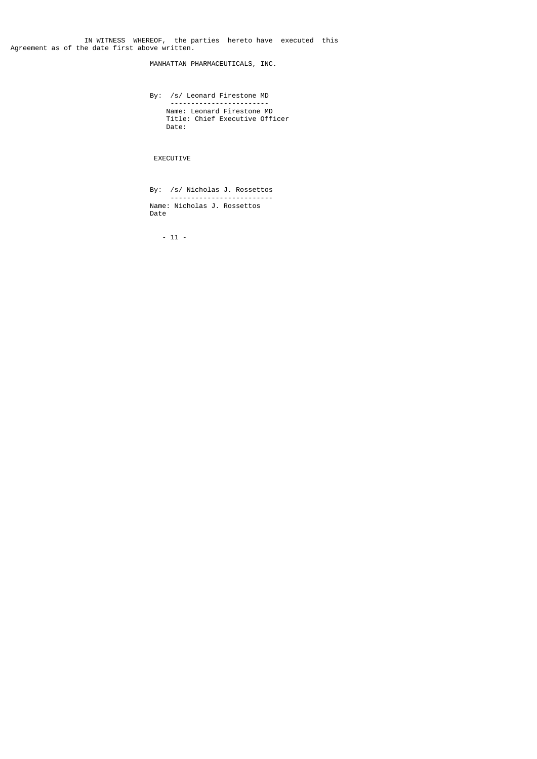IN WITNESS WHEREOF, the parties hereto have executed this Agreement as of the date first above written.

MANHATTAN PHARMACEUTICALS, INC.

By: /s/ Leonard Firestone MD

Name: Leonard Firestone MD
Title: Chief Executive Officer
Date:

EXECUTIVE

By: /s/ Nicholas J. Rossettos

Name: Nicholas J. Rossettos
Date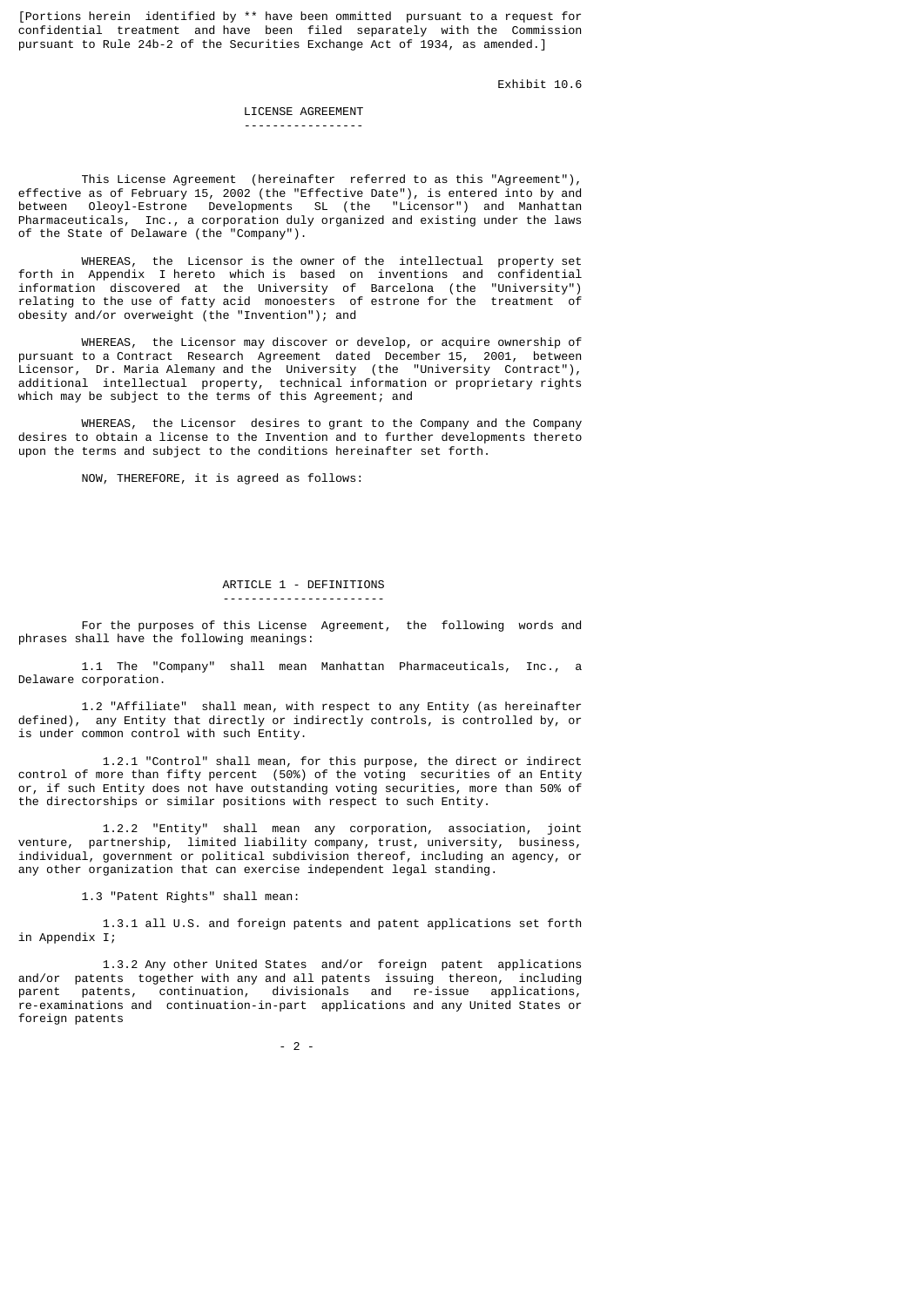[Portions herein identified by ** have been ommitted pursuant to a request for confidential treatment and have been filed separately with the Commission pursuant to Rule 24b-2 of the Securities Exchange Act of 1934, as amended.]

Exhibit 10.6

# LICENSE AGREEMENT

This License Agreement (hereinafter referred to as this "Agreement"), effective as of February 15, 2002 (the "Effective Date"), is entered into by and between Oleoyl-Estrone Developments SL (the "Licensor") and Manhattan Pharmaceuticals, Inc., a corporation duly organized and existing under the laws of the State of Delaware (the "Company").

WHEREAS, the Licensor is the owner of the intellectual property set forth in Appendix I hereto which is based on inventions and confidential information discovered at the University of Barcelona (the "University") relating to the use of fatty acid monoesters of estrone for the treatment of obesity and/or overweight (the "Invention"); and

WHEREAS, the Licensor may discover or develop, or acquire ownership of pursuant to a Contract Research Agreement dated December 15, 2001, between Licensor, Dr. Maria Alemany and the University (the "University Contract"), additional intellectual property, technical information or proprietary rights which may be subject to the terms of this Agreement; and

WHEREAS, the Licensor desires to grant to the Company and the Company desires to obtain a license to the Invention and to further developments thereto upon the terms and subject to the conditions hereinafter set forth.

NOW, THEREFORE, it is agreed as follows:

## ARTICLE 1 - DEFINITIONS

For the purposes of this License Agreement, the following words and phrases shall have the following meanings:

1.1 The "Company" shall mean Manhattan Pharmaceuticals, Inc., a Delaware corporation.

1.2 "Affiliate" shall mean, with respect to any Entity (as hereinafter defined), any Entity that directly or indirectly controls, is controlled by, or is under common control with such Entity.

1.2.1 "Control" shall mean, for this purpose, the direct or indirect control of more than fifty percent (50%) of the voting securities of an Entity or, if such Entity does not have outstanding voting securities, more than 50% of the directorships or similar positions with respect to such Entity.

1.2.2 "Entity" shall mean any corporation, association, joint venture, partnership, limited liability company, trust, university, business, individual, government or political subdivision thereof, including an agency, or any other organization that can exercise independent legal standing.

1.3 "Patent Rights" shall mean:

1.3.1 all U.S. and foreign patents and patent applications set forth in Appendix I;

1.3.2 Any other United States and/or foreign patent applications and/or patents together with any and all patents issuing thereon, including parent patents, continuation, divisionals and re-issue applications, re-examinations and continuation-in-part applications and any United States or foreign patents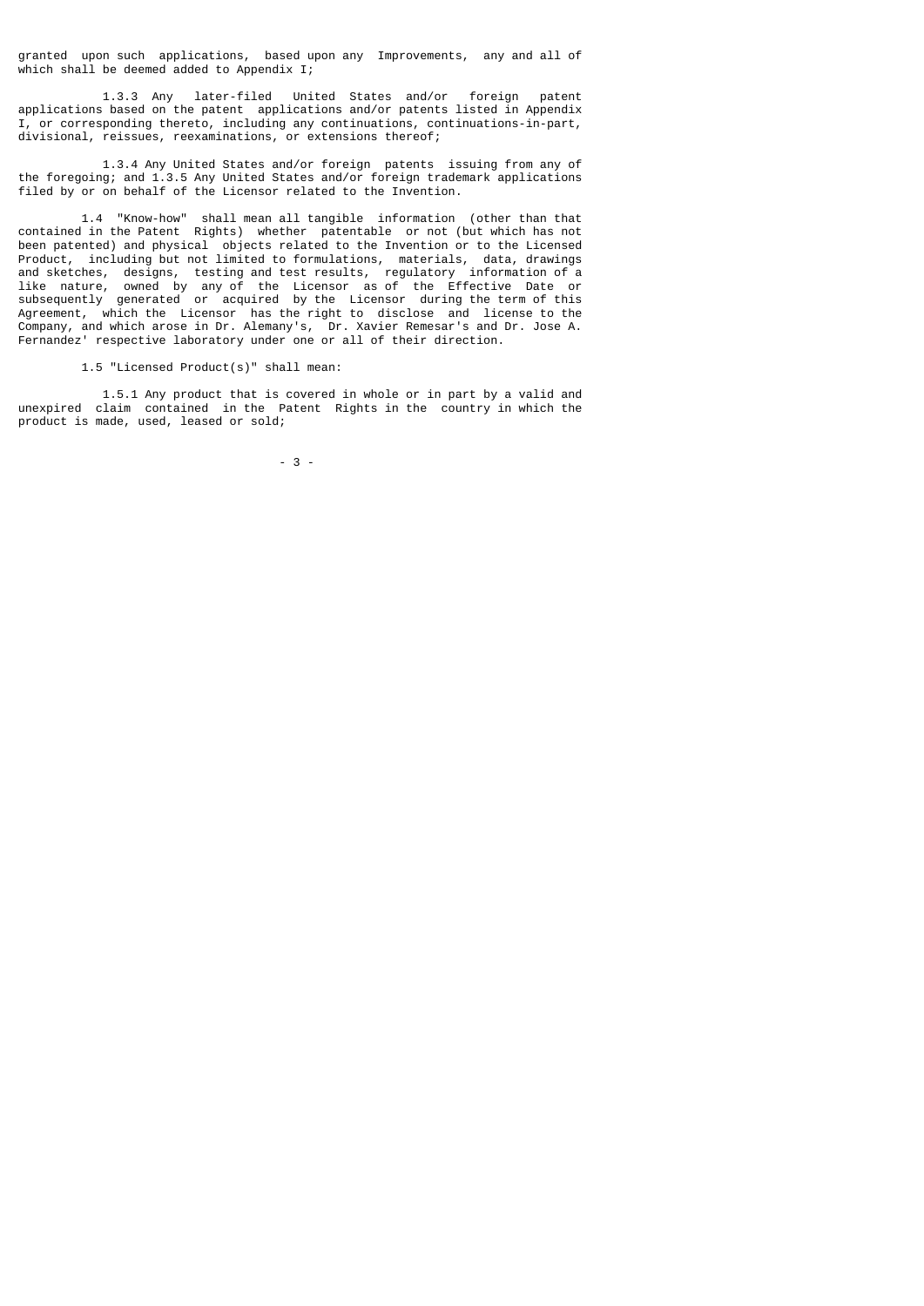granted upon such applications, based upon any Improvements, any and all of which shall be deemed added to Appendix I;

1.3.3 Any later-filed United States and/or foreign patent applications based on the patent applications and/or patents listed in Appendix I, or corresponding thereto, including any continuations, continuations-in-part, divisional, reissues, reexaminations, or extensions thereof;

1.3.4 Any United States and/or foreign patents issuing from any of the foregoing; and 1.3.5 Any United States and/or foreign trademark applications filed by or on behalf of the Licensor related to the Invention.

1.4 "Know-how" shall mean all tangible information (other than that contained in the Patent Rights) whether patentable or not (but which has not been patented) and physical objects related to the Invention or to the Licensed Product, including but not limited to formulations, materials, data, drawings and sketches, designs, testing and test results, regulatory information of a like nature, owned by any of the Licensor as of the Effective Date or subsequently generated or acquired by the Licensor during the term of this Agreement, which the Licensor has the right to disclose and license to the Company, and which arose in Dr. Alemany's, Dr. Xavier Remesar's and Dr. Jose A. Fernandez' respective laboratory under one or all of their direction.

1.5 "Licensed Product(s)" shall mean:

1.5.1 Any product that is covered in whole or in part by a valid and unexpired claim contained in the Patent Rights in the country in which the product is made, used, leased or sold;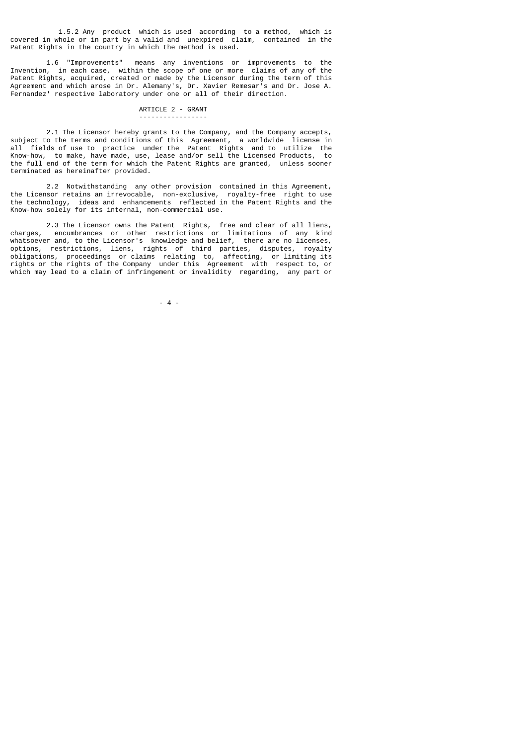1.5.2 Any product which is used according to a method, which is covered in whole or in part by a valid and unexpired claim, contained in the Patent Rights in the country in which the method is used.

1.6 "Improvements" means any inventions or improvements to the Invention, in each case, within the scope of one or more claims of any of the Patent Rights, acquired, created or made by the Licensor during the term of this Agreement and which arose in Dr. Alemany's, Dr. Xavier Remesar's and Dr. Jose A. Fernandez' respective laboratory under one or all of their direction.

## ARTICLE 2 - GRANT

2.1 The Licensor hereby grants to the Company, and the Company accepts, subject to the terms and conditions of this Agreement, a worldwide license in all fields of use to practice under the Patent Rights and to utilize the Know-how, to make, have made, use, lease and/or sell the Licensed Products, to the full end of the term for which the Patent Rights are granted, unless sooner terminated as hereinafter provided.

2.2 Notwithstanding any other provision contained in this Agreement, the Licensor retains an irrevocable, non-exclusive, royalty-free right to use the technology, ideas and enhancements reflected in the Patent Rights and the Know-how solely for its internal, non-commercial use.

2.3 The Licensor owns the Patent Rights, free and clear of all liens, charges, encumbrances or other restrictions or limitations of any kind whatsoever and, to the Licensor's knowledge and belief, there are no licenses, options, restrictions, liens, rights of third parties, disputes, royalty obligations, proceedings or claims relating to, affecting, or limiting its rights or the rights of the Company under this Agreement with respect to, or which may lead to a claim of infringement or invalidity regarding, any part or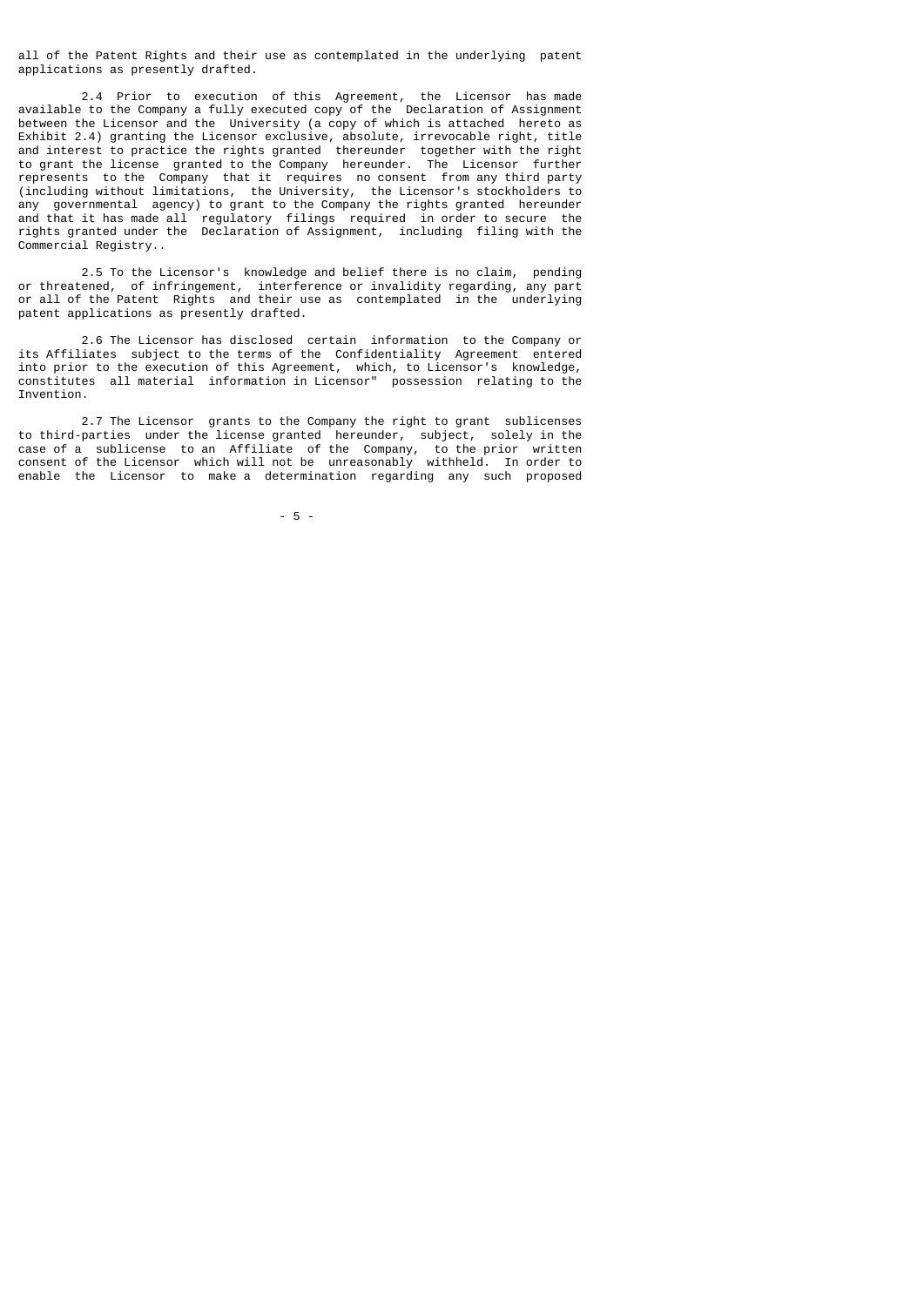all of the Patent Rights and their use as contemplated in the underlying patent applications as presently drafted.

2.4 Prior to execution of this Agreement, the Licensor has made available to the Company a fully executed copy of the Declaration of Assignment between the Licensor and the University (a copy of which is attached hereto as Exhibit 2.4) granting the Licensor exclusive, absolute, irrevocable right, title and interest to practice the rights granted thereunder together with the right to grant the license granted to the Company hereunder. The Licensor further represents to the Company that it requires no consent from any third party (including without limitations, the University, the Licensor's stockholders to any governmental agency) to grant to the Company the rights granted hereunder and that it has made all regulatory filings required in order to secure the rights granted under the Declaration of Assignment, including filing with the Commercial Registry..

2.5 To the Licensor's knowledge and belief there is no claim, pending or threatened, of infringement, interference or invalidity regarding, any part or all of the Patent Rights and their use as contemplated in the underlying patent applications as presently drafted.

2.6 The Licensor has disclosed certain information to the Company or its Affiliates subject to the terms of the Confidentiality Agreement entered into prior to the execution of this Agreement, which, to Licensor's knowledge, constitutes all material information in Licensor" possession relating to the Invention.

2.7 The Licensor grants to the Company the right to grant sublicenses to third-parties under the license granted hereunder, subject, solely in the case of a sublicense to an Affiliate of the Company, to the prior written consent of the Licensor which will not be unreasonably withheld. In order to enable the Licensor to make a determination regarding any such proposed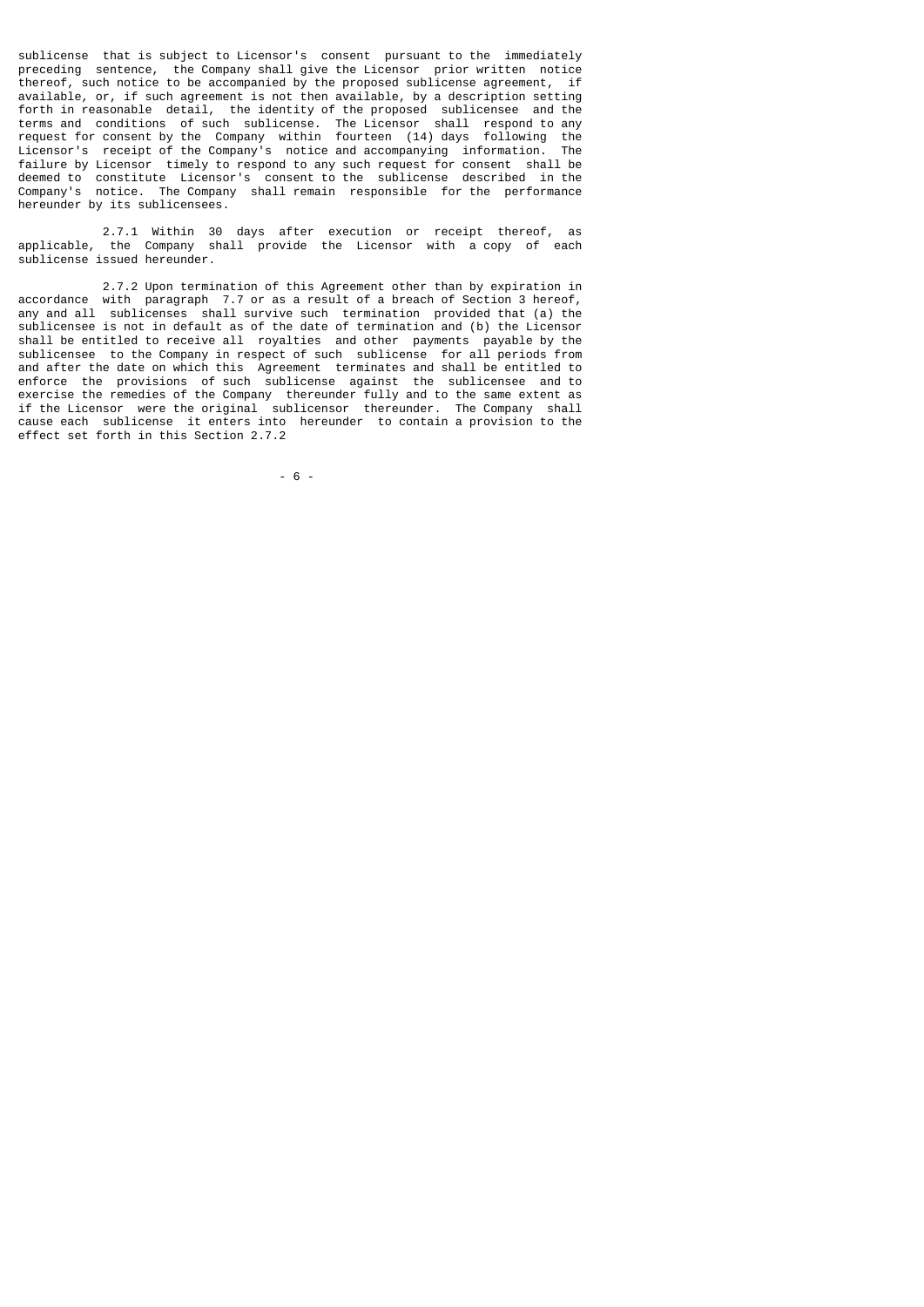sublicense that is subject to Licensor's consent pursuant to the immediately preceding sentence, the Company shall give the Licensor prior written notice thereof, such notice to be accompanied by the proposed sublicense agreement, if available, or, if such agreement is not then available, by a description setting forth in reasonable detail, the identity of the proposed sublicensee and the terms and conditions of such sublicense. The Licensor shall respond to any request for consent by the Company within fourteen (14) days following the Licensor's receipt of the Company's notice and accompanying information. The failure by Licensor timely to respond to any such request for consent shall be deemed to constitute Licensor's consent to the sublicense described in the Company's notice. The Company shall remain responsible for the performance hereunder by its sublicensees.

2.7.1 Within 30 days after execution or receipt thereof, as applicable, the Company shall provide the Licensor with a copy of each sublicense issued hereunder.

2.7.2 Upon termination of this Agreement other than by expiration in accordance with paragraph 7.7 or as a result of a breach of Section 3 hereof, any and all sublicenses shall survive such termination provided that (a) the sublicensee is not in default as of the date of termination and (b) the Licensor shall be entitled to receive all royalties and other payments payable by the sublicensee to the Company in respect of such sublicense for all periods from and after the date on which this Agreement terminates and shall be entitled to enforce the provisions of such sublicense against the sublicensee and to exercise the remedies of the Company thereunder fully and to the same extent as if the Licensor were the original sublicensor thereunder. The Company shall cause each sublicense it enters into hereunder to contain a provision to the effect set forth in this Section 2.7.2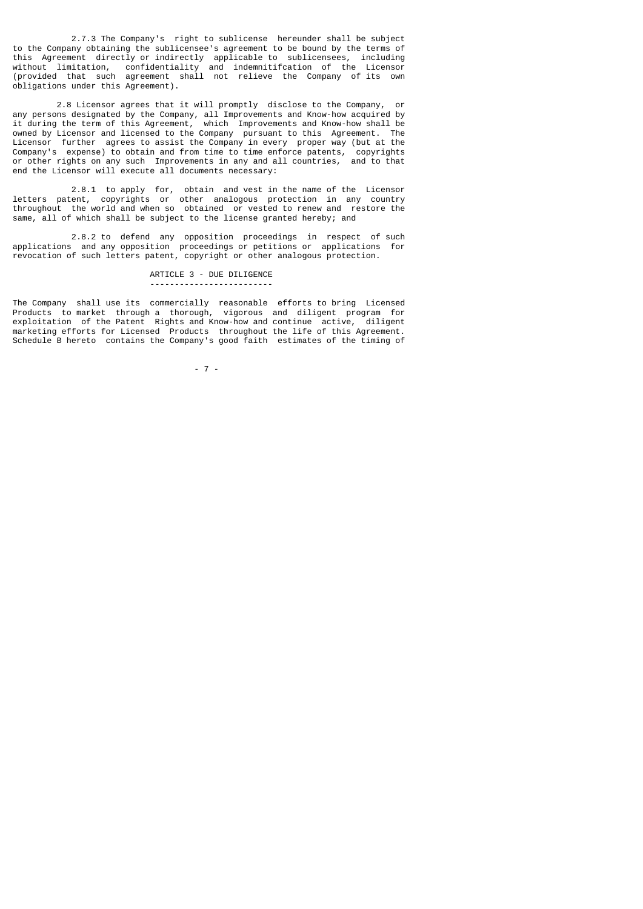2.7.3 The Company's right to sublicense hereunder shall be subject to the Company obtaining the sublicensee's agreement to be bound by the terms of this Agreement directly or indirectly applicable to sublicensees, including without limitation, confidentiality and indemnitifcation of the Licensor (provided that such agreement shall not relieve the Company of its own obligations under this Agreement).

2.8 Licensor agrees that it will promptly disclose to the Company, or any persons designated by the Company, all Improvements and Know-how acquired by it during the term of this Agreement, which Improvements and Know-how shall be owned by Licensor and licensed to the Company pursuant to this Agreement. The Licensor further agrees to assist the Company in every proper way (but at the Company's expense) to obtain and from time to time enforce patents, copyrights or other rights on any such Improvements in any and all countries, and to that end the Licensor will execute all documents necessary:

2.8.1 to apply for, obtain and vest in the name of the Licensor letters patent, copyrights or other analogous protection in any country throughout the world and when so obtained or vested to renew and restore the same, all of which shall be subject to the license granted hereby; and

2.8.2 to defend any opposition proceedings in respect of such applications and any opposition proceedings or petitions or applications for revocation of such letters patent, copyright or other analogous protection.

## ARTICLE 3 - DUE DILIGENCE

The Company shall use its commercially reasonable efforts to bring Licensed Products to market through a thorough, vigorous and diligent program for exploitation of the Patent Rights and Know-how and continue active, diligent marketing efforts for Licensed Products throughout the life of this Agreement. Schedule B hereto contains the Company's good faith estimates of the timing of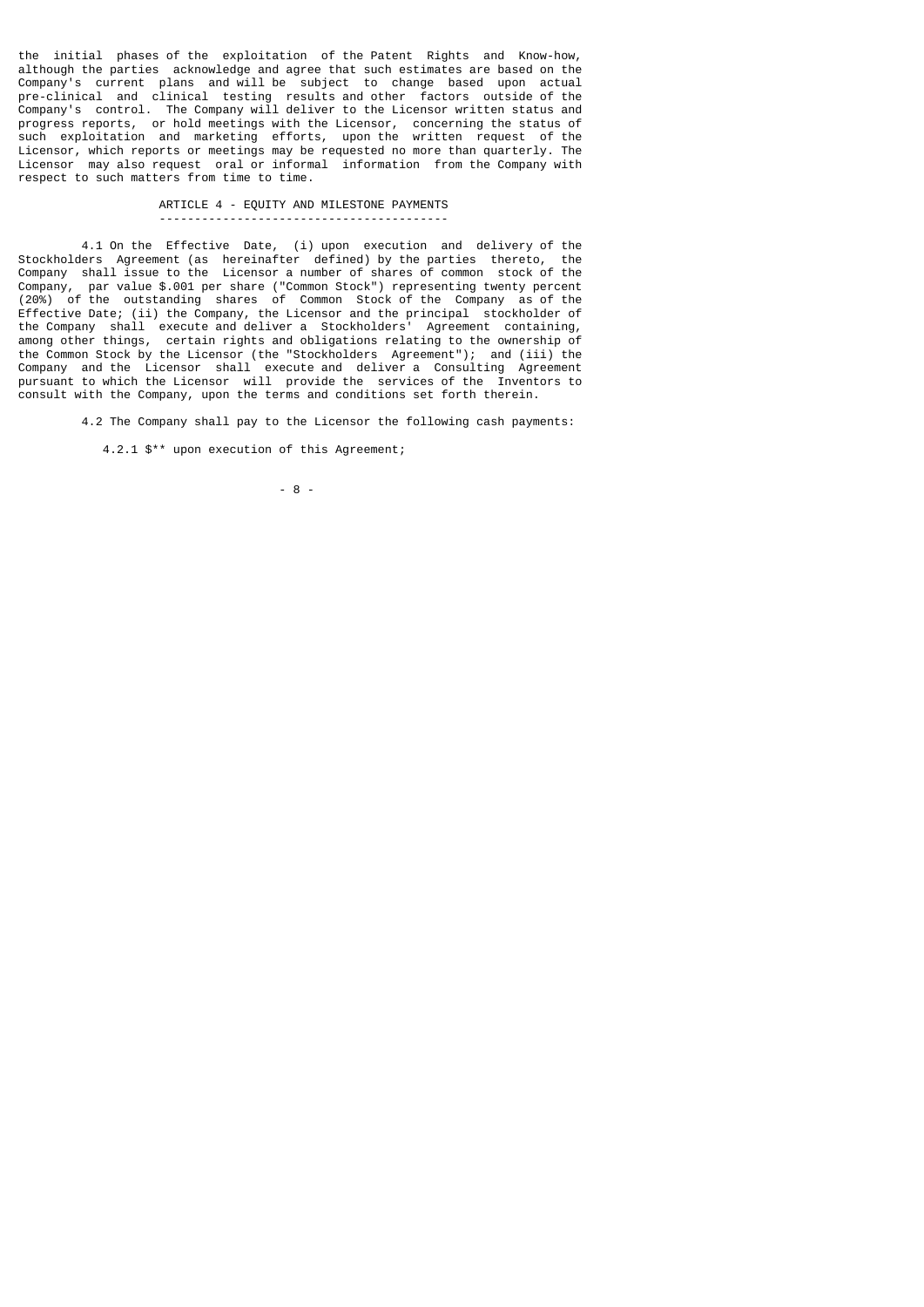the initial phases of the exploitation of the Patent Rights and Know-how, although the parties acknowledge and agree that such estimates are based on the Company's current plans and will be subject to change based upon actual pre-clinical and clinical testing results and other factors outside of the Company's control. The Company will deliver to the Licensor written status and progress reports, or hold meetings with the Licensor, concerning the status of such exploitation and marketing efforts, upon the written request of the Licensor, which reports or meetings may be requested no more than quarterly. The Licensor may also request oral or informal information from the Company with respect to such matters from time to time.

## ARTICLE 4 - EQUITY AND MILESTONE PAYMENTS

4.1 On the Effective Date, (i) upon execution and delivery of the Stockholders Agreement (as hereinafter defined) by the parties thereto, the Company shall issue to the Licensor a number of shares of common stock of the Company, par value $.001 per share ("Common Stock") representing twenty percent (20%) of the outstanding shares of Common Stock of the Company as of the Effective Date; (ii) the Company, the Licensor and the principal stockholder of the Company shall execute and deliver a Stockholders' Agreement containing, among other things, certain rights and obligations relating to the ownership of the Common Stock by the Licensor (the "Stockholders Agreement"); and (iii) the Company and the Licensor shall execute and deliver a Consulting Agreement pursuant to which the Licensor will provide the services of the Inventors to consult with the Company, upon the terms and conditions set forth therein.

4.2 The Company shall pay to the Licensor the following cash payments:

4.2.1 $** upon execution of this Agreement;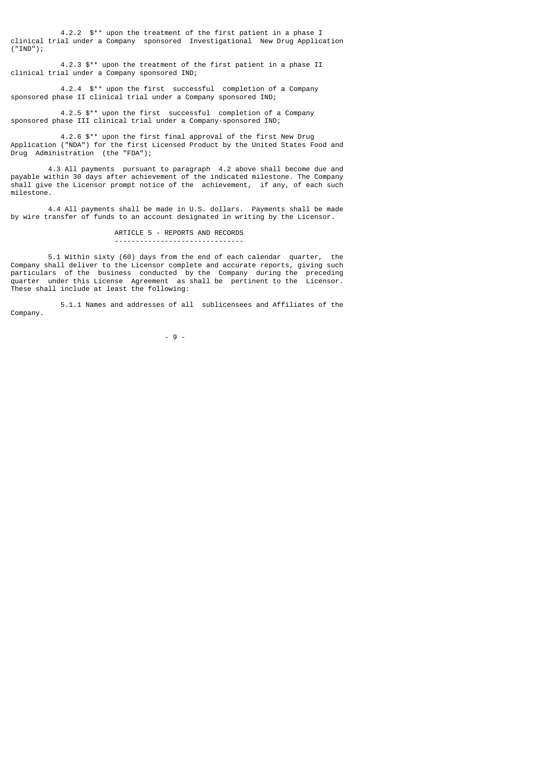4.2.2 $** upon the treatment of the first patient in a phase I clinical trial under a Company sponsored Investigational New Drug Application ("IND");

4.2.3 $** upon the treatment of the first patient in a phase II clinical trial under a Company sponsored IND;

4.2.4 $** upon the first successful completion of a Company sponsored phase II clinical trial under a Company sponsored IND;

4.2.5 $** upon the first successful completion of a Company sponsored phase III clinical trial under a Company-sponsored IND;

4.2.6 $** upon the first final approval of the first New Drug Application ("NDA") for the first Licensed Product by the United States Food and Drug Administration (the "FDA");

4.3 All payments pursuant to paragraph 4.2 above shall become due and payable within 30 days after achievement of the indicated milestone. The Company shall give the Licensor prompt notice of the achievement, if any, of each such milestone.

4.4 All payments shall be made in U.S. dollars. Payments shall be made by wire transfer of funds to an account designated in writing by the Licensor.

## ARTICLE 5 - REPORTS AND RECORDS

5.1 Within sixty (60) days from the end of each calendar quarter, the Company shall deliver to the Licensor complete and accurate reports, giving such particulars of the business conducted by the Company during the preceding quarter under this License Agreement as shall be pertinent to the Licensor. These shall include at least the following:

5.1.1 Names and addresses of all sublicensees and Affiliates of the Company.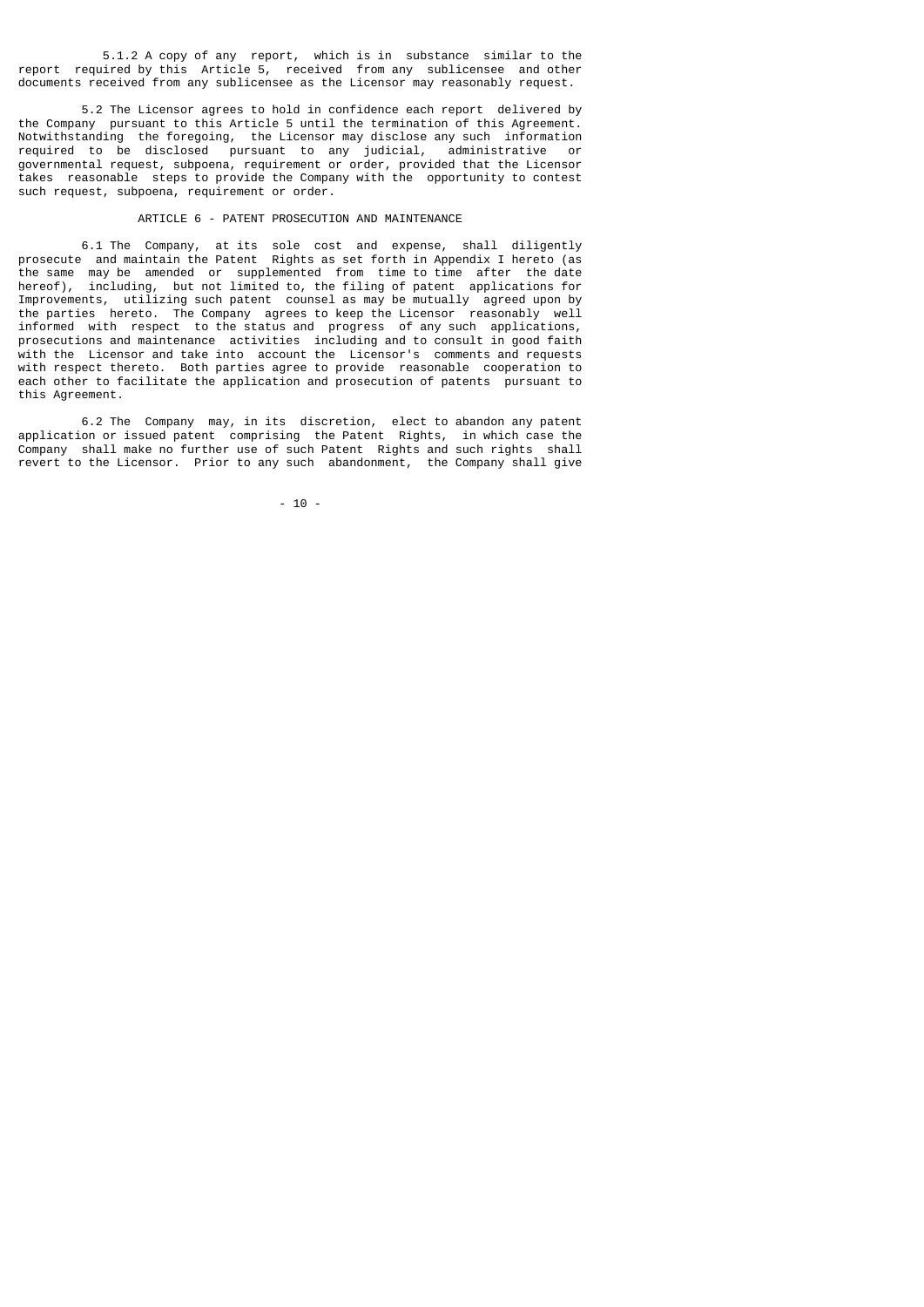5.1.2 A copy of any report, which is in substance similar to the report required by this Article 5, received from any sublicensee and other documents received from any sublicensee as the Licensor may reasonably request.

5.2 The Licensor agrees to hold in confidence each report delivered by the Company pursuant to this Article 5 until the termination of this Agreement. Notwithstanding the foregoing, the Licensor may disclose any such information required to be disclosed pursuant to any judicial, administrative or governmental request, subpoena, requirement or order, provided that the Licensor takes reasonable steps to provide the Company with the opportunity to contest such request, subpoena, requirement or order.

## ARTICLE 6 - PATENT PROSECUTION AND MAINTENANCE

6.1 The Company, at its sole cost and expense, shall diligently prosecute and maintain the Patent Rights as set forth in Appendix I hereto (as the same may be amended or supplemented from time to time after the date hereof), including, but not limited to, the filing of patent applications for Improvements, utilizing such patent counsel as may be mutually agreed upon by the parties hereto. The Company agrees to keep the Licensor reasonably well informed with respect to the status and progress of any such applications, prosecutions and maintenance activities including and to consult in good faith with the Licensor and take into account the Licensor's comments and requests with respect thereto. Both parties agree to provide reasonable cooperation to each other to facilitate the application and prosecution of patents pursuant to this Agreement.

6.2 The Company may, in its discretion, elect to abandon any patent application or issued patent comprising the Patent Rights, in which case the Company shall make no further use of such Patent Rights and such rights shall revert to the Licensor. Prior to any such abandonment, the Company shall give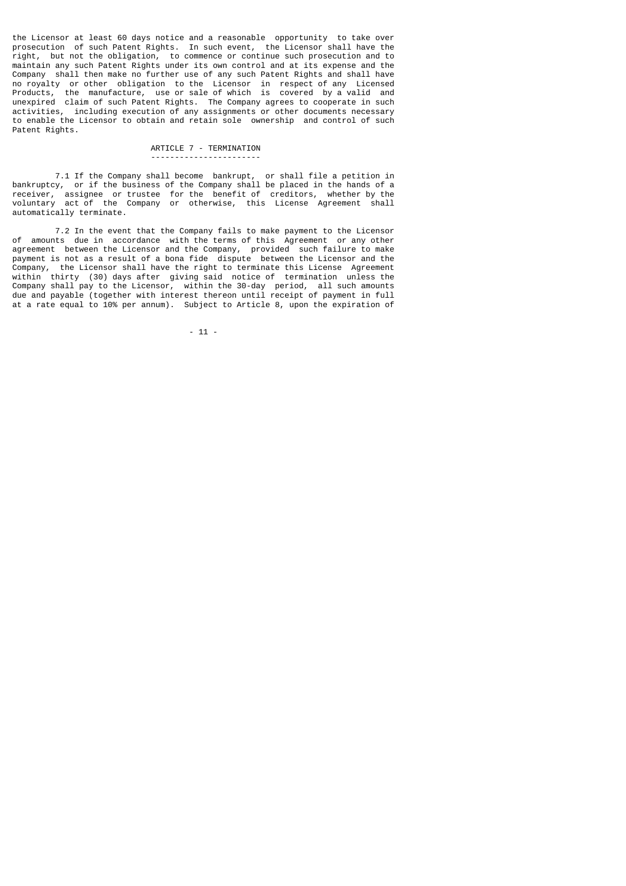the Licensor at least 60 days notice and a reasonable opportunity to take over prosecution of such Patent Rights. In such event, the Licensor shall have the right, but not the obligation, to commence or continue such prosecution and to maintain any such Patent Rights under its own control and at its expense and the Company shall then make no further use of any such Patent Rights and shall have no royalty or other obligation to the Licensor in respect of any Licensed Products, the manufacture, use or sale of which is covered by a valid and unexpired claim of such Patent Rights. The Company agrees to cooperate in such activities, including execution of any assignments or other documents necessary to enable the Licensor to obtain and retain sole ownership and control of such Patent Rights.

## ARTICLE 7 - TERMINATION

7.1 If the Company shall become bankrupt, or shall file a petition in bankruptcy, or if the business of the Company shall be placed in the hands of a receiver, assignee or trustee for the benefit of creditors, whether by the voluntary act of the Company or otherwise, this License Agreement shall automatically terminate.

7.2 In the event that the Company fails to make payment to the Licensor of amounts due in accordance with the terms of this Agreement or any other agreement between the Licensor and the Company, provided such failure to make payment is not as a result of a bona fide dispute between the Licensor and the Company, the Licensor shall have the right to terminate this License Agreement within thirty (30) days after giving said notice of termination unless the Company shall pay to the Licensor, within the 30-day period, all such amounts due and payable (together with interest thereon until receipt of payment in full at a rate equal to 10% per annum). Subject to Article 8, upon the expiration of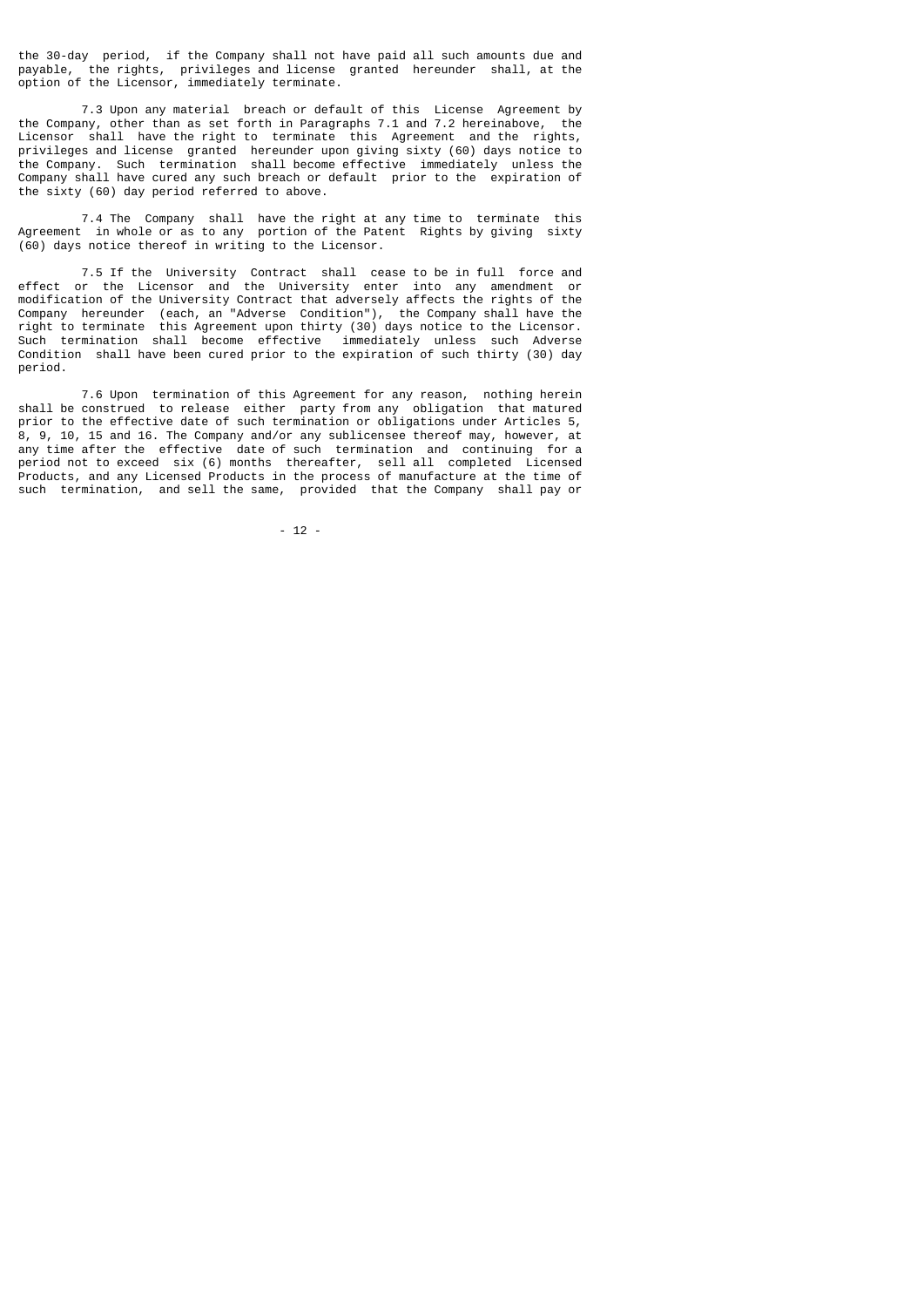the 30-day period, if the Company shall not have paid all such amounts due and payable, the rights, privileges and license granted hereunder shall, at the option of the Licensor, immediately terminate.

7.3 Upon any material breach or default of this License Agreement by the Company, other than as set forth in Paragraphs 7.1 and 7.2 hereinabove, the Licensor shall have the right to terminate this Agreement and the rights, privileges and license granted hereunder upon giving sixty (60) days notice to the Company. Such termination shall become effective immediately unless the Company shall have cured any such breach or default prior to the expiration of the sixty (60) day period referred to above.

7.4 The Company shall have the right at any time to terminate this Agreement in whole or as to any portion of the Patent Rights by giving sixty (60) days notice thereof in writing to the Licensor.

7.5 If the University Contract shall cease to be in full force and effect or the Licensor and the University enter into any amendment or modification of the University Contract that adversely affects the rights of the Company hereunder (each, an "Adverse Condition"), the Company shall have the right to terminate this Agreement upon thirty (30) days notice to the Licensor. Such termination shall become effective immediately unless such Adverse Condition shall have been cured prior to the expiration of such thirty (30) day period.

7.6 Upon termination of this Agreement for any reason, nothing herein shall be construed to release either party from any obligation that matured prior to the effective date of such termination or obligations under Articles 5, 8, 9, 10, 15 and 16. The Company and/or any sublicensee thereof may, however, at any time after the effective date of such termination and continuing for a period not to exceed six (6) months thereafter, sell all completed Licensed Products, and any Licensed Products in the process of manufacture at the time of such termination, and sell the same, provided that the Company shall pay or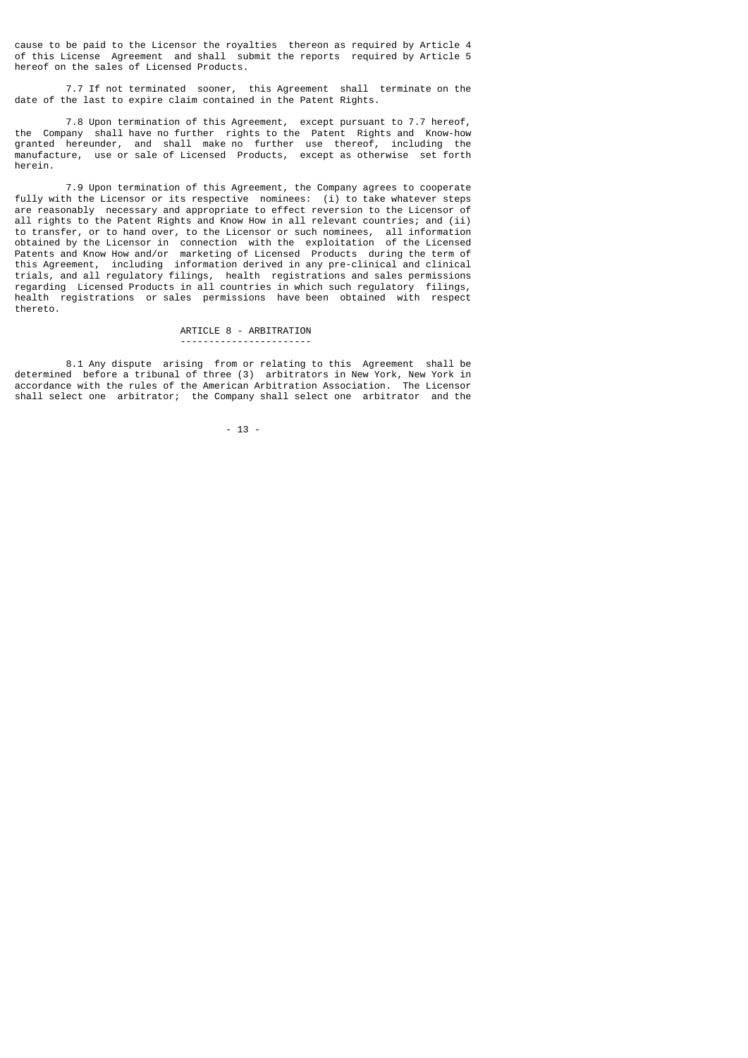cause to be paid to the Licensor the royalties thereon as required by Article 4 of this License Agreement and shall submit the reports required by Article 5 hereof on the sales of Licensed Products.

7.7 If not terminated sooner, this Agreement shall terminate on the date of the last to expire claim contained in the Patent Rights.

7.8 Upon termination of this Agreement, except pursuant to 7.7 hereof, the Company shall have no further rights to the Patent Rights and Know-how granted hereunder, and shall make no further use thereof, including the manufacture, use or sale of Licensed Products, except as otherwise set forth herein.

7.9 Upon termination of this Agreement, the Company agrees to cooperate fully with the Licensor or its respective nominees: (i) to take whatever steps are reasonably necessary and appropriate to effect reversion to the Licensor of all rights to the Patent Rights and Know How in all relevant countries; and (ii) to transfer, or to hand over, to the Licensor or such nominees, all information obtained by the Licensor in connection with the exploitation of the Licensed Patents and Know How and/or marketing of Licensed Products during the term of this Agreement, including information derived in any pre-clinical and clinical trials, and all regulatory filings, health registrations and sales permissions regarding Licensed Products in all countries in which such regulatory filings, health registrations or sales permissions have been obtained with respect thereto.

## ARTICLE 8 - ARBITRATION

8.1 Any dispute arising from or relating to this Agreement shall be determined before a tribunal of three (3) arbitrators in New York, New York in accordance with the rules of the American Arbitration Association. The Licensor shall select one arbitrator; the Company shall select one arbitrator and the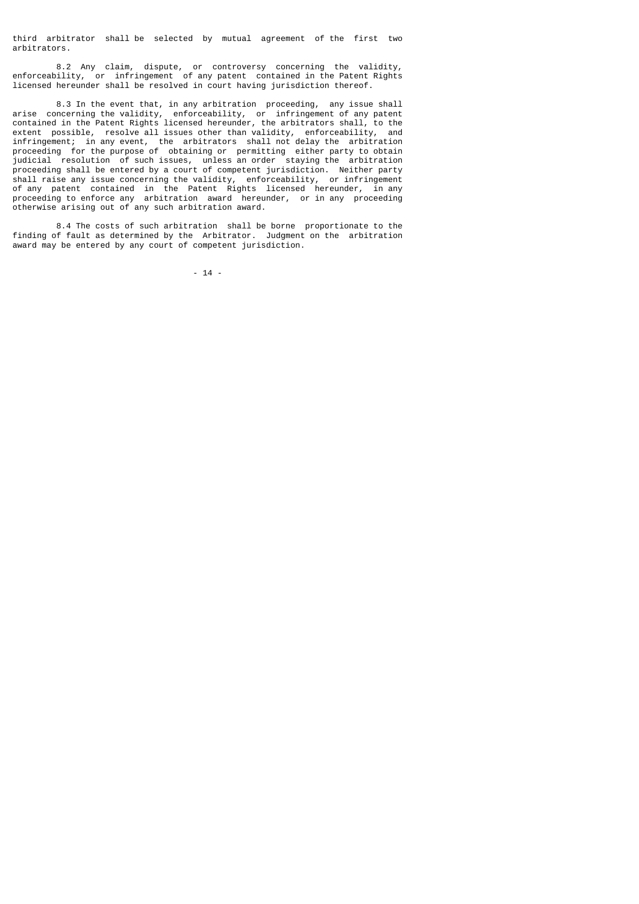third arbitrator shall be selected by mutual agreement of the first two arbitrators.

8.2 Any claim, dispute, or controversy concerning the validity, enforceability, or infringement of any patent contained in the Patent Rights licensed hereunder shall be resolved in court having jurisdiction thereof.

8.3 In the event that, in any arbitration proceeding, any issue shall arise concerning the validity, enforceability, or infringement of any patent contained in the Patent Rights licensed hereunder, the arbitrators shall, to the extent possible, resolve all issues other than validity, enforceability, and infringement; in any event, the arbitrators shall not delay the arbitration proceeding for the purpose of obtaining or permitting either party to obtain judicial resolution of such issues, unless an order staying the arbitration proceeding shall be entered by a court of competent jurisdiction. Neither party shall raise any issue concerning the validity, enforceability, or infringement of any patent contained in the Patent Rights licensed hereunder, in any proceeding to enforce any arbitration award hereunder, or in any proceeding otherwise arising out of any such arbitration award.

8.4 The costs of such arbitration shall be borne proportionate to the finding of fault as determined by the Arbitrator. Judgment on the arbitration award may be entered by any court of competent jurisdiction.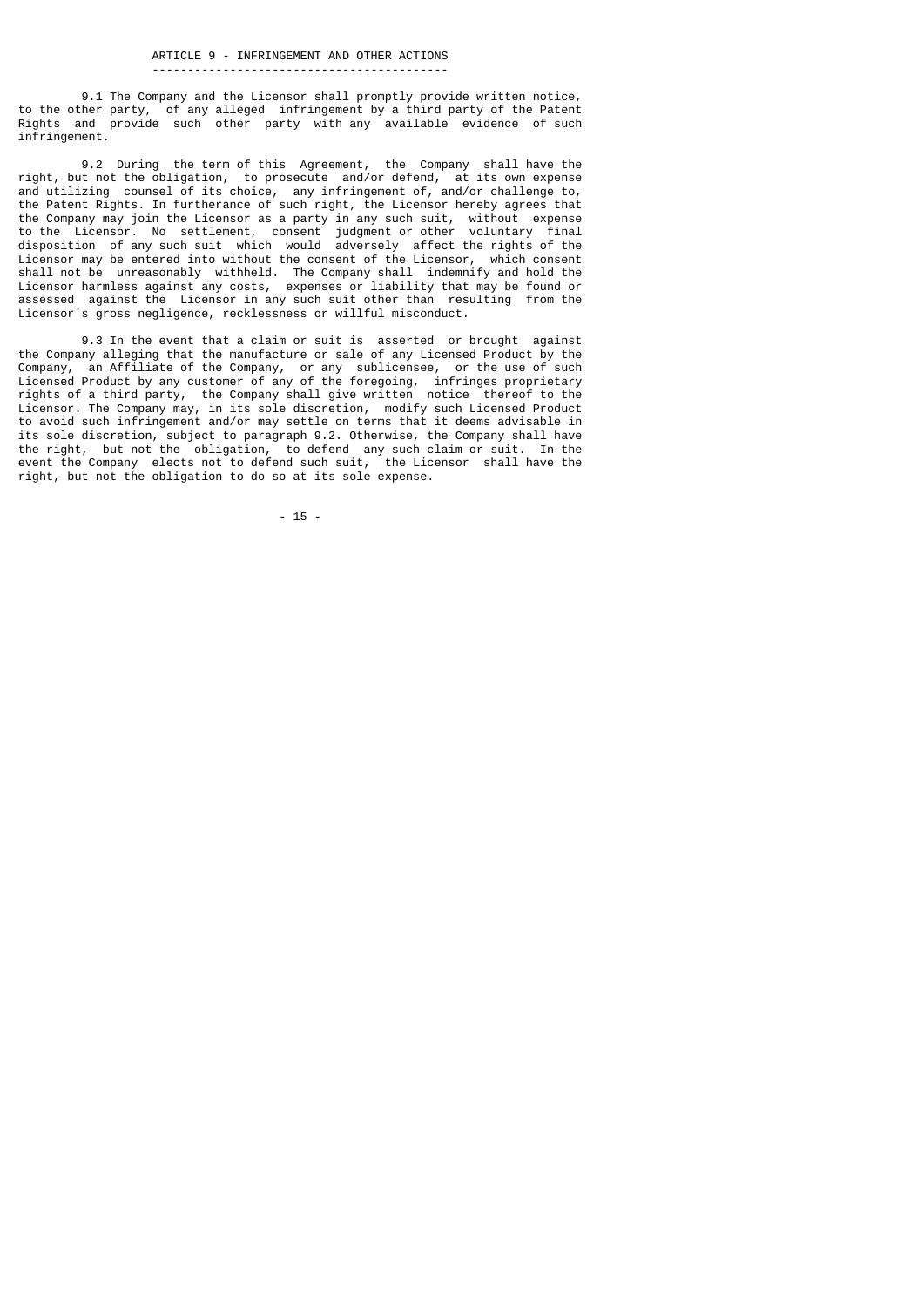## ARTICLE 9 - INFRINGEMENT AND OTHER ACTIONS

9.1 The Company and the Licensor shall promptly provide written notice, to the other party, of any alleged infringement by a third party of the Patent Rights and provide such other party with any available evidence of such infringement.

9.2 During the term of this Agreement, the Company shall have the right, but not the obligation, to prosecute and/or defend, at its own expense and utilizing counsel of its choice, any infringement of, and/or challenge to, the Patent Rights. In furtherance of such right, the Licensor hereby agrees that the Company may join the Licensor as a party in any such suit, without expense to the Licensor. No settlement, consent judgment or other voluntary final disposition of any such suit which would adversely affect the rights of the Licensor may be entered into without the consent of the Licensor, which consent shall not be unreasonably withheld. The Company shall indemnify and hold the Licensor harmless against any costs, expenses or liability that may be found or assessed against the Licensor in any such suit other than resulting from the Licensor's gross negligence, recklessness or willful misconduct.

9.3 In the event that a claim or suit is asserted or brought against the Company alleging that the manufacture or sale of any Licensed Product by the Company, an Affiliate of the Company, or any sublicensee, or the use of such Licensed Product by any customer of any of the foregoing, infringes proprietary rights of a third party, the Company shall give written notice thereof to the Licensor. The Company may, in its sole discretion, modify such Licensed Product to avoid such infringement and/or may settle on terms that it deems advisable in its sole discretion, subject to paragraph 9.2. Otherwise, the Company shall have the right, but not the obligation, to defend any such claim or suit. In the event the Company elects not to defend such suit, the Licensor shall have the right, but not the obligation to do so at its sole expense.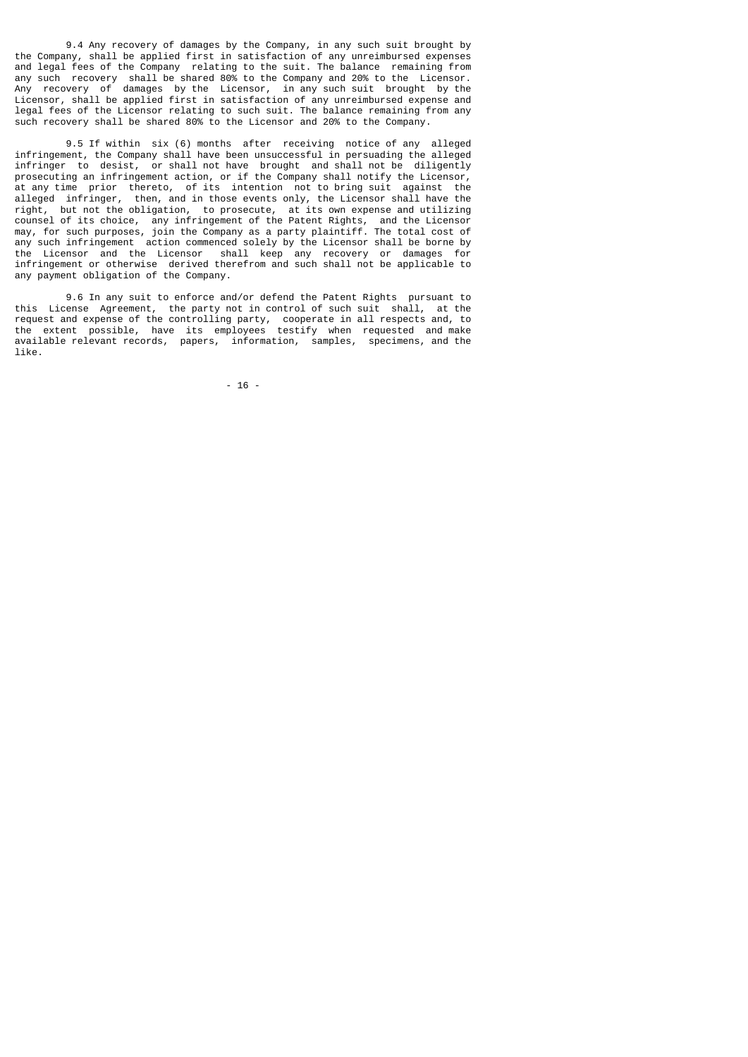9.4 Any recovery of damages by the Company, in any such suit brought by the Company, shall be applied first in satisfaction of any unreimbursed expenses and legal fees of the Company relating to the suit. The balance remaining from any such recovery shall be shared 80% to the Company and 20% to the Licensor. Any recovery of damages by the Licensor, in any such suit brought by the Licensor, shall be applied first in satisfaction of any unreimbursed expense and legal fees of the Licensor relating to such suit. The balance remaining from any such recovery shall be shared 80% to the Licensor and 20% to the Company.

9.5 If within six (6) months after receiving notice of any alleged infringement, the Company shall have been unsuccessful in persuading the alleged infringer to desist, or shall not have brought and shall not be diligently prosecuting an infringement action, or if the Company shall notify the Licensor, at any time prior thereto, of its intention not to bring suit against the alleged infringer, then, and in those events only, the Licensor shall have the right, but not the obligation, to prosecute, at its own expense and utilizing counsel of its choice, any infringement of the Patent Rights, and the Licensor may, for such purposes, join the Company as a party plaintiff. The total cost of any such infringement action commenced solely by the Licensor shall be borne by the Licensor and the Licensor shall keep any recovery or damages for infringement or otherwise derived therefrom and such shall not be applicable to any payment obligation of the Company.

9.6 In any suit to enforce and/or defend the Patent Rights pursuant to this License Agreement, the party not in control of such suit shall, at the request and expense of the controlling party, cooperate in all respects and, to the extent possible, have its employees testify when requested and make available relevant records, papers, information, samples, specimens, and the like.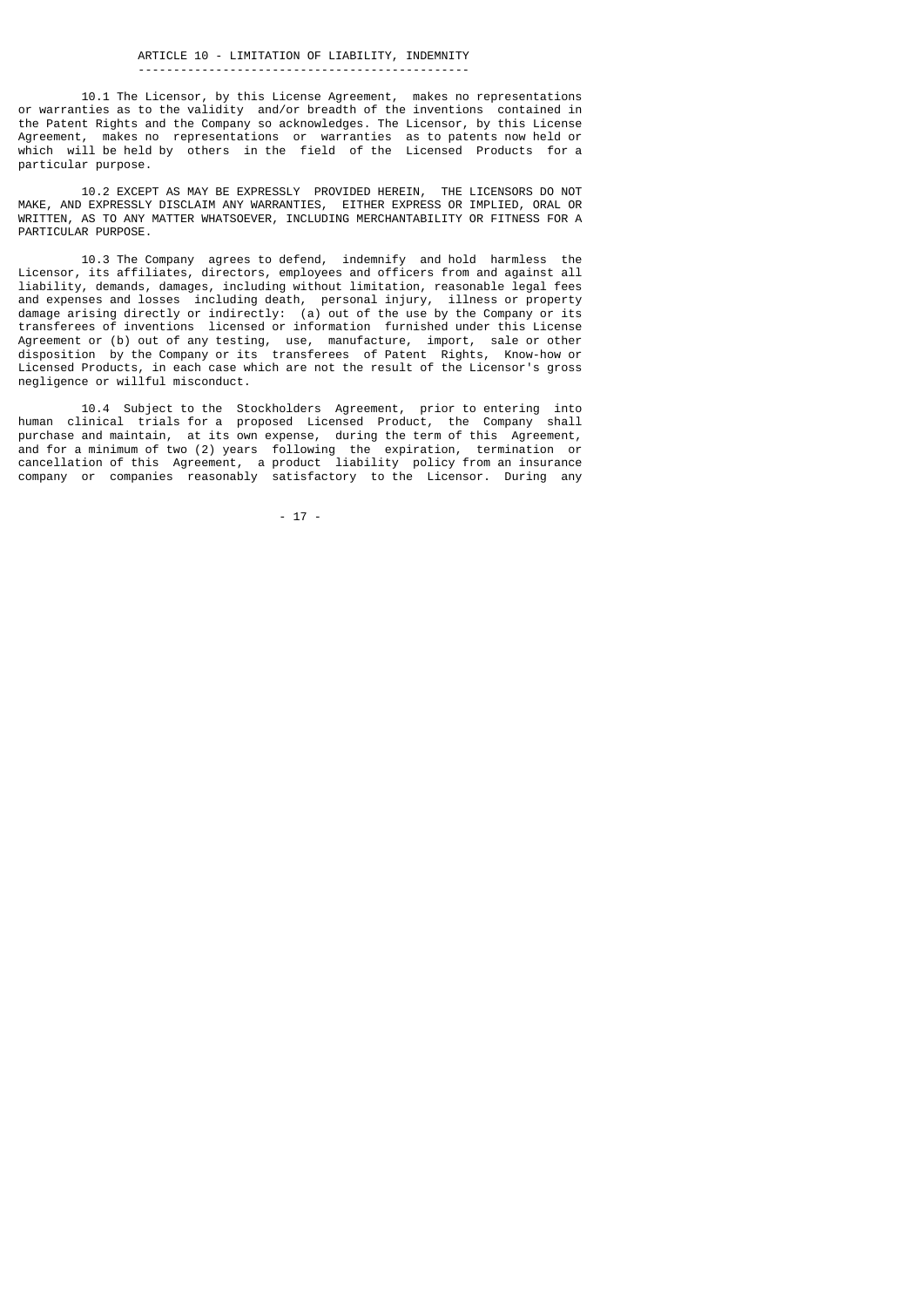## ARTICLE 10 - LIMITATION OF LIABILITY, INDEMNITY

10.1 The Licensor, by this License Agreement, makes no representations or warranties as to the validity and/or breadth of the inventions contained in the Patent Rights and the Company so acknowledges. The Licensor, by this License Agreement, makes no representations or warranties as to patents now held or which will be held by others in the field of the Licensed Products for a particular purpose.

10.2 EXCEPT AS MAY BE EXPRESSLY PROVIDED HEREIN, THE LICENSORS DO NOT MAKE, AND EXPRESSLY DISCLAIM ANY WARRANTIES, EITHER EXPRESS OR IMPLIED, ORAL OR WRITTEN, AS TO ANY MATTER WHATSOEVER, INCLUDING MERCHANTABILITY OR FITNESS FOR A PARTICULAR PURPOSE.

10.3 The Company agrees to defend, indemnify and hold harmless the Licensor, its affiliates, directors, employees and officers from and against all liability, demands, damages, including without limitation, reasonable legal fees and expenses and losses including death, personal injury, illness or property damage arising directly or indirectly: (a) out of the use by the Company or its transferees of inventions licensed or information furnished under this License Agreement or (b) out of any testing, use, manufacture, import, sale or other disposition by the Company or its transferees of Patent Rights, Know-how or Licensed Products, in each case which are not the result of the Licensor's gross negligence or willful misconduct.

10.4 Subject to the Stockholders Agreement, prior to entering into human clinical trials for a proposed Licensed Product, the Company shall purchase and maintain, at its own expense, during the term of this Agreement, and for a minimum of two (2) years following the expiration, termination or cancellation of this Agreement, a product liability policy from an insurance company or companies reasonably satisfactory to the Licensor. During any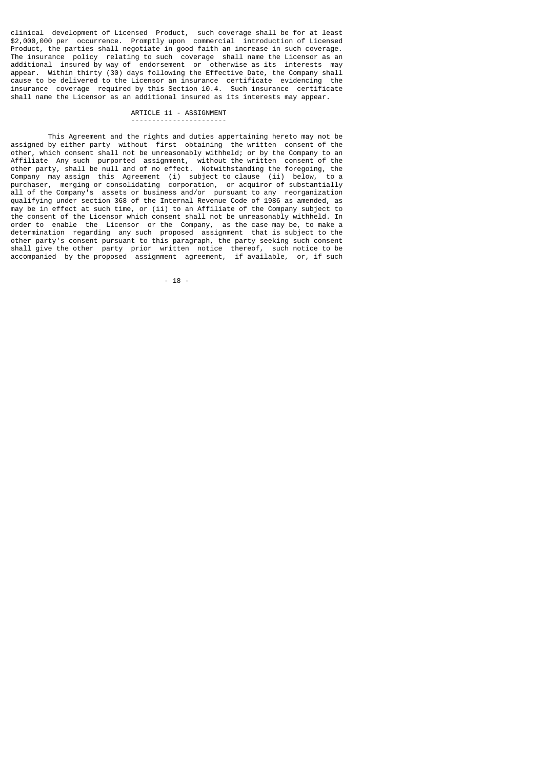clinical development of Licensed Product, such coverage shall be for at least $2,000,000 per occurrence. Promptly upon commercial introduction of Licensed Product, the parties shall negotiate in good faith an increase in such coverage. The insurance policy relating to such coverage shall name the Licensor as an additional insured by way of endorsement or otherwise as its interests may appear. Within thirty (30) days following the Effective Date, the Company shall cause to be delivered to the Licensor an insurance certificate evidencing the insurance coverage required by this Section 10.4. Such insurance certificate shall name the Licensor as an additional insured as its interests may appear.

## ARTICLE 11 - ASSIGNMENT

This Agreement and the rights and duties appertaining hereto may not be assigned by either party without first obtaining the written consent of the other, which consent shall not be unreasonably withheld; or by the Company to an Affiliate Any such purported assignment, without the written consent of the other party, shall be null and of no effect. Notwithstanding the foregoing, the Company may assign this Agreement (i) subject to clause (ii) below, to a purchaser, merging or consolidating corporation, or acquiror of substantially all of the Company's assets or business and/or pursuant to any reorganization qualifying under section 368 of the Internal Revenue Code of 1986 as amended, as may be in effect at such time, or (ii) to an Affiliate of the Company subject to the consent of the Licensor which consent shall not be unreasonably withheld. In order to enable the Licensor or the Company, as the case may be, to make a determination regarding any such proposed assignment that is subject to the other party's consent pursuant to this paragraph, the party seeking such consent shall give the other party prior written notice thereof, such notice to be accompanied by the proposed assignment agreement, if available, or, if such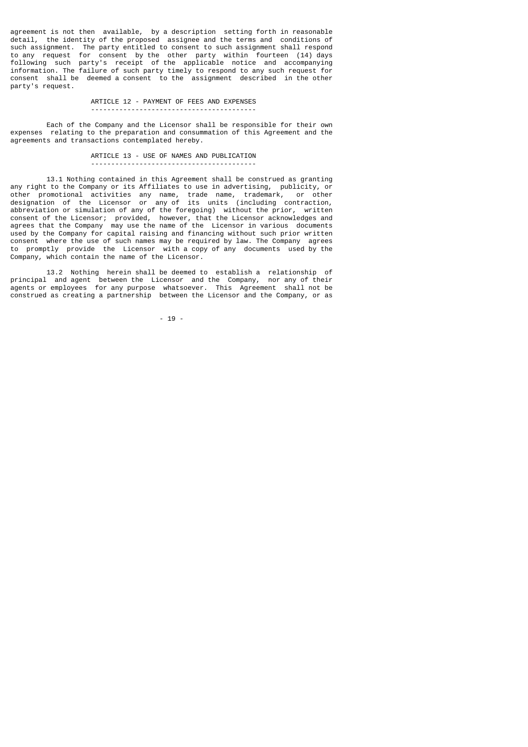agreement is not then available, by a description setting forth in reasonable detail, the identity of the proposed assignee and the terms and conditions of such assignment. The party entitled to consent to such assignment shall respond to any request for consent by the other party within fourteen (14) days following such party's receipt of the applicable notice and accompanying information. The failure of such party timely to respond to any such request for consent shall be deemed a consent to the assignment described in the other party's request.

## ARTICLE 12 - PAYMENT OF FEES AND EXPENSES

Each of the Company and the Licensor shall be responsible for their own expenses relating to the preparation and consummation of this Agreement and the agreements and transactions contemplated hereby.

## ARTICLE 13 - USE OF NAMES AND PUBLICATION

13.1 Nothing contained in this Agreement shall be construed as granting any right to the Company or its Affiliates to use in advertising, publicity, or other promotional activities any name, trade name, trademark, or other designation of the Licensor or any of its units (including contraction, abbreviation or simulation of any of the foregoing) without the prior, written consent of the Licensor; provided, however, that the Licensor acknowledges and agrees that the Company may use the name of the Licensor in various documents used by the Company for capital raising and financing without such prior written consent where the use of such names may be required by law. The Company agrees to promptly provide the Licensor with a copy of any documents used by the Company, which contain the name of the Licensor.

13.2 Nothing herein shall be deemed to establish a relationship of principal and agent between the Licensor and the Company, nor any of their agents or employees for any purpose whatsoever. This Agreement shall not be construed as creating a partnership between the Licensor and the Company, or as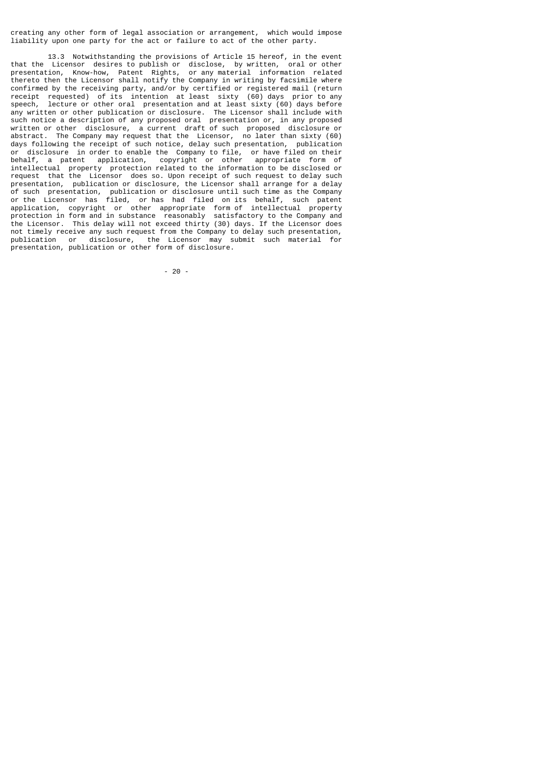creating any other form of legal association or arrangement, which would impose liability upon one party for the act or failure to act of the other party.

13.3 Notwithstanding the provisions of Article 15 hereof, in the event that the Licensor desires to publish or disclose, by written, oral or other presentation, Know-how, Patent Rights, or any material information related thereto then the Licensor shall notify the Company in writing by facsimile where confirmed by the receiving party, and/or by certified or registered mail (return receipt requested) of its intention at least sixty (60) days prior to any speech, lecture or other oral presentation and at least sixty (60) days before any written or other publication or disclosure. The Licensor shall include with such notice a description of any proposed oral presentation or, in any proposed written or other disclosure, a current draft of such proposed disclosure or abstract. The Company may request that the Licensor, no later than sixty (60) days following the receipt of such notice, delay such presentation, publication or disclosure in order to enable the Company to file, or have filed on their behalf, a patent application, copyright or other appropriate form of intellectual property protection related to the information to be disclosed or request that the Licensor does so. Upon receipt of such request to delay such presentation, publication or disclosure, the Licensor shall arrange for a delay of such presentation, publication or disclosure until such time as the Company or the Licensor has filed, or has had filed on its behalf, such patent application, copyright or other appropriate form of intellectual property protection in form and in substance reasonably satisfactory to the Company and the Licensor. This delay will not exceed thirty (30) days. If the Licensor does not timely receive any such request from the Company to delay such presentation, publication or disclosure, the Licensor may submit such material for presentation, publication or other form of disclosure.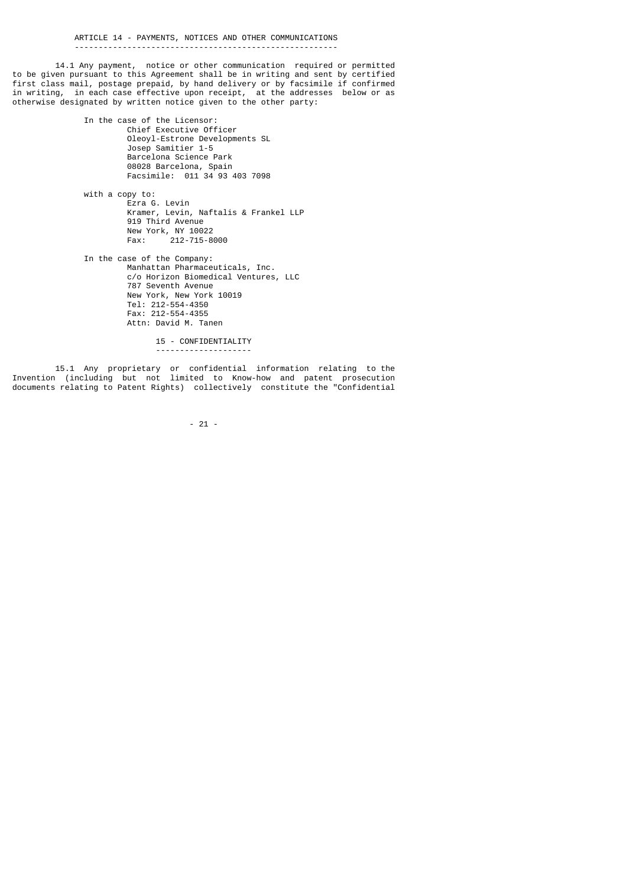## ARTICLE 14 - PAYMENTS, NOTICES AND OTHER COMMUNICATIONS

14.1 Any payment, notice or other communication required or permitted to be given pursuant to this Agreement shall be in writing and sent by certified first class mail, postage prepaid, by hand delivery or by facsimile if confirmed in writing, in each case effective upon receipt, at the addresses below or as otherwise designated by written notice given to the other party:

In the case of the Licensor:
Chief Executive Officer
Oleoyl-Estrone Developments SL
Josep Samitier 1-5
Barcelona Science Park
08028 Barcelona, Spain
Facsimile: 011 34 93 403 7098

with a copy to:
Ezra G. Levin
Kramer, Levin, Naftalis & Frankel LLP
919 Third Avenue
New York, NY 10022
Fax: 212-715-8000

In the case of the Company:
Manhattan Pharmaceuticals, Inc.
c/o Horizon Biomedical Ventures, LLC
787 Seventh Avenue
New York, New York 10019
Tel: 212-554-4350
Fax: 212-554-4355
Attn: David M. Tanen

## 15 - CONFIDENTIALITY

15.1 Any proprietary or confidential information relating to the Invention (including but not limited to Know-how and patent prosecution documents relating to Patent Rights) collectively constitute the "Confidential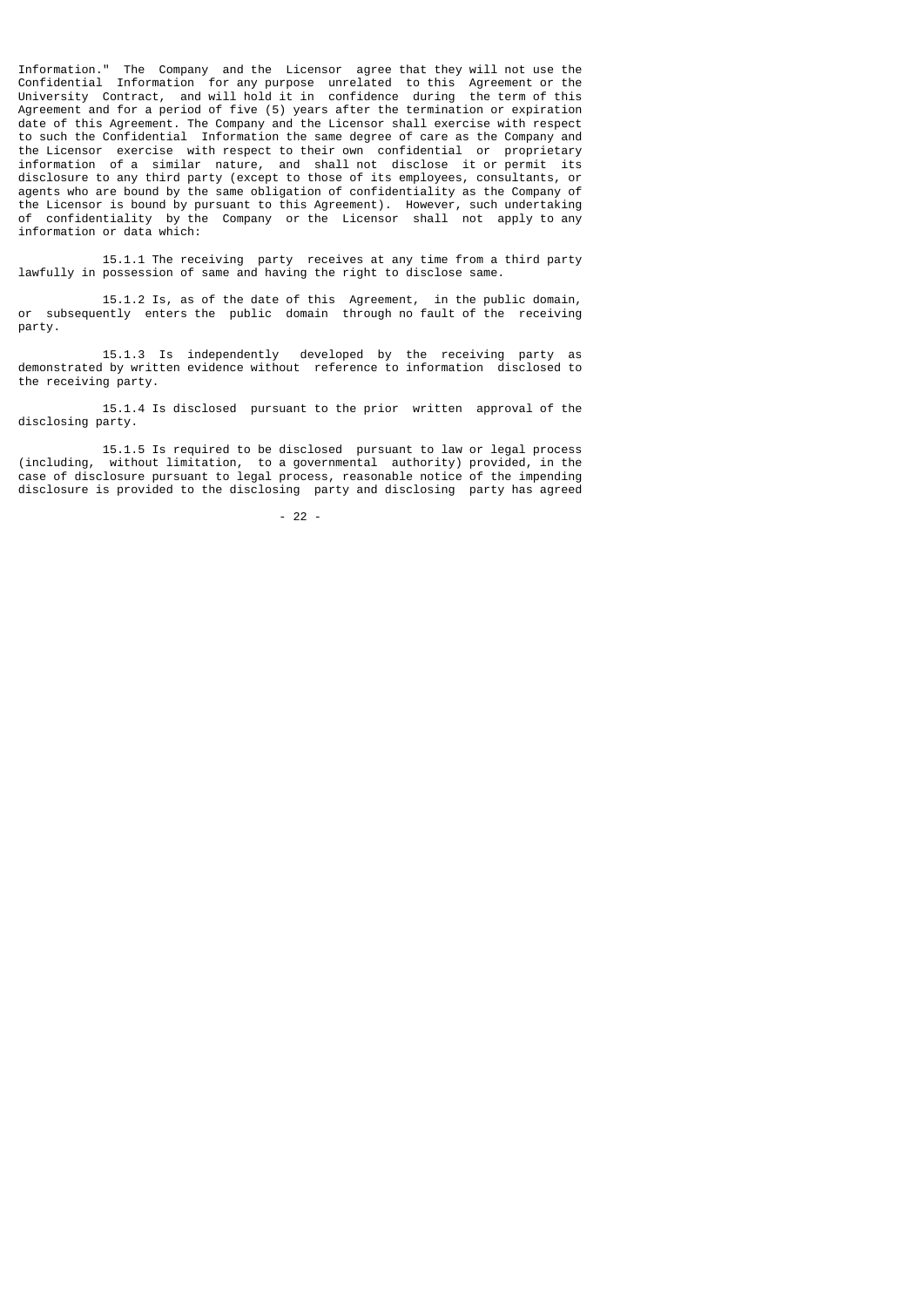Information." The Company and the Licensor agree that they will not use the Confidential Information for any purpose unrelated to this Agreement or the University Contract, and will hold it in confidence during the term of this Agreement and for a period of five (5) years after the termination or expiration date of this Agreement. The Company and the Licensor shall exercise with respect to such the Confidential Information the same degree of care as the Company and the Licensor exercise with respect to their own confidential or proprietary information of a similar nature, and shall not disclose it or permit its disclosure to any third party (except to those of its employees, consultants, or agents who are bound by the same obligation of confidentiality as the Company of the Licensor is bound by pursuant to this Agreement). However, such undertaking of confidentiality by the Company or the Licensor shall not apply to any information or data which:

15.1.1 The receiving party receives at any time from a third party lawfully in possession of same and having the right to disclose same.

15.1.2 Is, as of the date of this Agreement, in the public domain, or subsequently enters the public domain through no fault of the receiving party.

15.1.3 Is independently developed by the receiving party as demonstrated by written evidence without reference to information disclosed to the receiving party.

15.1.4 Is disclosed pursuant to the prior written approval of the disclosing party.

15.1.5 Is required to be disclosed pursuant to law or legal process (including, without limitation, to a governmental authority) provided, in the case of disclosure pursuant to legal process, reasonable notice of the impending disclosure is provided to the disclosing party and disclosing party has agreed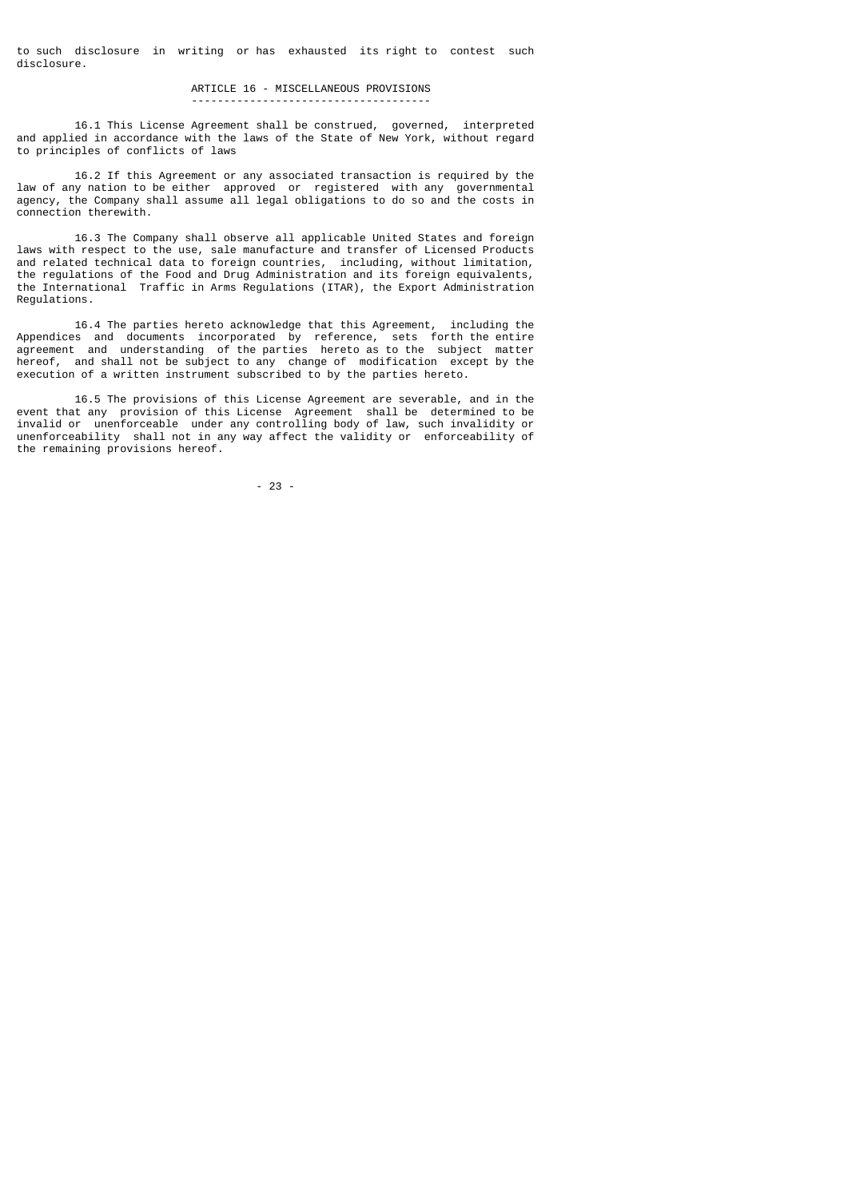to such disclosure in writing or has exhausted its right to contest such disclosure.

## ARTICLE 16 - MISCELLANEOUS PROVISIONS

16.1 This License Agreement shall be construed, governed, interpreted and applied in accordance with the laws of the State of New York, without regard to principles of conflicts of laws

16.2 If this Agreement or any associated transaction is required by the law of any nation to be either approved or registered with any governmental agency, the Company shall assume all legal obligations to do so and the costs in connection therewith.

16.3 The Company shall observe all applicable United States and foreign laws with respect to the use, sale manufacture and transfer of Licensed Products and related technical data to foreign countries, including, without limitation, the regulations of the Food and Drug Administration and its foreign equivalents, the International Traffic in Arms Regulations (ITAR), the Export Administration Regulations.

16.4 The parties hereto acknowledge that this Agreement, including the Appendices and documents incorporated by reference, sets forth the entire agreement and understanding of the parties hereto as to the subject matter hereof, and shall not be subject to any change of modification except by the execution of a written instrument subscribed to by the parties hereto.

16.5 The provisions of this License Agreement are severable, and in the event that any provision of this License Agreement shall be determined to be invalid or unenforceable under any controlling body of law, such invalidity or unenforceability shall not in any way affect the validity or enforceability of the remaining provisions hereof.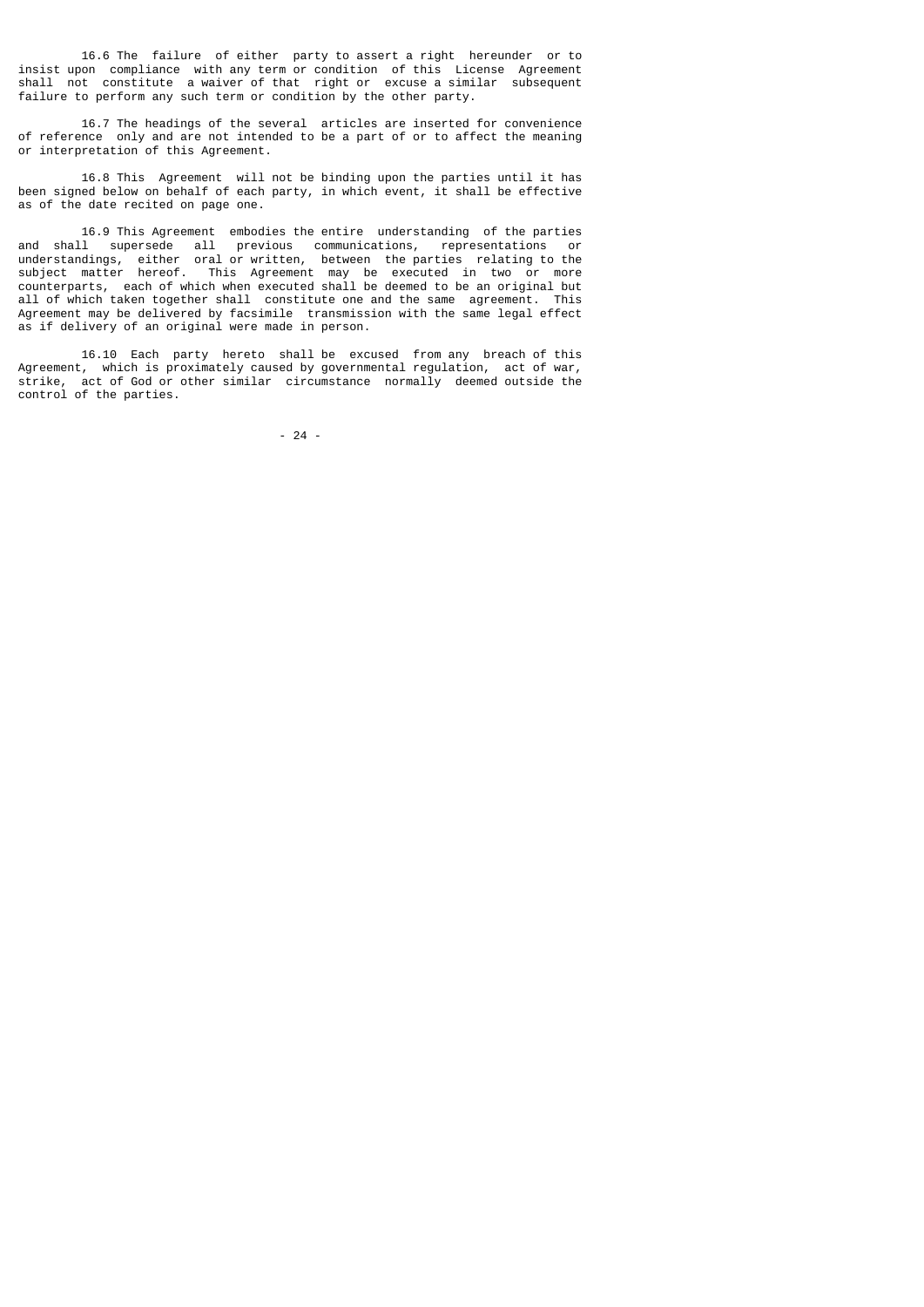16.6 The failure of either party to assert a right hereunder or to insist upon compliance with any term or condition of this License Agreement shall not constitute a waiver of that right or excuse a similar subsequent failure to perform any such term or condition by the other party.

16.7 The headings of the several articles are inserted for convenience of reference only and are not intended to be a part of or to affect the meaning or interpretation of this Agreement.

16.8 This Agreement will not be binding upon the parties until it has been signed below on behalf of each party, in which event, it shall be effective as of the date recited on page one.

16.9 This Agreement embodies the entire understanding of the parties and shall supersede all previous communications, representations or understandings, either oral or written, between the parties relating to the subject matter hereof. This Agreement may be executed in two or more counterparts, each of which when executed shall be deemed to be an original but all of which taken together shall constitute one and the same agreement. This Agreement may be delivered by facsimile transmission with the same legal effect as if delivery of an original were made in person.

16.10 Each party hereto shall be excused from any breach of this Agreement, which is proximately caused by governmental regulation, act of war, strike, act of God or other similar circumstance normally deemed outside the control of the parties.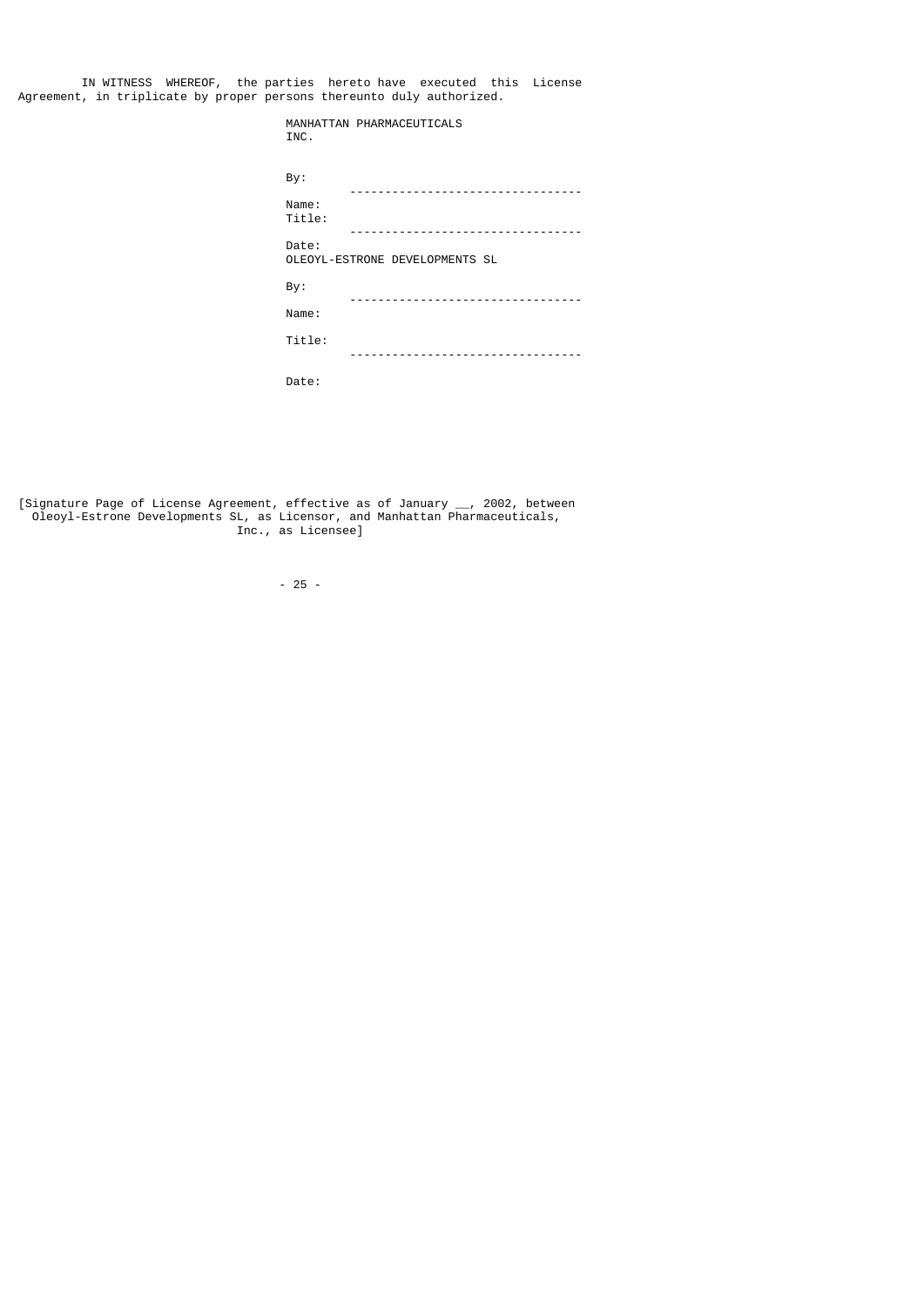IN WITNESS WHEREOF, the parties hereto have executed this License Agreement, in triplicate by proper persons thereunto duly authorized.

MANHATTAN PHARMACEUTICALS INC.

By: ________________________________

Name:

Title: ________________________________

Date:

OLEOYL-ESTRONE DEVELOPMENTS SL

By: ________________________________

Name:

Title: ________________________________

Date:

[Signature Page of License Agreement, effective as of January __, 2002, between Oleoyl-Estrone Developments SL, as Licensor, and Manhattan Pharmaceuticals, Inc., as Licensee]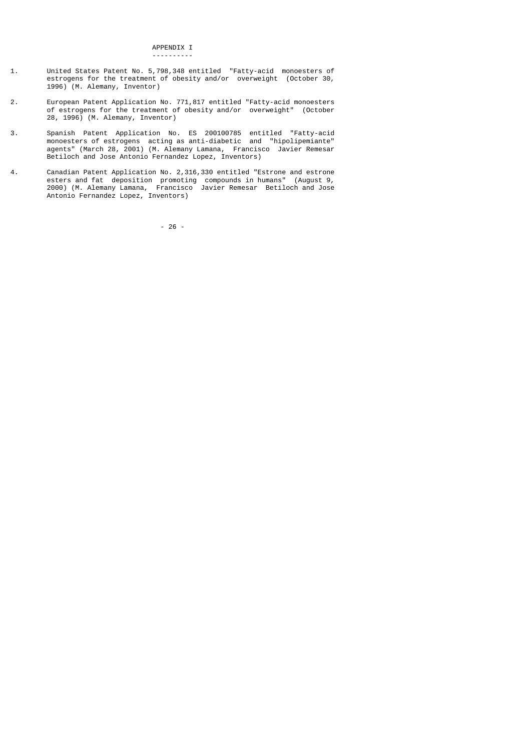# APPENDIX I

1. United States Patent No. 5,798,348 entitled "Fatty-acid monoesters of estrogens for the treatment of obesity and/or overweight (October 30, 1996) (M. Alemany, Inventor)

2. European Patent Application No. 771,817 entitled "Fatty-acid monoesters of estrogens for the treatment of obesity and/or overweight" (October 28, 1996) (M. Alemany, Inventor)

3. Spanish Patent Application No. ES 200100785 entitled "Fatty-acid monoesters of estrogens acting as anti-diabetic and "hipolipemiante" agents" (March 28, 2001) (M. Alemany Lamana, Francisco Javier Remesar Betiloch and Jose Antonio Fernandez Lopez, Inventors)

4. Canadian Patent Application No. 2,316,330 entitled "Estrone and estrone esters and fat deposition promoting compounds in humans" (August 9, 2000) (M. Alemany Lamana, Francisco Javier Remesar Betiloch and Jose Antonio Fernandez Lopez, Inventors)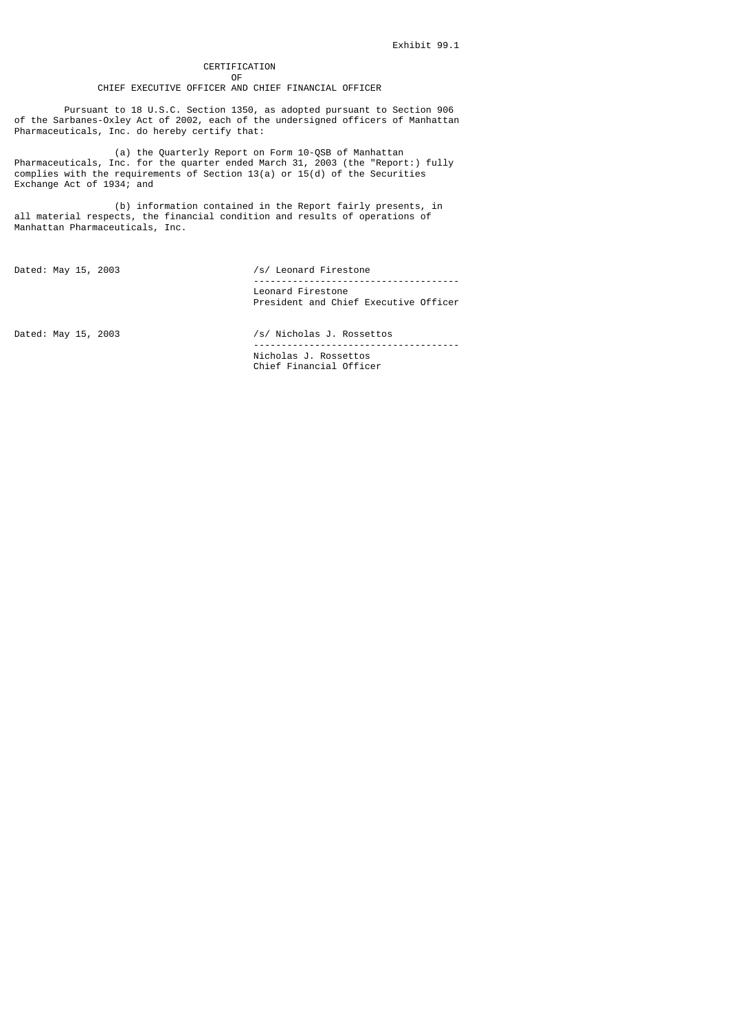Exhibit 99.1

# CERTIFICATION
# OF
# CHIEF EXECUTIVE OFFICER AND CHIEF FINANCIAL OFFICER

Pursuant to 18 U.S.C. Section 1350, as adopted pursuant to Section 906 of the Sarbanes-Oxley Act of 2002, each of the undersigned officers of Manhattan Pharmaceuticals, Inc. do hereby certify that:

(a) the Quarterly Report on Form 10-QSB of Manhattan Pharmaceuticals, Inc. for the quarter ended March 31, 2003 (the "Report:) fully complies with the requirements of Section 13(a) or 15(d) of the Securities Exchange Act of 1934; and

(b) information contained in the Report fairly presents, in all material respects, the financial condition and results of operations of Manhattan Pharmaceuticals, Inc.

Dated: May 15, 2003

/s/ Leonard Firestone

Leonard Firestone
President and Chief Executive Officer

Dated: May 15, 2003

/s/ Nicholas J. Rossettos

Nicholas J. Rossettos
Chief Financial Officer